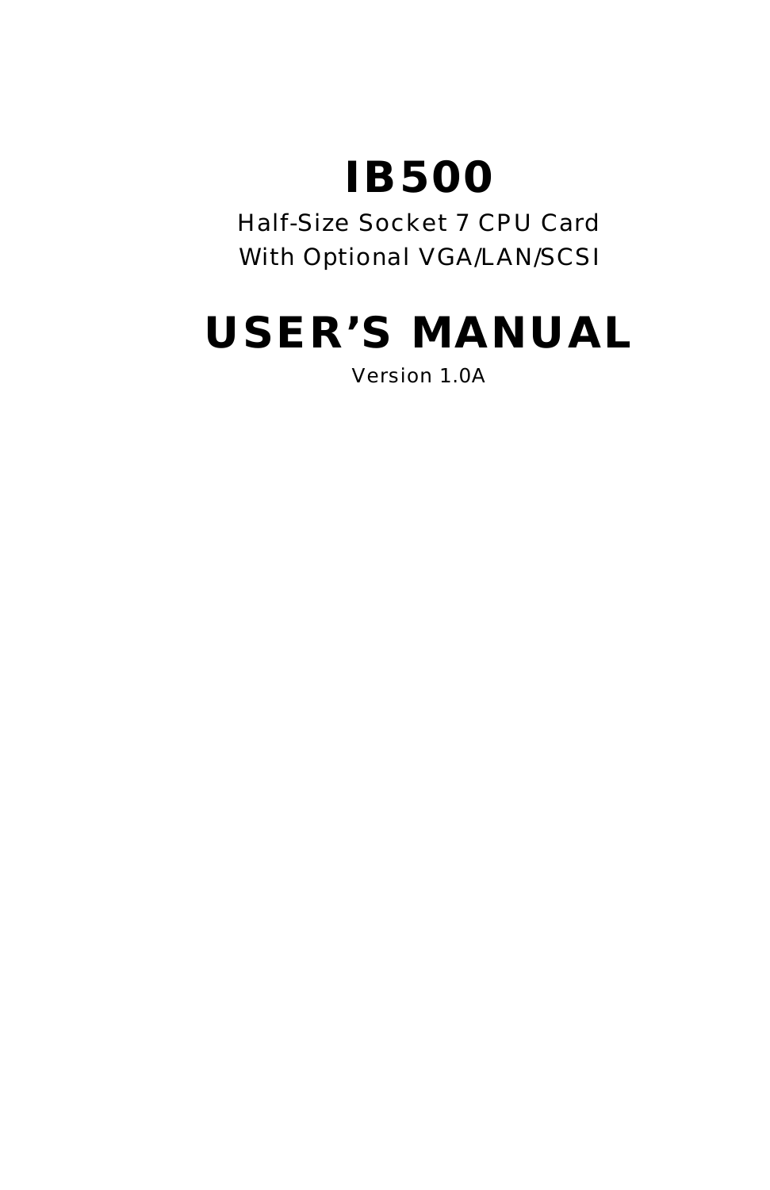# IB500

Half-Size Socket 7 CPU Card

With Optional VGA/LAN/SCSI

# USER'S MANUAL

Version 1.0A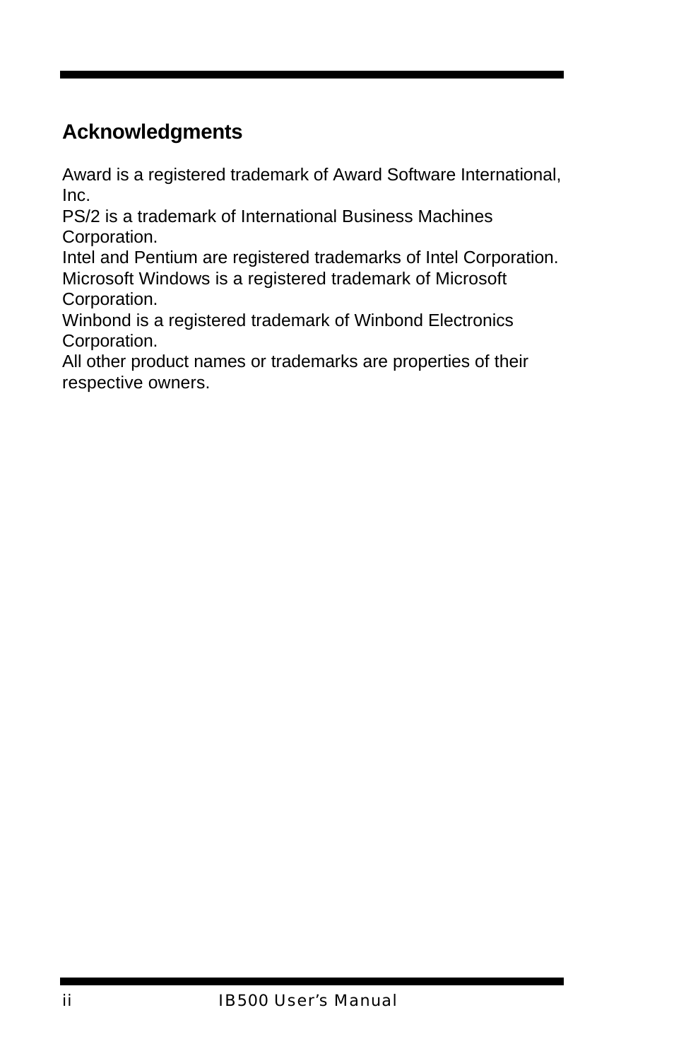## Acknowledgments

Award is a registered trademark of Award Software International, Inc.
PS/2 is a trademark of International Business Machines Corporation.
Intel and Pentium are registered trademarks of Intel Corporation.
Microsoft Windows is a registered trademark of Microsoft Corporation.
Winbond is a registered trademark of Winbond Electronics Corporation.
All other product names or trademarks are properties of their respective owners.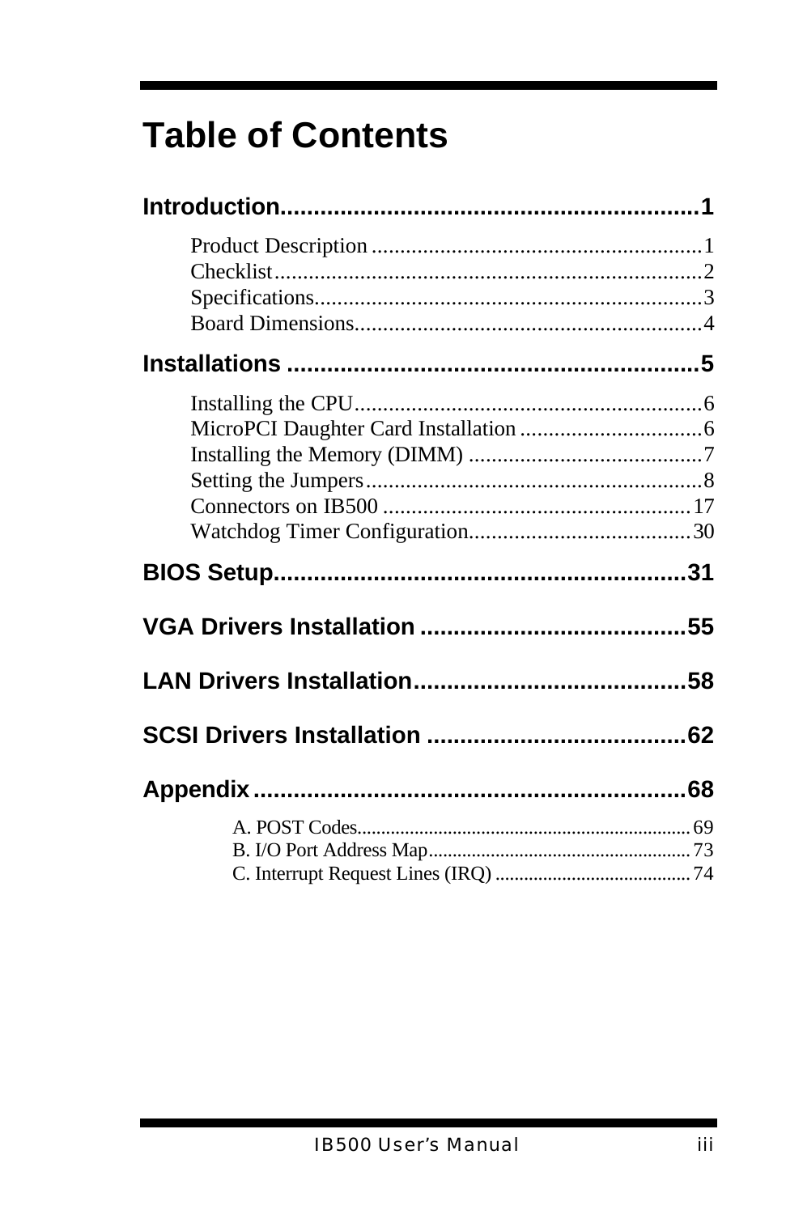# Table of Contents

**Introduction..............................................................1**

- Product Description ..........................................................1
- Checklist...........................................................................2
- Specifications....................................................................3
- Board Dimensions.............................................................4

**Installations .............................................................5**

- Installing the CPU.............................................................6
- MicroPCI Daughter Card Installation ................................6
- Installing the Memory (DIMM) ..........................................7
- Setting the Jumpers............................................................8
- Connectors on IB500 ......................................................17
- Watchdog Timer Configuration........................................30

**BIOS Setup..............................................................31**

**VGA Drivers Installation ........................................55**

**LAN Drivers Installation.........................................58**

**SCSI Drivers Installation .......................................62**

**Appendix.................................................................68**

- A. POST Codes.....................................................................69
- B. I/O Port Address Map.......................................................73
- C. Interrupt Request Lines (IRQ) .........................................74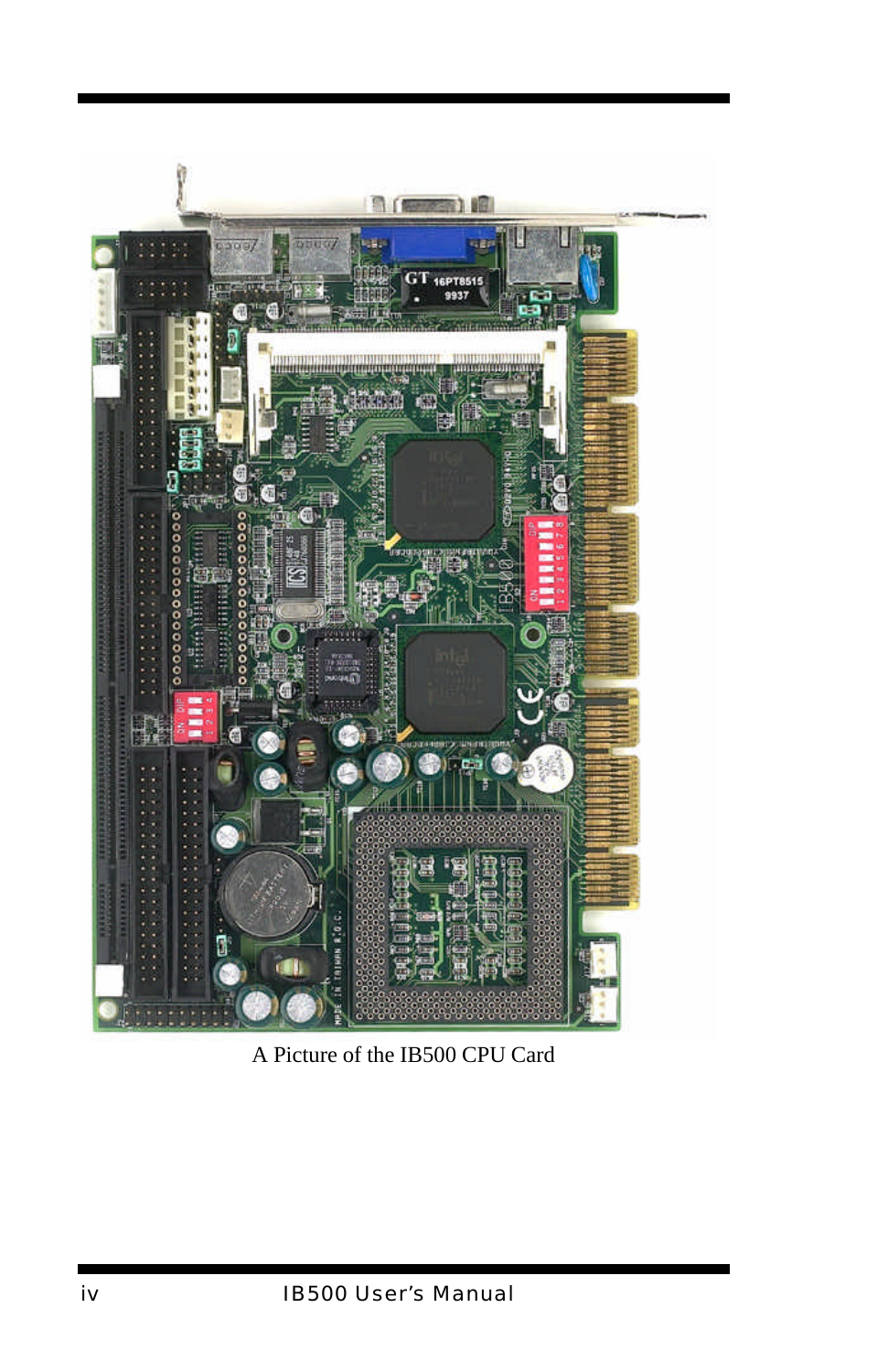A Picture of the IB500 CPU Card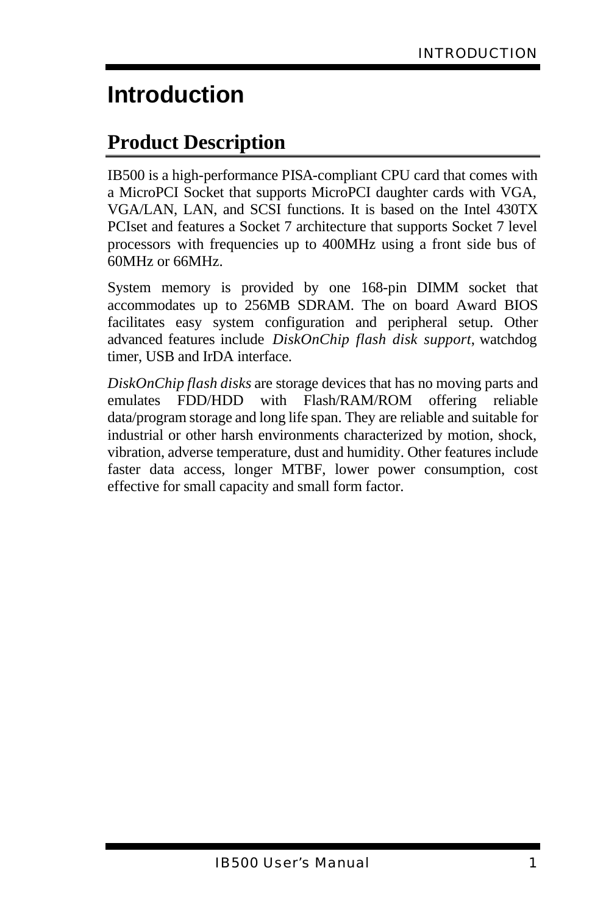# Introduction

## Product Description

IB500 is a high-performance PISA-compliant CPU card that comes with a MicroPCI Socket that supports MicroPCI daughter cards with VGA, VGA/LAN, LAN, and SCSI functions. It is based on the Intel 430TX PCIset and features a Socket 7 architecture that supports Socket 7 level processors with frequencies up to 400MHz using a front side bus of 60MHz or 66MHz.

System memory is provided by one 168-pin DIMM socket that accommodates up to 256MB SDRAM. The on board Award BIOS facilitates easy system configuration and peripheral setup. Other advanced features include *DiskOnChip flash disk support*, watchdog timer, USB and IrDA interface.

*DiskOnChip flash disks* are storage devices that has no moving parts and emulates FDD/HDD with Flash/RAM/ROM offering reliable data/program storage and long life span. They are reliable and suitable for industrial or other harsh environments characterized by motion, shock, vibration, adverse temperature, dust and humidity. Other features include faster data access, longer MTBF, lower power consumption, cost effective for small capacity and small form factor.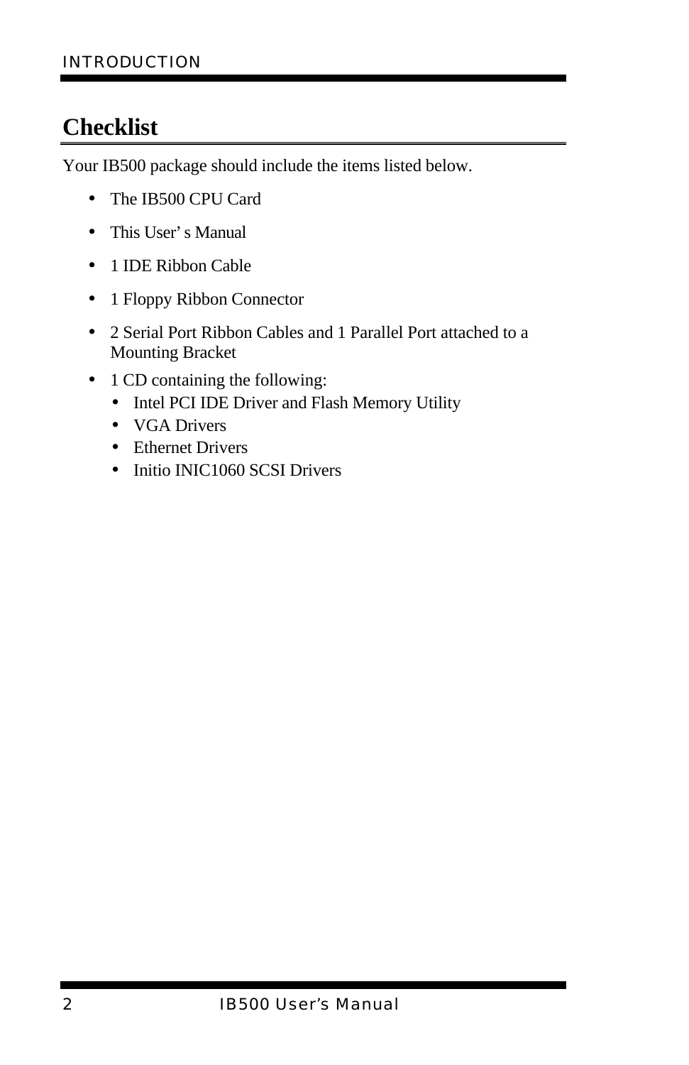## Checklist

Your IB500 package should include the items listed below.

- The IB500 CPU Card
- This User's Manual
- 1 IDE Ribbon Cable
- 1 Floppy Ribbon Connector
- 2 Serial Port Ribbon Cables and 1 Parallel Port attached to a Mounting Bracket
- 1 CD containing the following:
  - Intel PCI IDE Driver and Flash Memory Utility
  - VGA Drivers
  - Ethernet Drivers
  - Initio INIC1060 SCSI Drivers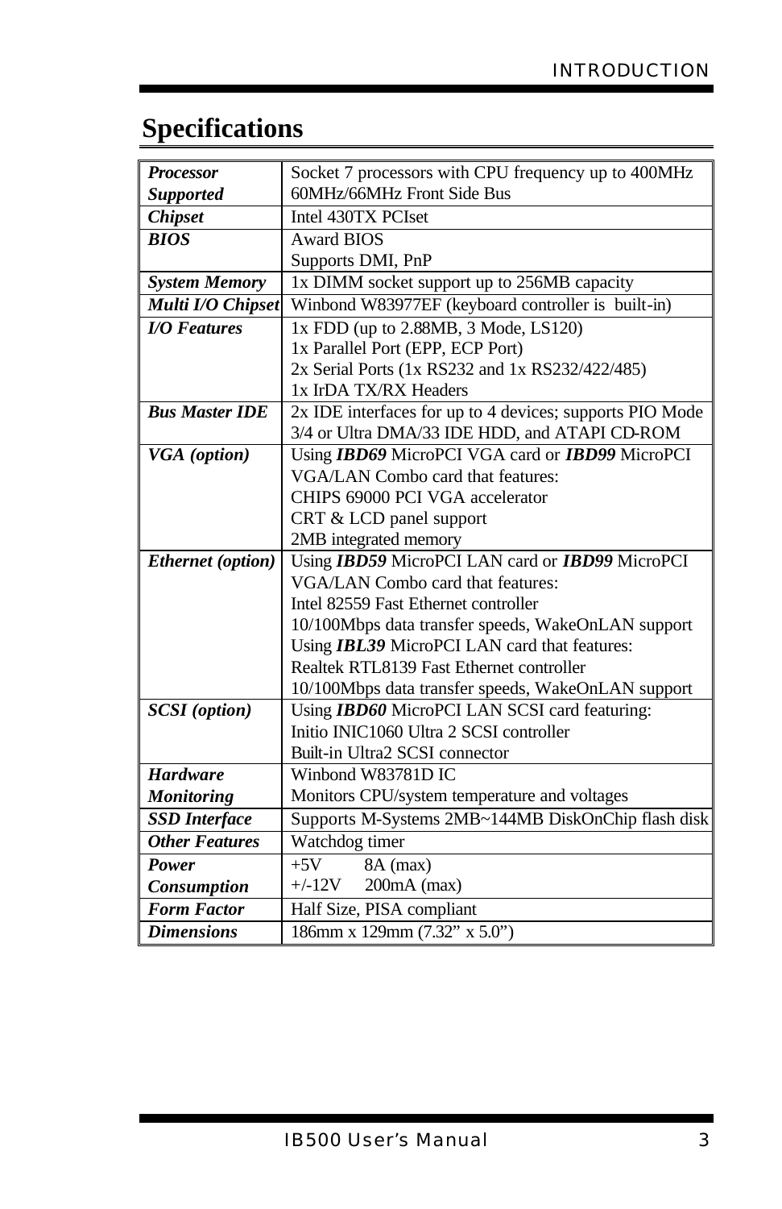# Specifications

| | |
|---|---|
| ***Processor Supported*** | Socket 7 processors with CPU frequency up to 400MHz<br>60MHz/66MHz Front Side Bus |
| ***Chipset*** | Intel 430TX PCIset |
| ***BIOS*** | Award BIOS<br>Supports DMI, PnP |
| ***System Memory*** | 1x DIMM socket support up to 256MB capacity |
| ***Multi I/O Chipset*** | Winbond W83977EF (keyboard controller is built-in) |
| ***I/O Features*** | 1x FDD (up to 2.88MB, 3 Mode, LS120)<br>1x Parallel Port (EPP, ECP Port)<br>2x Serial Ports (1x RS232 and 1x RS232/422/485)<br>1x IrDA TX/RX Headers |
| ***Bus Master IDE*** | 2x IDE interfaces for up to 4 devices; supports PIO Mode 3/4 or Ultra DMA/33 IDE HDD, and ATAPI CD-ROM |
| ***VGA (option)*** | Using ***IBD69*** MicroPCI VGA card or ***IBD99*** MicroPCI VGA/LAN Combo card that features:<br>CHIPS 69000 PCI VGA accelerator<br>CRT & LCD panel support<br>2MB integrated memory |
| ***Ethernet (option)*** | Using ***IBD59*** MicroPCI LAN card or ***IBD99*** MicroPCI VGA/LAN Combo card that features:<br>Intel 82559 Fast Ethernet controller<br>10/100Mbps data transfer speeds, WakeOnLAN support<br>Using ***IBL39*** MicroPCI LAN card that features:<br>Realtek RTL8139 Fast Ethernet controller<br>10/100Mbps data transfer speeds, WakeOnLAN support |
| ***SCSI (option)*** | Using ***IBD60*** MicroPCI LAN SCSI card featuring:<br>Initio INIC1060 Ultra 2 SCSI controller<br>Built-in Ultra2 SCSI connector |
| ***Hardware Monitoring*** | Winbond W83781D IC<br>Monitors CPU/system temperature and voltages |
| ***SSD Interface*** | Supports M-Systems 2MB~144MB DiskOnChip flash disk |
| ***Other Features*** | Watchdog timer |
| ***Power Consumption*** | +5V 8A (max)<br>+/-12V 200mA (max) |
| ***Form Factor*** | Half Size, PISA compliant |
| ***Dimensions*** | 186mm x 129mm (7.32" x 5.0") |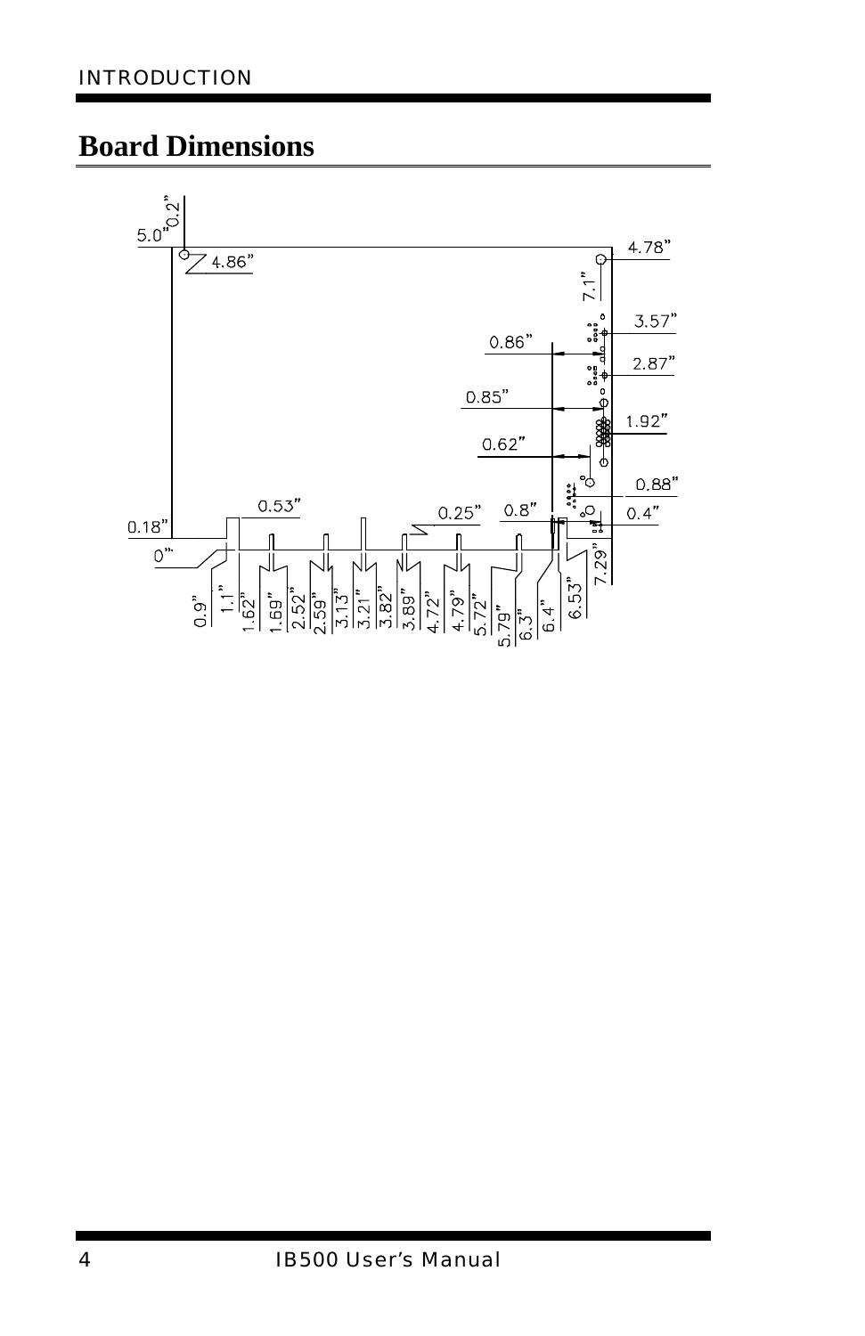## Board Dimensions

5.0" 0.2" 4.86" 4.78" 7.1" 3.57" 0.86" 2.87" 0.85" 1.92" 0.62" 0.88" 0.53" 0.25" 0.8" 0.4" 0.18" 0" 7.29" 0.9" 1.1" 1.62" 1.69" 2.52" 2.59" 3.13" 3.21" 3.82" 3.89" 4.72" 4.79" 5.72" 5.79" 6.3" 6.4" 6.53"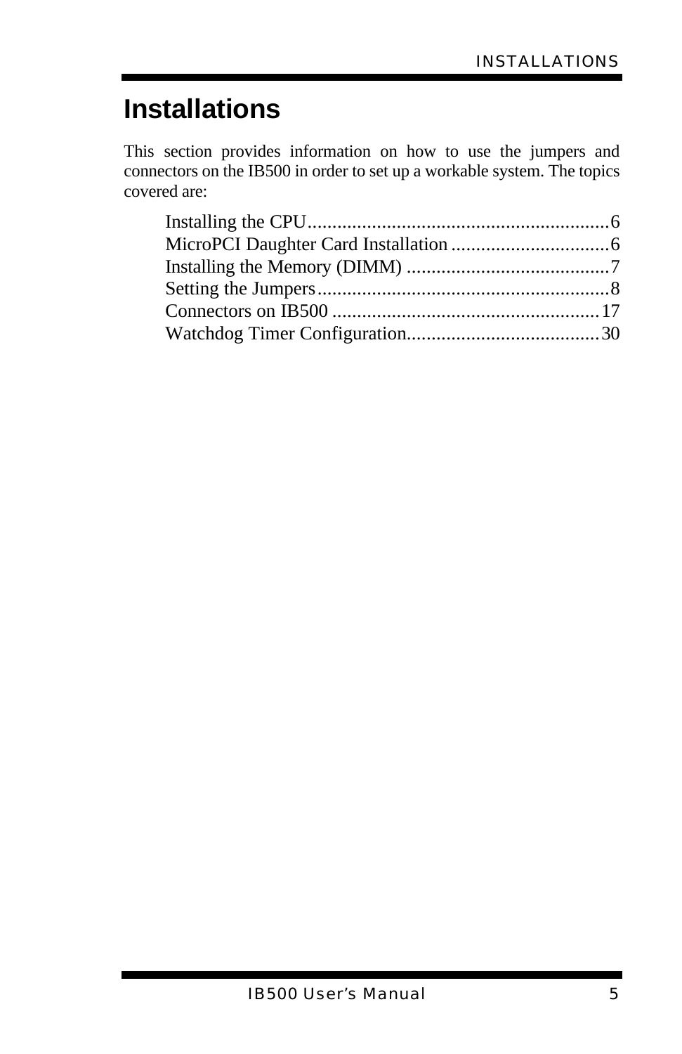# Installations

This section provides information on how to use the jumpers and connectors on the IB500 in order to set up a workable system. The topics covered are:

- Installing the CPU.............................................................6
- MicroPCI Daughter Card Installation ................................6
- Installing the Memory (DIMM) .........................................7
- Setting the Jumpers...........................................................8
- Connectors on IB500 ......................................................17
- Watchdog Timer Configuration.......................................30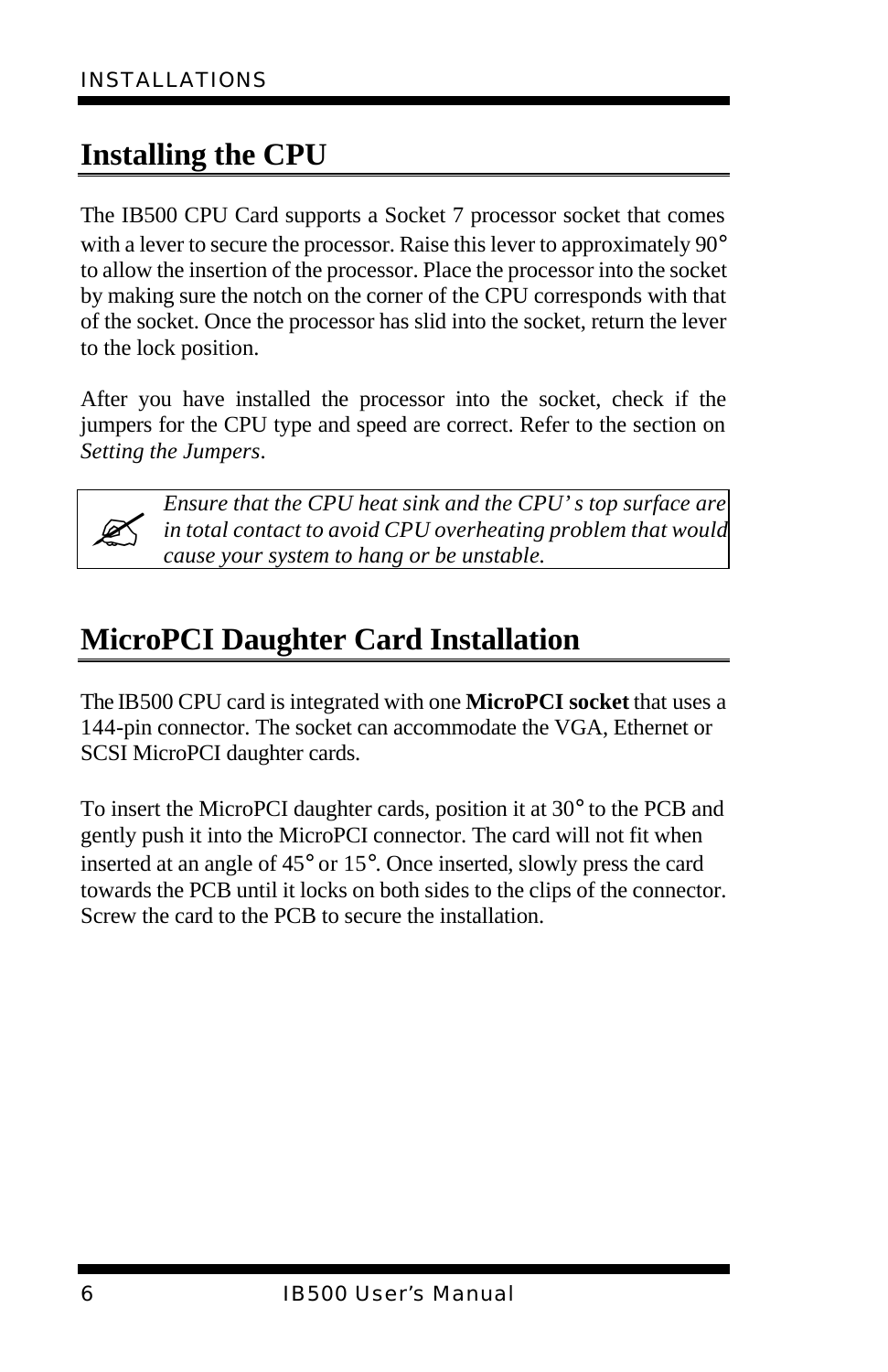## Installing the CPU

The IB500 CPU Card supports a Socket 7 processor socket that comes with a lever to secure the processor. Raise this lever to approximately 90° to allow the insertion of the processor. Place the processor into the socket by making sure the notch on the corner of the CPU corresponds with that of the socket. Once the processor has slid into the socket, return the lever to the lock position.

After you have installed the processor into the socket, check if the jumpers for the CPU type and speed are correct. Refer to the section on *Setting the Jumpers*.

> ✍ *Ensure that the CPU heat sink and the CPU's top surface are in total contact to avoid CPU overheating problem that would cause your system to hang or be unstable.*

## MicroPCI Daughter Card Installation

The IB500 CPU card is integrated with one **MicroPCI socket** that uses a 144-pin connector. The socket can accommodate the VGA, Ethernet or SCSI MicroPCI daughter cards.

To insert the MicroPCI daughter cards, position it at 30° to the PCB and gently push it into the MicroPCI connector. The card will not fit when inserted at an angle of 45° or 15°. Once inserted, slowly press the card towards the PCB until it locks on both sides to the clips of the connector. Screw the card to the PCB to secure the installation.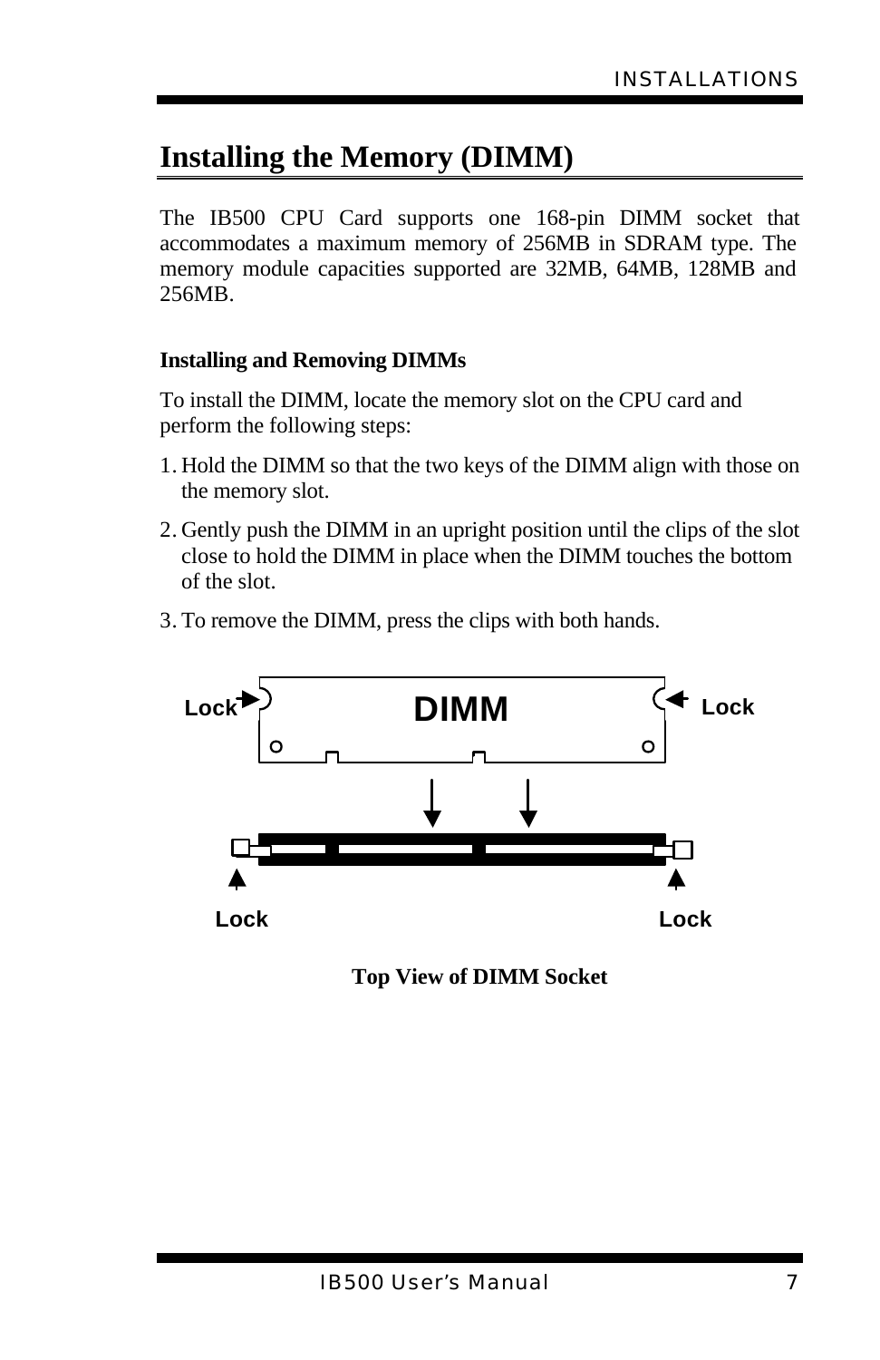## Installing the Memory (DIMM)

The IB500 CPU Card supports one 168-pin DIMM socket that accommodates a maximum memory of 256MB in SDRAM type. The memory module capacities supported are 32MB, 64MB, 128MB and 256MB.

### Installing and Removing DIMMs

To install the DIMM, locate the memory slot on the CPU card and perform the following steps:

1. Hold the DIMM so that the two keys of the DIMM align with those on the memory slot.
2. Gently push the DIMM in an upright position until the clips of the slot close to hold the DIMM in place when the DIMM touches the bottom of the slot.
3. To remove the DIMM, press the clips with both hands.

Lock DIMM Lock

Lock Lock

**Top View of DIMM Socket**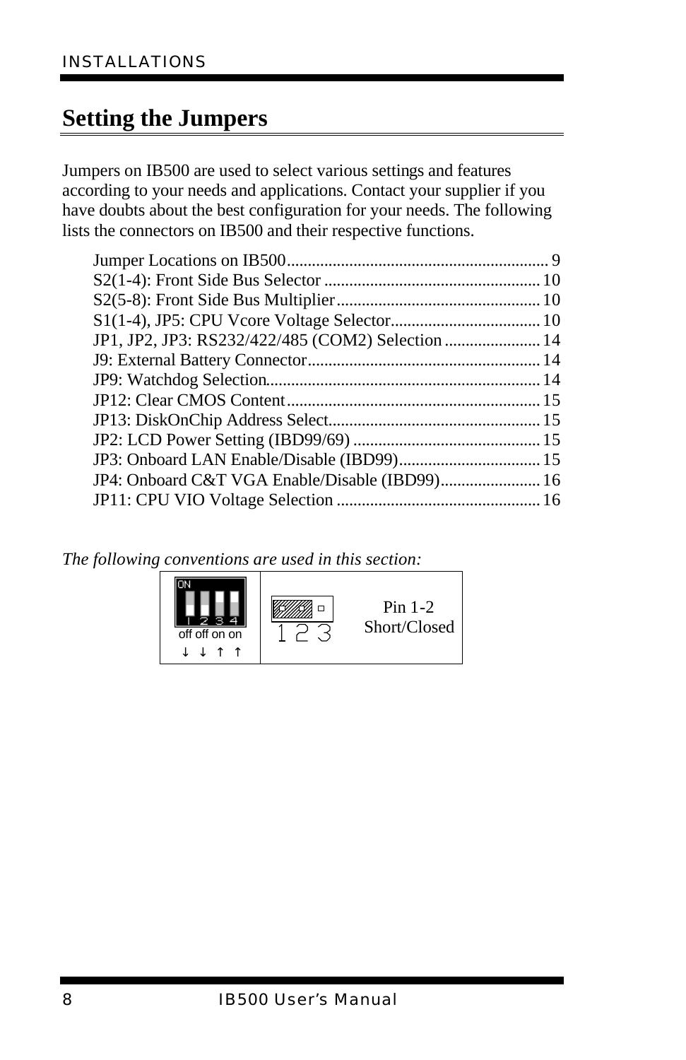# Setting the Jumpers

Jumpers on IB500 are used to select various settings and features according to your needs and applications. Contact your supplier if you have doubts about the best configuration for your needs. The following lists the connectors on IB500 and their respective functions.

Jumper Locations on IB500 .............................................................. 9
S2(1-4): Front Side Bus Selector .................................................... 10
S2(5-8): Front Side Bus Multiplier ................................................. 10
S1(1-4), JP5: CPU Vcore Voltage Selector.................................... 10
JP1, JP2, JP3: RS232/422/485 (COM2) Selection ....................... 14
J9: External Battery Connector ........................................................ 14
JP9: Watchdog Selection.................................................................. 14
JP12: Clear CMOS Content ............................................................. 15
JP13: DiskOnChip Address Select................................................... 15
JP2: LCD Power Setting (IBD99/69) ............................................. 15
JP3: Onboard LAN Enable/Disable (IBD99).................................. 15
JP4: Onboard C&T VGA Enable/Disable (IBD99)........................ 16
JP11: CPU VIO Voltage Selection ................................................. 16

*The following conventions are used in this section:*

| ON 1 2 3 4 off off on on ↓ ↓ ↑ ↑ | 1 2 3 | Pin 1-2 Short/Closed |
|---|---|---|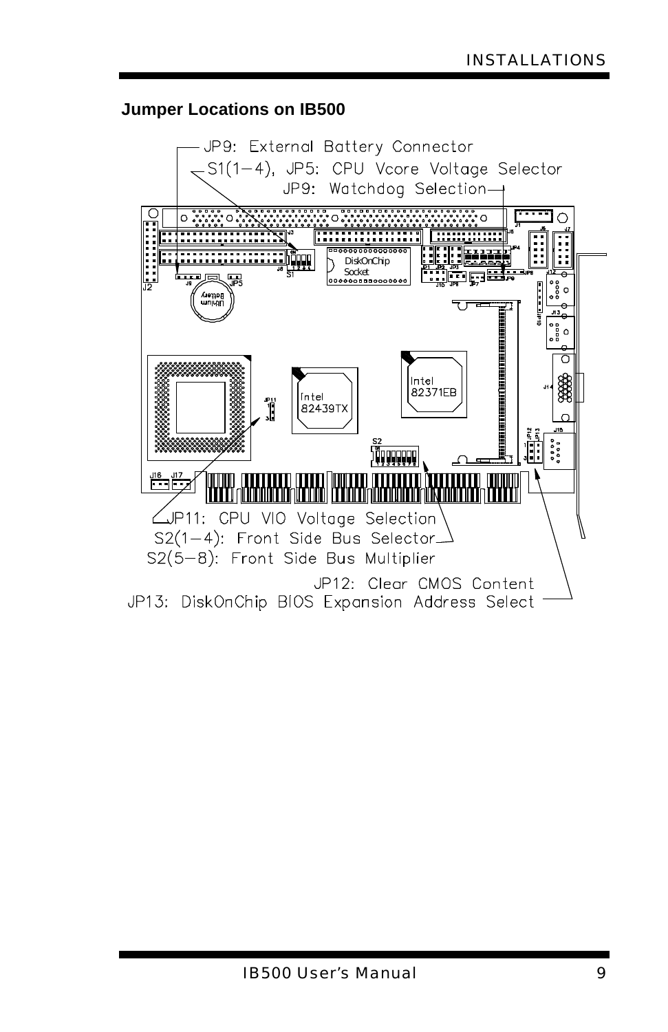## Jumper Locations on IB500

JP9: External Battery Connector

S1(1–4), JP5: CPU Vcore Voltage Selector

JP9: Watchdog Selection

JP11: CPU VIO Voltage Selection

S2(1–4): Front Side Bus Selector

S2(5–8): Front Side Bus Multiplier

JP12: Clear CMOS Content

JP13: DiskOnChip BIOS Expansion Address Select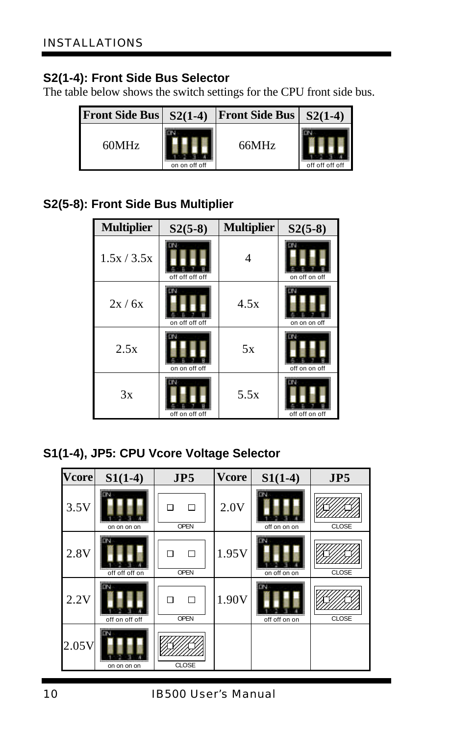## S2(1-4): Front Side Bus Selector

The table below shows the switch settings for the CPU front side bus.

| Front Side Bus | S2(1-4) | Front Side Bus | S2(1-4) |
|---|---|---|---|
| 60MHz | on on off off | 66MHz | off off off off |

## S2(5-8): Front Side Bus Multiplier

| Multiplier | S2(5-8) | Multiplier | S2(5-8) |
|---|---|---|---|
| 1.5x / 3.5x | off off off off | 4 | on off on off |
| 2x / 6x | on off off off | 4.5x | on on on off |
| 2.5x | on on off off | 5x | off on on off |
| 3x | off on off off | 5.5x | off off on off |

## S1(1-4), JP5: CPU Vcore Voltage Selector

| Vcore | S1(1-4) | JP5 | Vcore | S1(1-4) | JP5 |
|---|---|---|---|---|---|
| 3.5V | on on on on | OPEN | 2.0V | off on on on | CLOSE |
| 2.8V | off off off on | OPEN | 1.95V | on off on on | CLOSE |
| 2.2V | off on off off | OPEN | 1.90V | off off on on | CLOSE |
| 2.05V | on on on on | CLOSE | | | |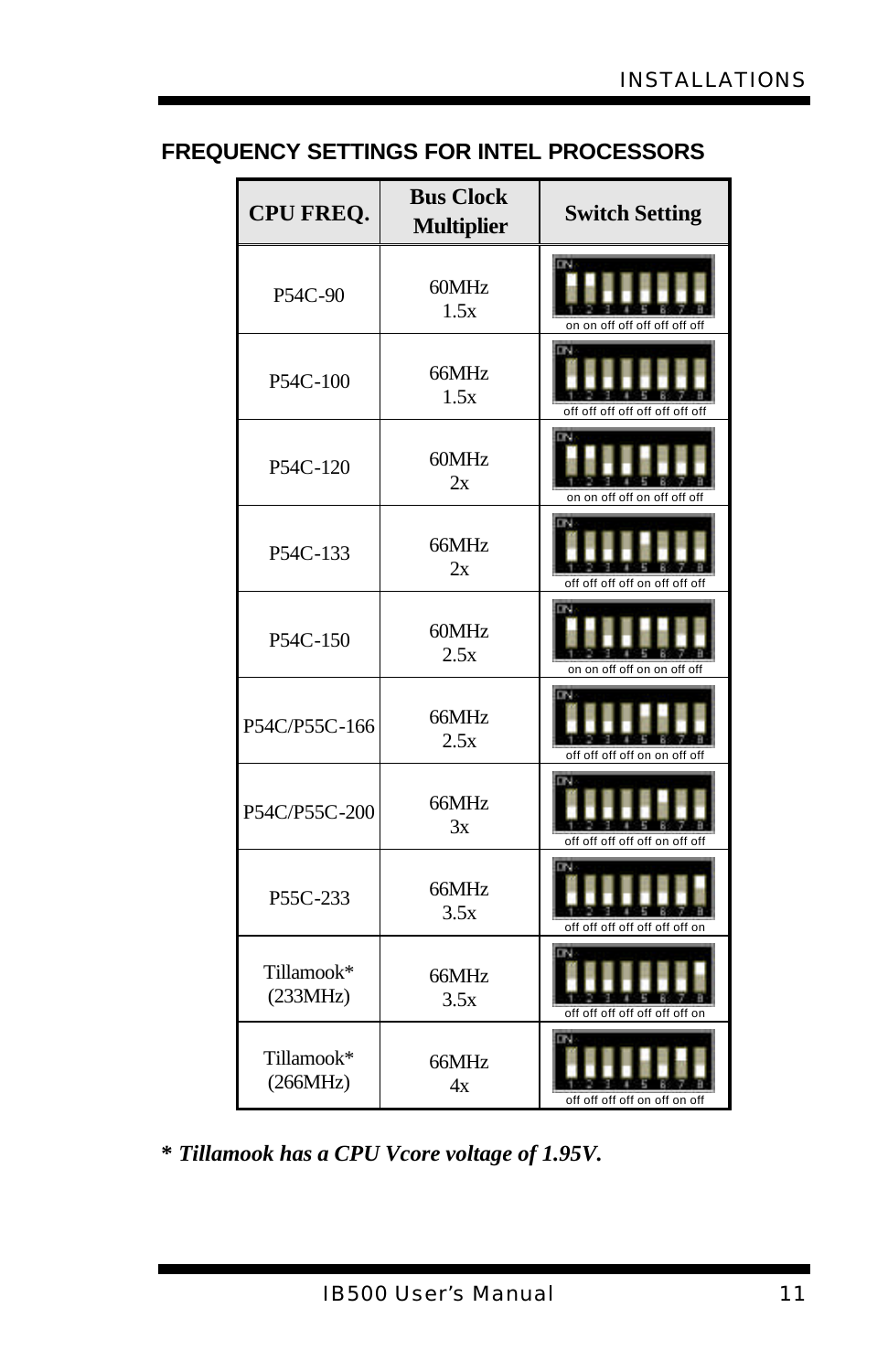## FREQUENCY SETTINGS FOR INTEL PROCESSORS

| CPU FREQ. | Bus Clock Multiplier | Switch Setting |
|---|---|---|
| P54C-90 | 60MHz 1.5x | on on off off off off off off |
| P54C-100 | 66MHz 1.5x | off off off off off off off off |
| P54C-120 | 60MHz 2x | on on off off on off off off |
| P54C-133 | 66MHz 2x | off off off off on off off off |
| P54C-150 | 60MHz 2.5x | on on off off on on off off |
| P54C/P55C-166 | 66MHz 2.5x | off off off off on on off off |
| P54C/P55C-200 | 66MHz 3x | off off off off off on off off |
| P55C-233 | 66MHz 3.5x | off off off off off off off on |
| Tillamook* (233MHz) | 66MHz 3.5x | off off off off off off off on |
| Tillamook* (266MHz) | 66MHz 4x | off off off off on off on off |

***\* Tillamook has a CPU Vcore voltage of 1.95V.***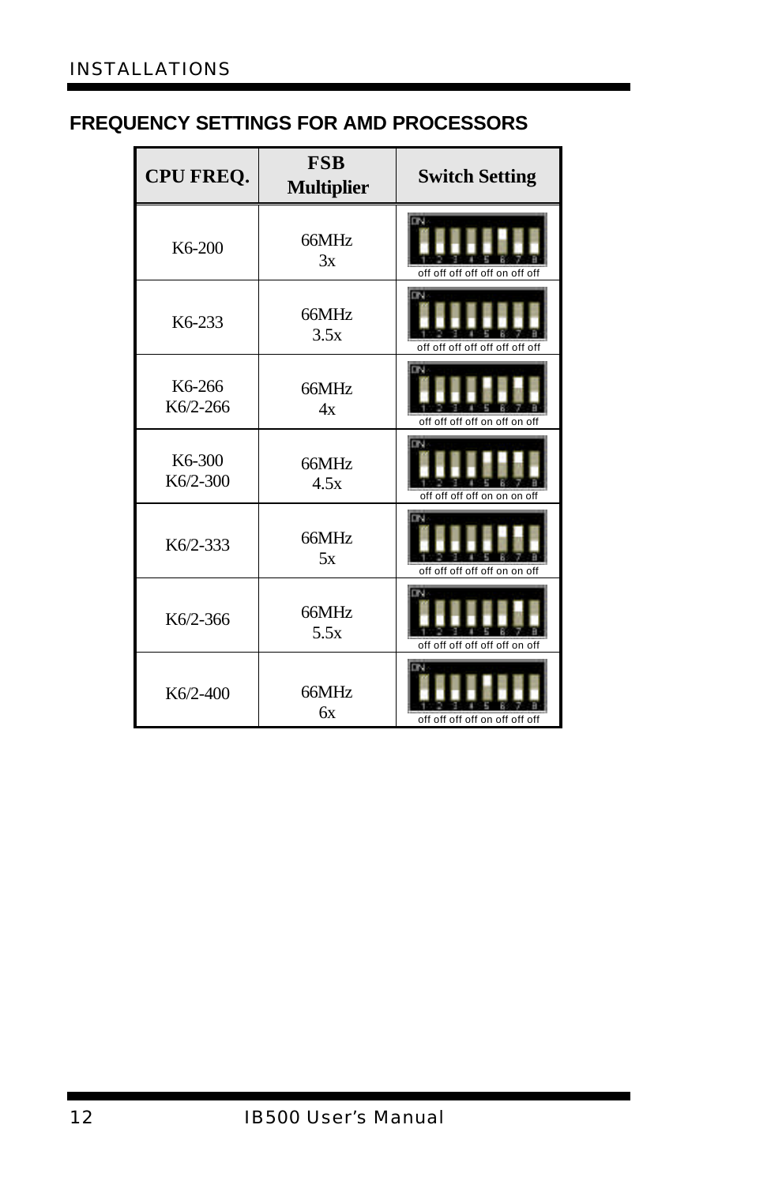## FREQUENCY SETTINGS FOR AMD PROCESSORS

| CPU FREQ. | FSB Multiplier | Switch Setting |
|---|---|---|
| K6-200 | 66MHz<br>3x | off off off off off on off off |
| K6-233 | 66MHz<br>3.5x | off off off off off off off off |
| K6-266<br>K6/2-266 | 66MHz<br>4x | off off off off on off on off |
| K6-300<br>K6/2-300 | 66MHz<br>4.5x | off off off off on on on off |
| K6/2-333 | 66MHz<br>5x | off off off off off on on off |
| K6/2-366 | 66MHz<br>5.5x | off off off off off off on off |
| K6/2-400 | 66MHz<br>6x | off off off off on off off off |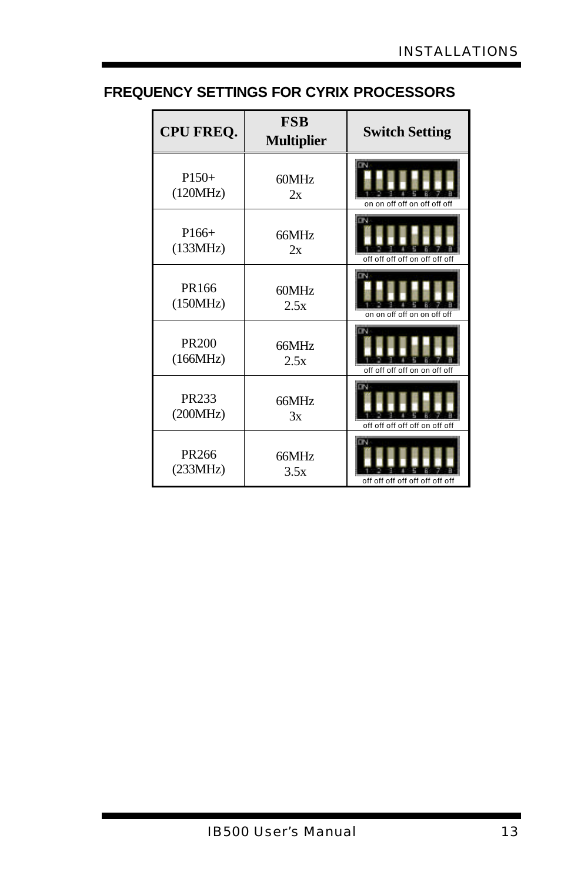## FREQUENCY SETTINGS FOR CYRIX PROCESSORS

| CPU FREQ. | FSB Multiplier | Switch Setting |
|---|---|---|
| P150+ (120MHz) | 60MHz 2x | on on off off on off off off |
| P166+ (133MHz) | 66MHz 2x | off off off off on off off off |
| PR166 (150MHz) | 60MHz 2.5x | on on off off on on off off |
| PR200 (166MHz) | 66MHz 2.5x | off off off off on on off off |
| PR233 (200MHz) | 66MHz 3x | off off off off off on off off |
| PR266 (233MHz) | 66MHz 3.5x | off off off off off off off off |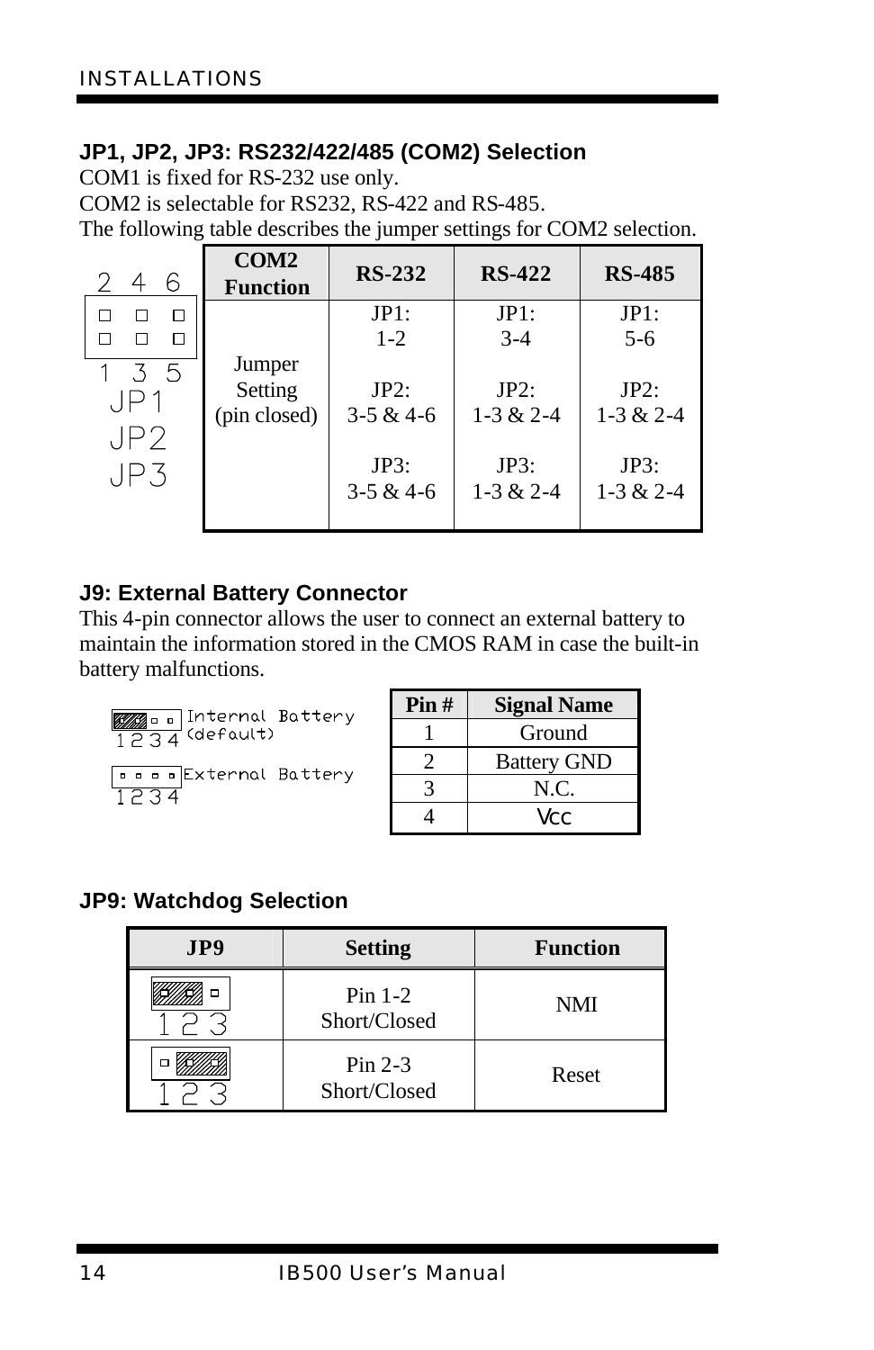### JP1, JP2, JP3: RS232/422/485 (COM2) Selection

COM1 is fixed for RS-232 use only.
COM2 is selectable for RS232, RS-422 and RS-485.
The following table describes the jumper settings for COM2 selection.

| COM2 Function | RS-232 | RS-422 | RS-485 |
|---|---|---|---|
| Jumper Setting (pin closed) | JP1: 1-2<br><br>JP2: 3-5 & 4-6<br><br>JP3: 3-5 & 4-6 | JP1: 3-4<br><br>JP2: 1-3 & 2-4<br><br>JP3: 1-3 & 2-4 | JP1: 5-6<br><br>JP2: 1-3 & 2-4<br><br>JP3: 1-3 & 2-4 |

2 4 6
1 3 5
JP1
JP2
JP3

### J9: External Battery Connector

This 4-pin connector allows the user to connect an external battery to maintain the information stored in the CMOS RAM in case the built-in battery malfunctions.

1 2 3 4 Internal Battery (default)

1 2 3 4 External Battery

| Pin # | Signal Name |
|---|---|
| 1 | Ground |
| 2 | Battery GND |
| 3 | N.C. |
| 4 | Vcc |

### JP9: Watchdog Selection

| JP9 | Setting | Function |
|---|---|---|
| 1 2 3 | Pin 1-2 Short/Closed | NMI |
| 1 2 3 | Pin 2-3 Short/Closed | Reset |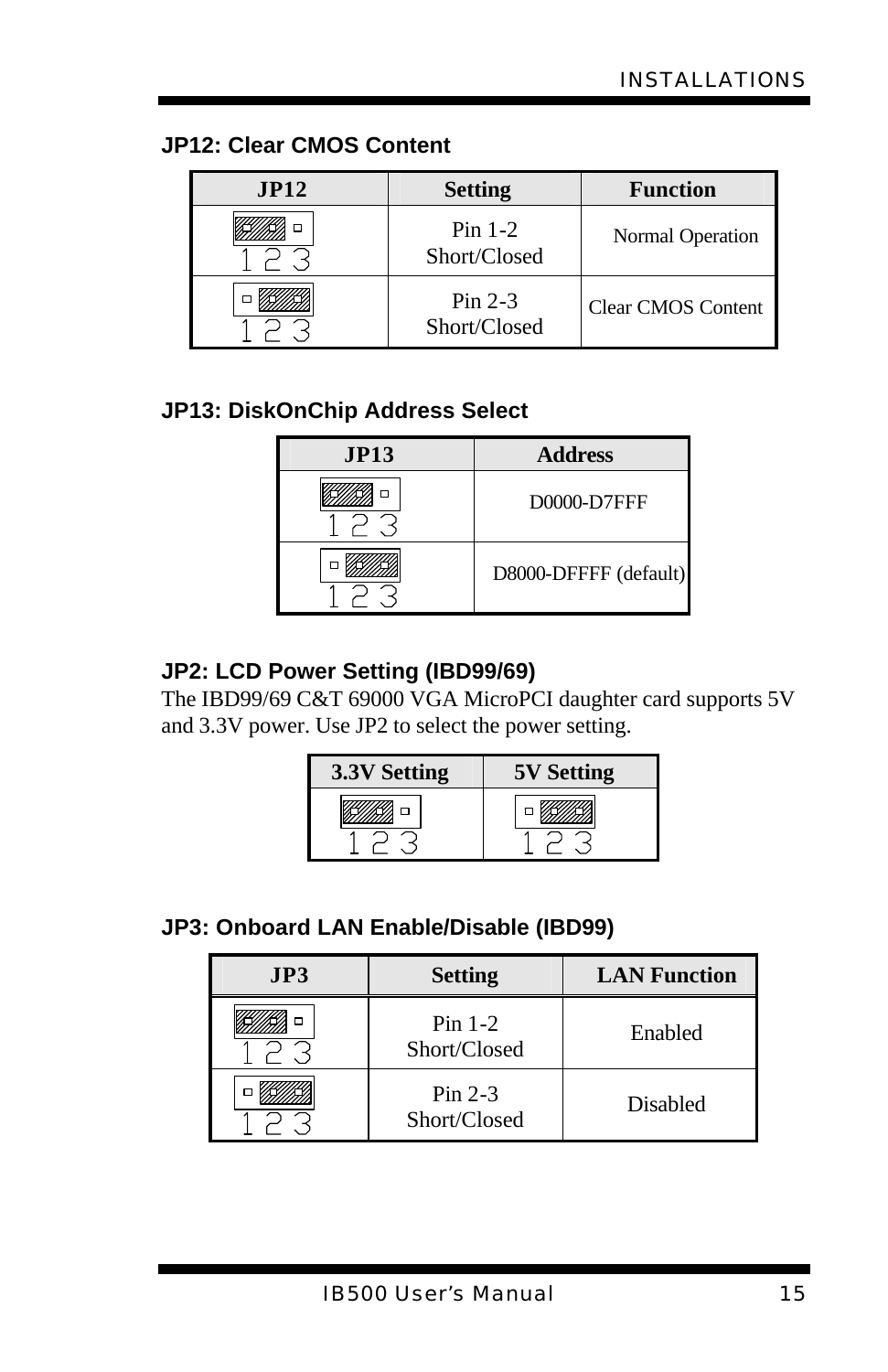## JP12: Clear CMOS Content

| JP12 | Setting | Function |
|---|---|---|
| 1 2 3 | Pin 1-2 Short/Closed | Normal Operation |
| 1 2 3 | Pin 2-3 Short/Closed | Clear CMOS Content |

## JP13: DiskOnChip Address Select

| JP13 | Address |
|---|---|
| 1 2 3 | D0000-D7FFF |
| 1 2 3 | D8000-DFFFF (default) |

## JP2: LCD Power Setting (IBD99/69)

The IBD99/69 C&T 69000 VGA MicroPCI daughter card supports 5V and 3.3V power. Use JP2 to select the power setting.

| 3.3V Setting | 5V Setting |
|---|---|
| 1 2 3 | 1 2 3 |

## JP3: Onboard LAN Enable/Disable (IBD99)

| JP3 | Setting | LAN Function |
|---|---|---|
| 1 2 3 | Pin 1-2 Short/Closed | Enabled |
| 1 2 3 | Pin 2-3 Short/Closed | Disabled |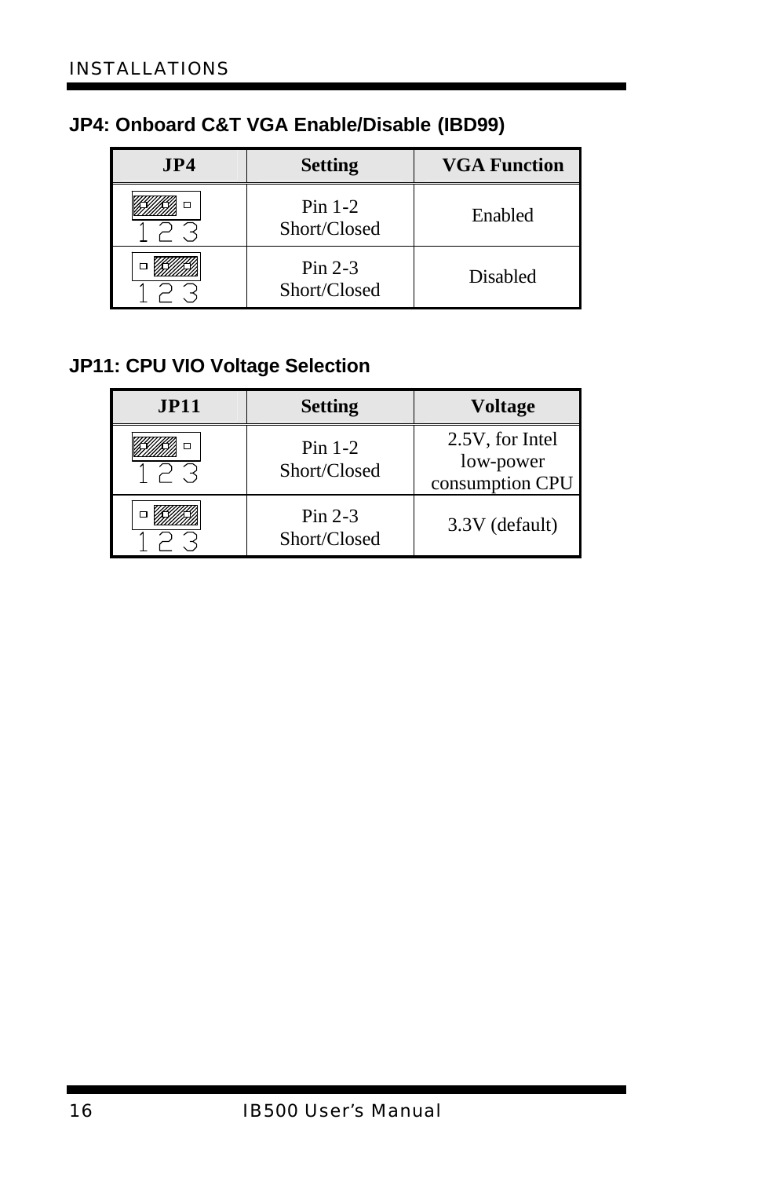### JP4: Onboard C&T VGA Enable/Disable (IBD99)

| JP4 | Setting | VGA Function |
|---|---|---|
| 1 2 3 | Pin 1-2 Short/Closed | Enabled |
| 1 2 3 | Pin 2-3 Short/Closed | Disabled |

### JP11: CPU VIO Voltage Selection

| JP11 | Setting | Voltage |
|---|---|---|
| 1 2 3 | Pin 1-2 Short/Closed | 2.5V, for Intel low-power consumption CPU |
| 1 2 3 | Pin 2-3 Short/Closed | 3.3V (default) |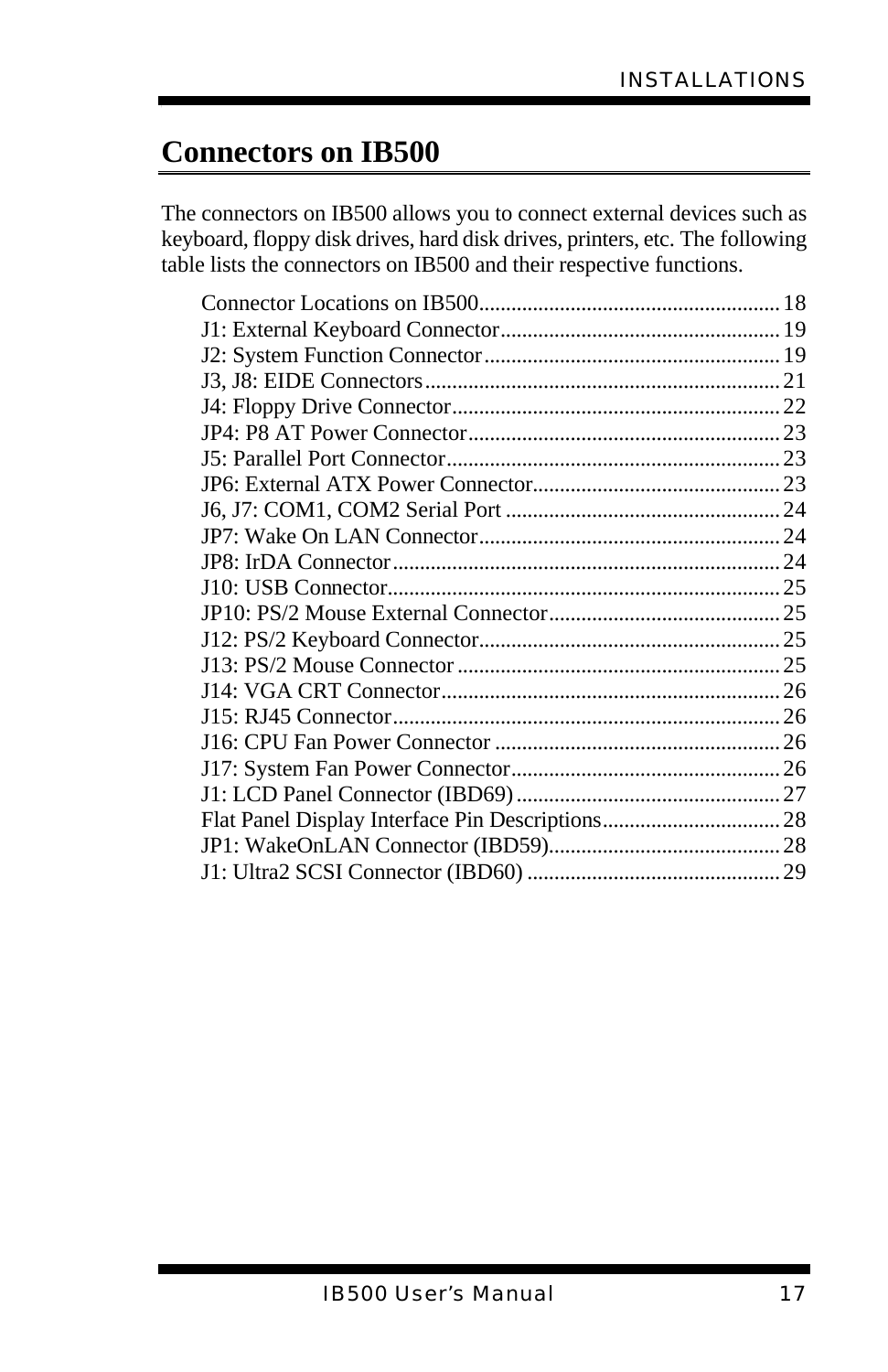## Connectors on IB500

The connectors on IB500 allows you to connect external devices such as keyboard, floppy disk drives, hard disk drives, printers, etc. The following table lists the connectors on IB500 and their respective functions.

- Connector Locations on IB500 ........ 18
- J1: External Keyboard Connector ........ 19
- J2: System Function Connector ........ 19
- J3, J8: EIDE Connectors ........ 21
- J4: Floppy Drive Connector ........ 22
- JP4: P8 AT Power Connector ........ 23
- J5: Parallel Port Connector ........ 23
- JP6: External ATX Power Connector ........ 23
- J6, J7: COM1, COM2 Serial Port ........ 24
- JP7: Wake On LAN Connector ........ 24
- JP8: IrDA Connector ........ 24
- J10: USB Connector ........ 25
- JP10: PS/2 Mouse External Connector ........ 25
- J12: PS/2 Keyboard Connector ........ 25
- J13: PS/2 Mouse Connector ........ 25
- J14: VGA CRT Connector ........ 26
- J15: RJ45 Connector ........ 26
- J16: CPU Fan Power Connector ........ 26
- J17: System Fan Power Connector ........ 26
- J1: LCD Panel Connector (IBD69) ........ 27
- Flat Panel Display Interface Pin Descriptions ........ 28
- JP1: WakeOnLAN Connector (IBD59) ........ 28
- J1: Ultra2 SCSI Connector (IBD60) ........ 29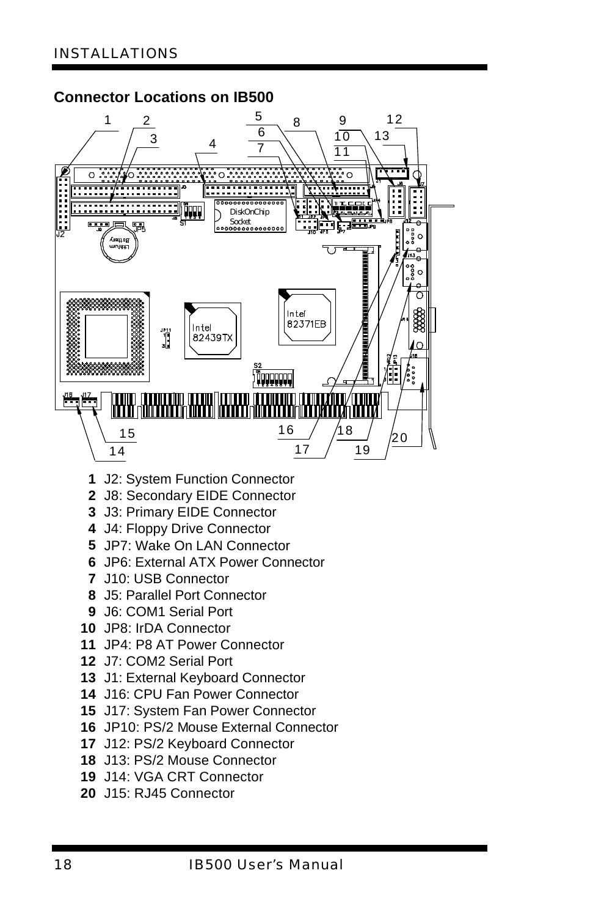## Connector Locations on IB500

1. J2: System Function Connector
2. J8: Secondary EIDE Connector
3. J3: Primary EIDE Connector
4. J4: Floppy Drive Connector
5. JP7: Wake On LAN Connector
6. JP6: External ATX Power Connector
7. J10: USB Connector
8. J5: Parallel Port Connector
9. J6: COM1 Serial Port
10. JP8: IrDA Connector
11. JP4: P8 AT Power Connector
12. J7: COM2 Serial Port
13. J1: External Keyboard Connector
14. J16: CPU Fan Power Connector
15. J17: System Fan Power Connector
16. JP10: PS/2 Mouse External Connector
17. J12: PS/2 Keyboard Connector
18. J13: PS/2 Mouse Connector
19. J14: VGA CRT Connector
20. J15: RJ45 Connector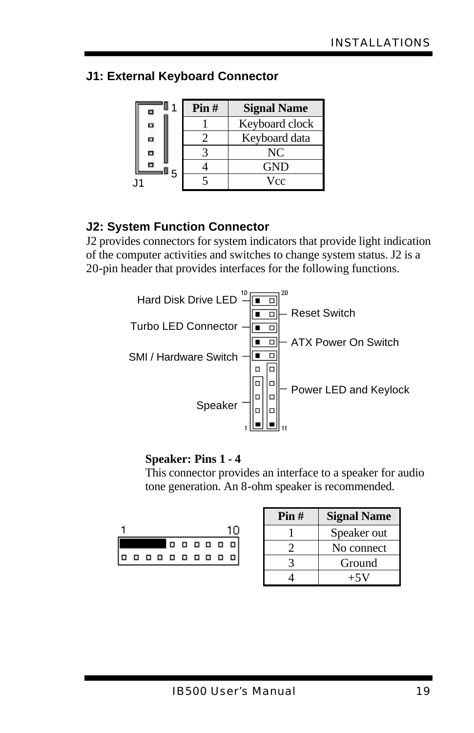## J1: External Keyboard Connector

| Pin # | Signal Name |
|---|---|
| 1 | Keyboard clock |
| 2 | Keyboard data |
| 3 | NC |
| 4 | GND |
| 5 | Vcc |

## J2: System Function Connector

J2 provides connectors for system indicators that provide light indication of the computer activities and switches to change system status. J2 is a 20-pin header that provides interfaces for the following functions.

**Speaker: Pins 1 - 4**
This connector provides an interface to a speaker for audio tone generation. An 8-ohm speaker is recommended.

| Pin # | Signal Name |
|---|---|
| 1 | Speaker out |
| 2 | No connect |
| 3 | Ground |
| 4 | +5V |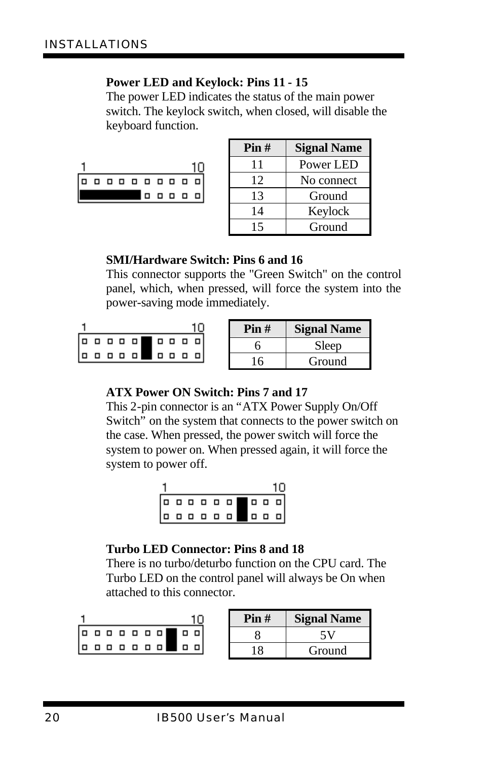**Power LED and Keylock: Pins 11 - 15**

The power LED indicates the status of the main power switch. The keylock switch, when closed, will disable the keyboard function.

| Pin # | Signal Name |
|---|---|
| 11 | Power LED |
| 12 | No connect |
| 13 | Ground |
| 14 | Keylock |
| 15 | Ground |

**SMI/Hardware Switch: Pins 6 and 16**

This connector supports the "Green Switch" on the control panel, which, when pressed, will force the system into the power-saving mode immediately.

| Pin # | Signal Name |
|---|---|
| 6 | Sleep |
| 16 | Ground |

**ATX Power ON Switch: Pins 7 and 17**

This 2-pin connector is an "ATX Power Supply On/Off Switch" on the system that connects to the power switch on the case. When pressed, the power switch will force the system to power on. When pressed again, it will force the system to power off.

**Turbo LED Connector: Pins 8 and 18**

There is no turbo/deturbo function on the CPU card. The Turbo LED on the control panel will always be On when attached to this connector.

| Pin # | Signal Name |
|---|---|
| 8 | 5V |
| 18 | Ground |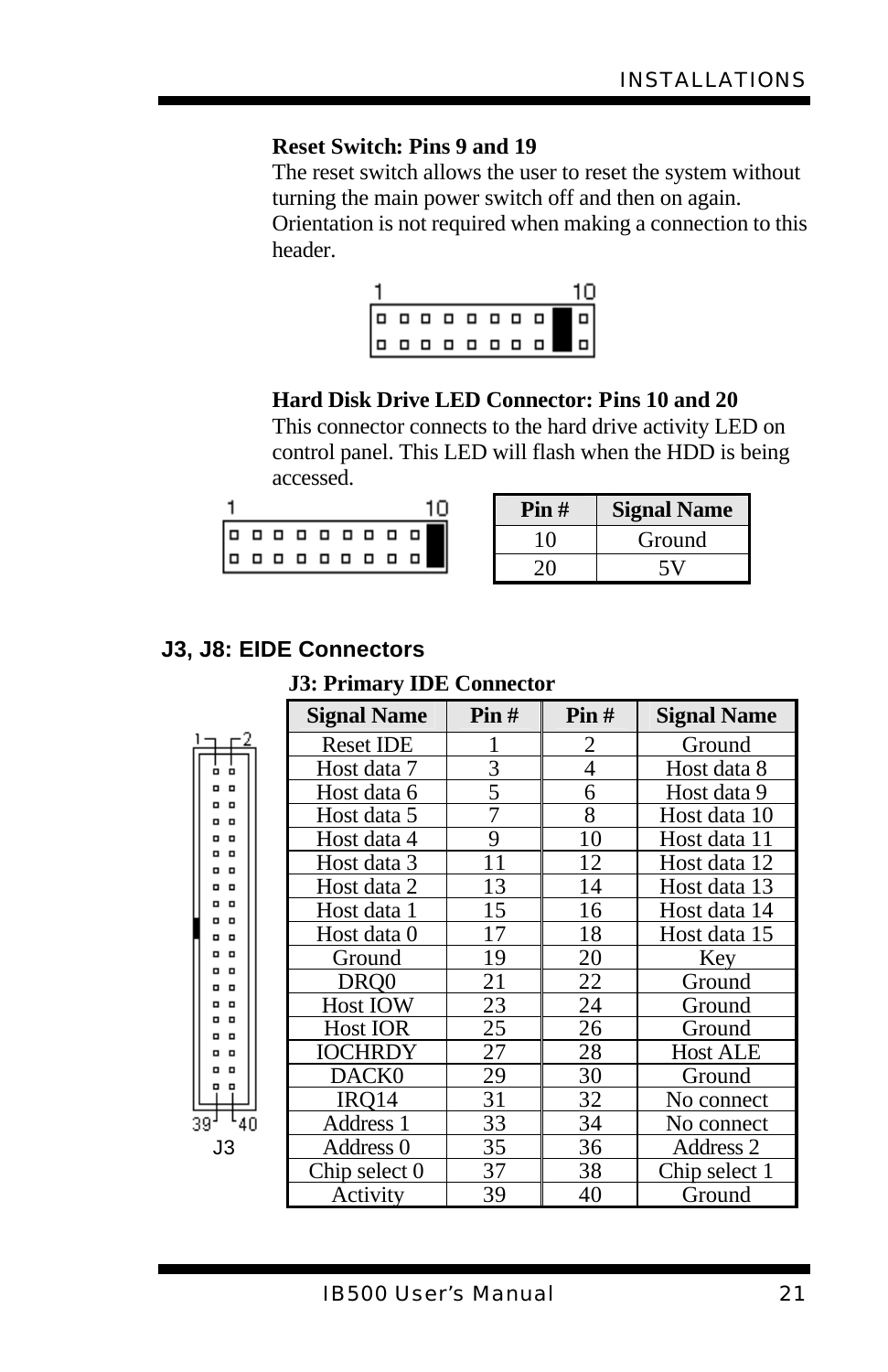**Reset Switch: Pins 9 and 19**

The reset switch allows the user to reset the system without turning the main power switch off and then on again. Orientation is not required when making a connection to this header.

**Hard Disk Drive LED Connector: Pins 10 and 20**

This connector connects to the hard drive activity LED on control panel. This LED will flash when the HDD is being accessed.

| Pin # | Signal Name |
|---|---|
| 10 | Ground |
| 20 | 5V |

## J3, J8: EIDE Connectors

**J3: Primary IDE Connector**

| Signal Name | Pin # | Pin # | Signal Name |
|---|---|---|---|
| Reset IDE | 1 | 2 | Ground |
| Host data 7 | 3 | 4 | Host data 8 |
| Host data 6 | 5 | 6 | Host data 9 |
| Host data 5 | 7 | 8 | Host data 10 |
| Host data 4 | 9 | 10 | Host data 11 |
| Host data 3 | 11 | 12 | Host data 12 |
| Host data 2 | 13 | 14 | Host data 13 |
| Host data 1 | 15 | 16 | Host data 14 |
| Host data 0 | 17 | 18 | Host data 15 |
| Ground | 19 | 20 | Key |
| DRQ0 | 21 | 22 | Ground |
| Host IOW | 23 | 24 | Ground |
| Host IOR | 25 | 26 | Ground |
| IOCHRDY | 27 | 28 | Host ALE |
| DACK0 | 29 | 30 | Ground |
| IRQ14 | 31 | 32 | No connect |
| Address 1 | 33 | 34 | No connect |
| Address 0 | 35 | 36 | Address 2 |
| Chip select 0 | 37 | 38 | Chip select 1 |
| Activity | 39 | 40 | Ground |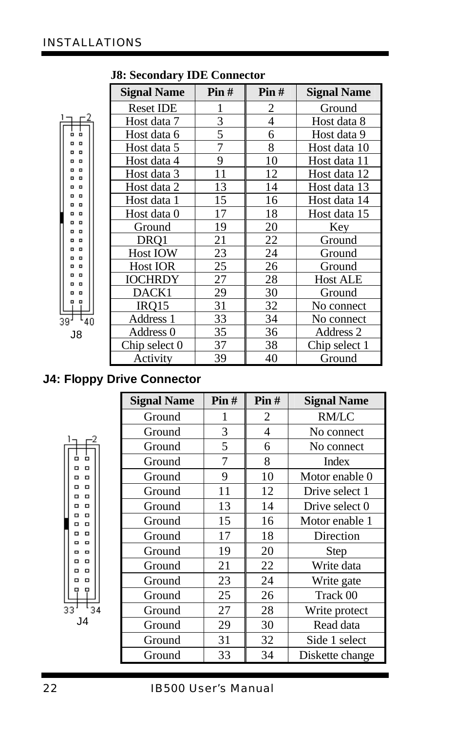**J8: Secondary IDE Connector**

| Signal Name | Pin # | Pin # | Signal Name |
|---|---|---|---|
| Reset IDE | 1 | 2 | Ground |
| Host data 7 | 3 | 4 | Host data 8 |
| Host data 6 | 5 | 6 | Host data 9 |
| Host data 5 | 7 | 8 | Host data 10 |
| Host data 4 | 9 | 10 | Host data 11 |
| Host data 3 | 11 | 12 | Host data 12 |
| Host data 2 | 13 | 14 | Host data 13 |
| Host data 1 | 15 | 16 | Host data 14 |
| Host data 0 | 17 | 18 | Host data 15 |
| Ground | 19 | 20 | Key |
| DRQ1 | 21 | 22 | Ground |
| Host IOW | 23 | 24 | Ground |
| Host IOR | 25 | 26 | Ground |
| IOCHRDY | 27 | 28 | Host ALE |
| DACK1 | 29 | 30 | Ground |
| IRQ15 | 31 | 32 | No connect |
| Address 1 | 33 | 34 | No connect |
| Address 0 | 35 | 36 | Address 2 |
| Chip select 0 | 37 | 38 | Chip select 1 |
| Activity | 39 | 40 | Ground |

**J4: Floppy Drive Connector**

| Signal Name | Pin # | Pin # | Signal Name |
|---|---|---|---|
| Ground | 1 | 2 | RM/LC |
| Ground | 3 | 4 | No connect |
| Ground | 5 | 6 | No connect |
| Ground | 7 | 8 | Index |
| Ground | 9 | 10 | Motor enable 0 |
| Ground | 11 | 12 | Drive select 1 |
| Ground | 13 | 14 | Drive select 0 |
| Ground | 15 | 16 | Motor enable 1 |
| Ground | 17 | 18 | Direction |
| Ground | 19 | 20 | Step |
| Ground | 21 | 22 | Write data |
| Ground | 23 | 24 | Write gate |
| Ground | 25 | 26 | Track 00 |
| Ground | 27 | 28 | Write protect |
| Ground | 29 | 30 | Read data |
| Ground | 31 | 32 | Side 1 select |
| Ground | 33 | 34 | Diskette change |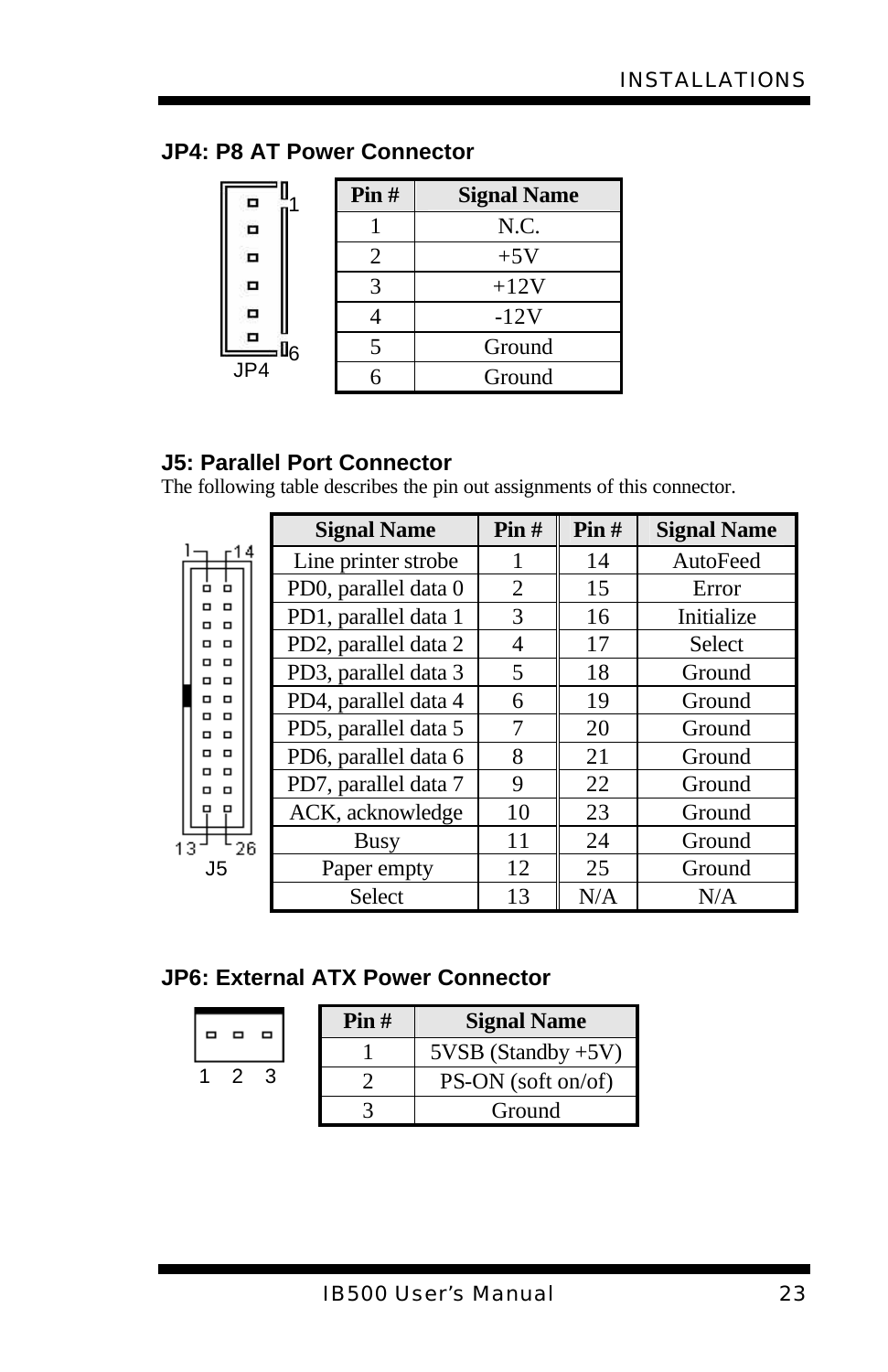### JP4: P8 AT Power Connector

| Pin # | Signal Name |
|---|---|
| 1 | N.C. |
| 2 | +5V |
| 3 | +12V |
| 4 | -12V |
| 5 | Ground |
| 6 | Ground |

### J5: Parallel Port Connector

The following table describes the pin out assignments of this connector.

| Signal Name | Pin # | Pin # | Signal Name |
|---|---|---|---|
| Line printer strobe | 1 | 14 | AutoFeed |
| PD0, parallel data 0 | 2 | 15 | Error |
| PD1, parallel data 1 | 3 | 16 | Initialize |
| PD2, parallel data 2 | 4 | 17 | Select |
| PD3, parallel data 3 | 5 | 18 | Ground |
| PD4, parallel data 4 | 6 | 19 | Ground |
| PD5, parallel data 5 | 7 | 20 | Ground |
| PD6, parallel data 6 | 8 | 21 | Ground |
| PD7, parallel data 7 | 9 | 22 | Ground |
| ACK, acknowledge | 10 | 23 | Ground |
| Busy | 11 | 24 | Ground |
| Paper empty | 12 | 25 | Ground |
| Select | 13 | N/A | N/A |

### JP6: External ATX Power Connector

| Pin # | Signal Name |
|---|---|
| 1 | 5VSB (Standby +5V) |
| 2 | PS-ON (soft on/of) |
| 3 | Ground |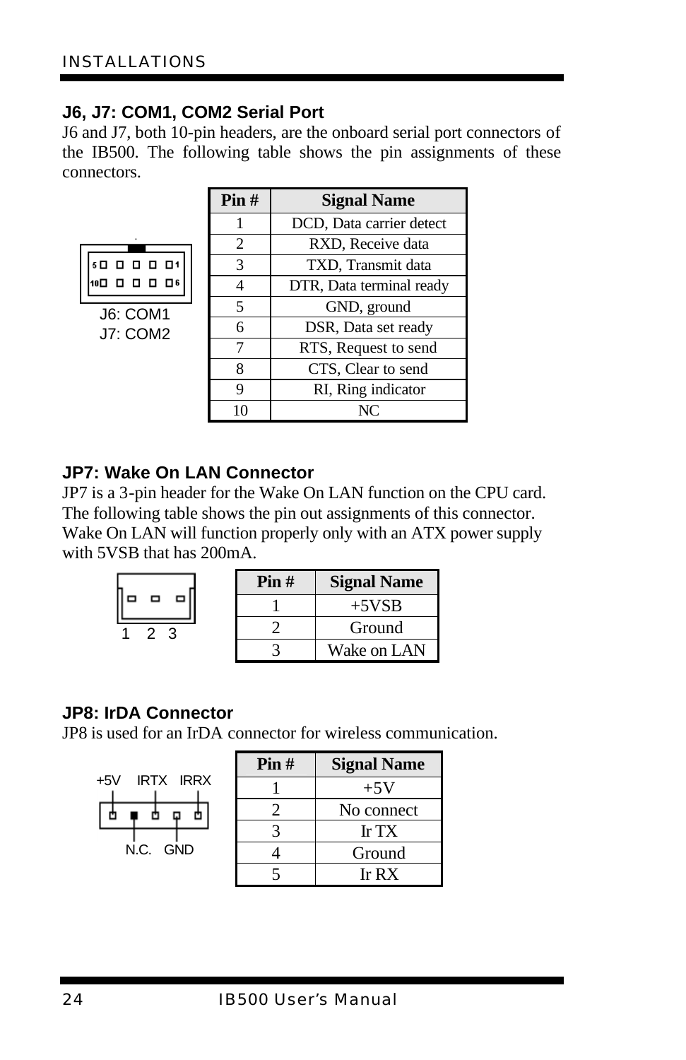## J6, J7: COM1, COM2 Serial Port

J6 and J7, both 10-pin headers, are the onboard serial port connectors of the IB500. The following table shows the pin assignments of these connectors.

J6: COM1
J7: COM2

| Pin # | Signal Name |
|---|---|
| 1 | DCD, Data carrier detect |
| 2 | RXD, Receive data |
| 3 | TXD, Transmit data |
| 4 | DTR, Data terminal ready |
| 5 | GND, ground |
| 6 | DSR, Data set ready |
| 7 | RTS, Request to send |
| 8 | CTS, Clear to send |
| 9 | RI, Ring indicator |
| 10 | NC |

## JP7: Wake On LAN Connector

JP7 is a 3-pin header for the Wake On LAN function on the CPU card. The following table shows the pin out assignments of this connector. Wake On LAN will function properly only with an ATX power supply with 5VSB that has 200mA.

| Pin # | Signal Name |
|---|---|
| 1 | +5VSB |
| 2 | Ground |
| 3 | Wake on LAN |

## JP8: IrDA Connector

JP8 is used for an IrDA connector for wireless communication.

| Pin # | Signal Name |
|---|---|
| 1 | +5V |
| 2 | No connect |
| 3 | Ir TX |
| 4 | Ground |
| 5 | Ir RX |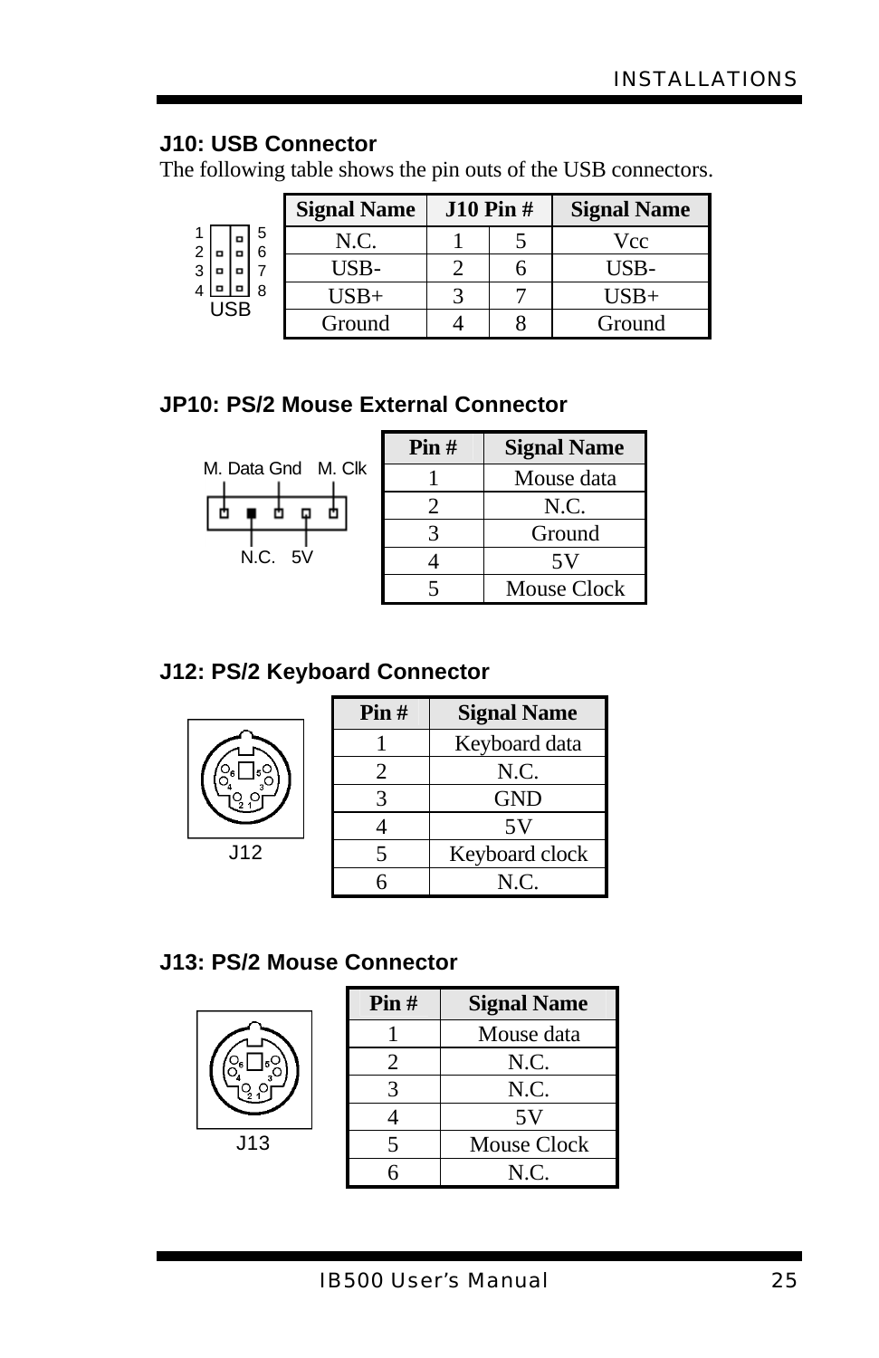## J10: USB Connector

The following table shows the pin outs of the USB connectors.

| Signal Name | J10 Pin # | | Signal Name |
|---|---|---|---|
| N.C. | 1 | 5 | Vcc |
| USB- | 2 | 6 | USB- |
| USB+ | 3 | 7 | USB+ |
| Ground | 4 | 8 | Ground |

## JP10: PS/2 Mouse External Connector

| Pin # | Signal Name |
|---|---|
| 1 | Mouse data |
| 2 | N.C. |
| 3 | Ground |
| 4 | 5V |
| 5 | Mouse Clock |

## J12: PS/2 Keyboard Connector

| Pin # | Signal Name |
|---|---|
| 1 | Keyboard data |
| 2 | N.C. |
| 3 | GND |
| 4 | 5V |
| 5 | Keyboard clock |
| 6 | N.C. |

## J13: PS/2 Mouse Connector

| Pin # | Signal Name |
|---|---|
| 1 | Mouse data |
| 2 | N.C. |
| 3 | N.C. |
| 4 | 5V |
| 5 | Mouse Clock |
| 6 | N.C. |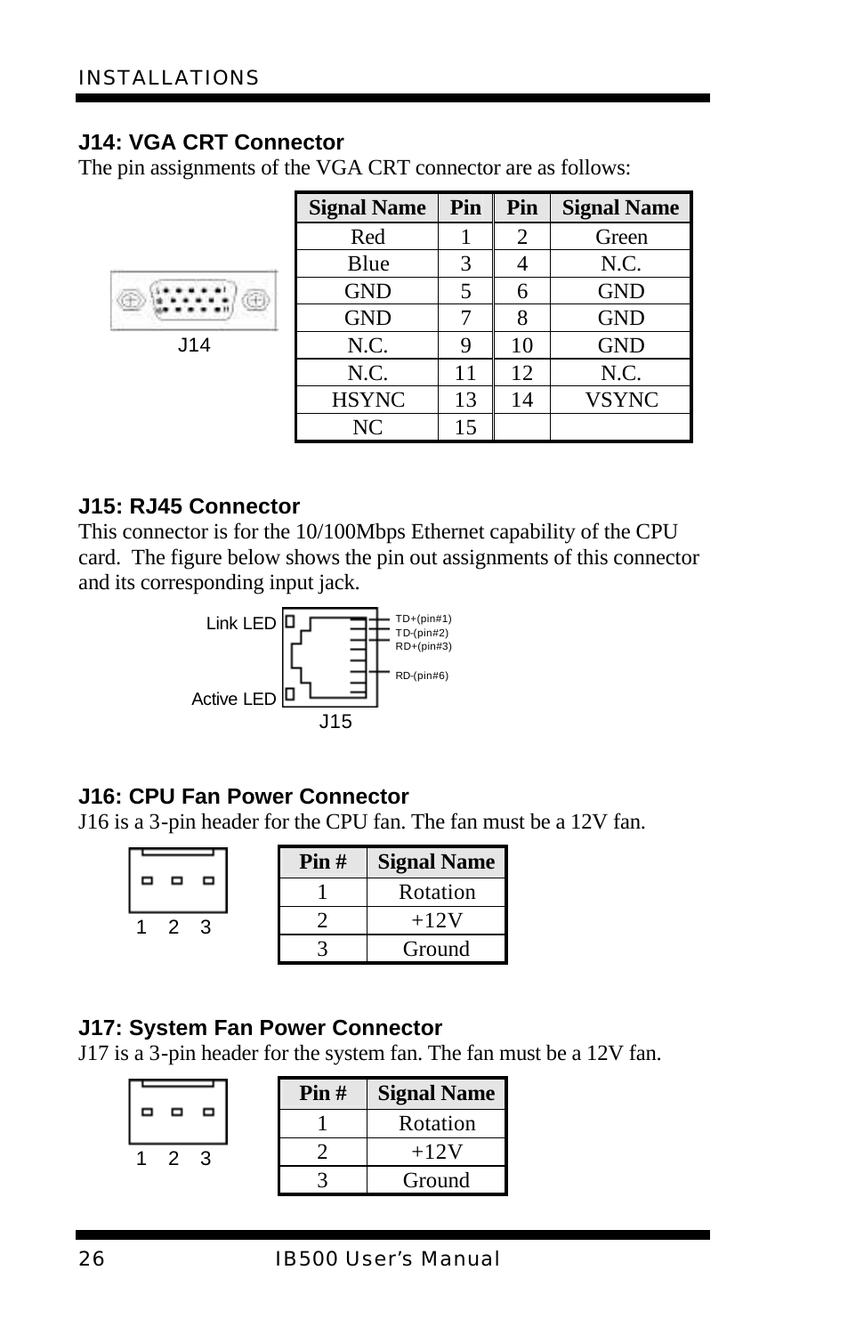## J14: VGA CRT Connector

The pin assignments of the VGA CRT connector are as follows:

J14

| Signal Name | Pin | Pin | Signal Name |
|---|---|---|---|
| Red | 1 | 2 | Green |
| Blue | 3 | 4 | N.C. |
| GND | 5 | 6 | GND |
| GND | 7 | 8 | GND |
| N.C. | 9 | 10 | GND |
| N.C. | 11 | 12 | N.C. |
| HSYNC | 13 | 14 | VSYNC |
| NC | 15 | | |

## J15: RJ45 Connector

This connector is for the 10/100Mbps Ethernet capability of the CPU card. The figure below shows the pin out assignments of this connector and its corresponding input jack.

Link LED
Active LED
TD+(pin#1)
TD-(pin#2)
RD+(pin#3)
RD-(pin#6)
J15

## J16: CPU Fan Power Connector

J16 is a 3-pin header for the CPU fan. The fan must be a 12V fan.

1 2 3

| Pin # | Signal Name |
|---|---|
| 1 | Rotation |
| 2 | +12V |
| 3 | Ground |

## J17: System Fan Power Connector

J17 is a 3-pin header for the system fan. The fan must be a 12V fan.

1 2 3

| Pin # | Signal Name |
|---|---|
| 1 | Rotation |
| 2 | +12V |
| 3 | Ground |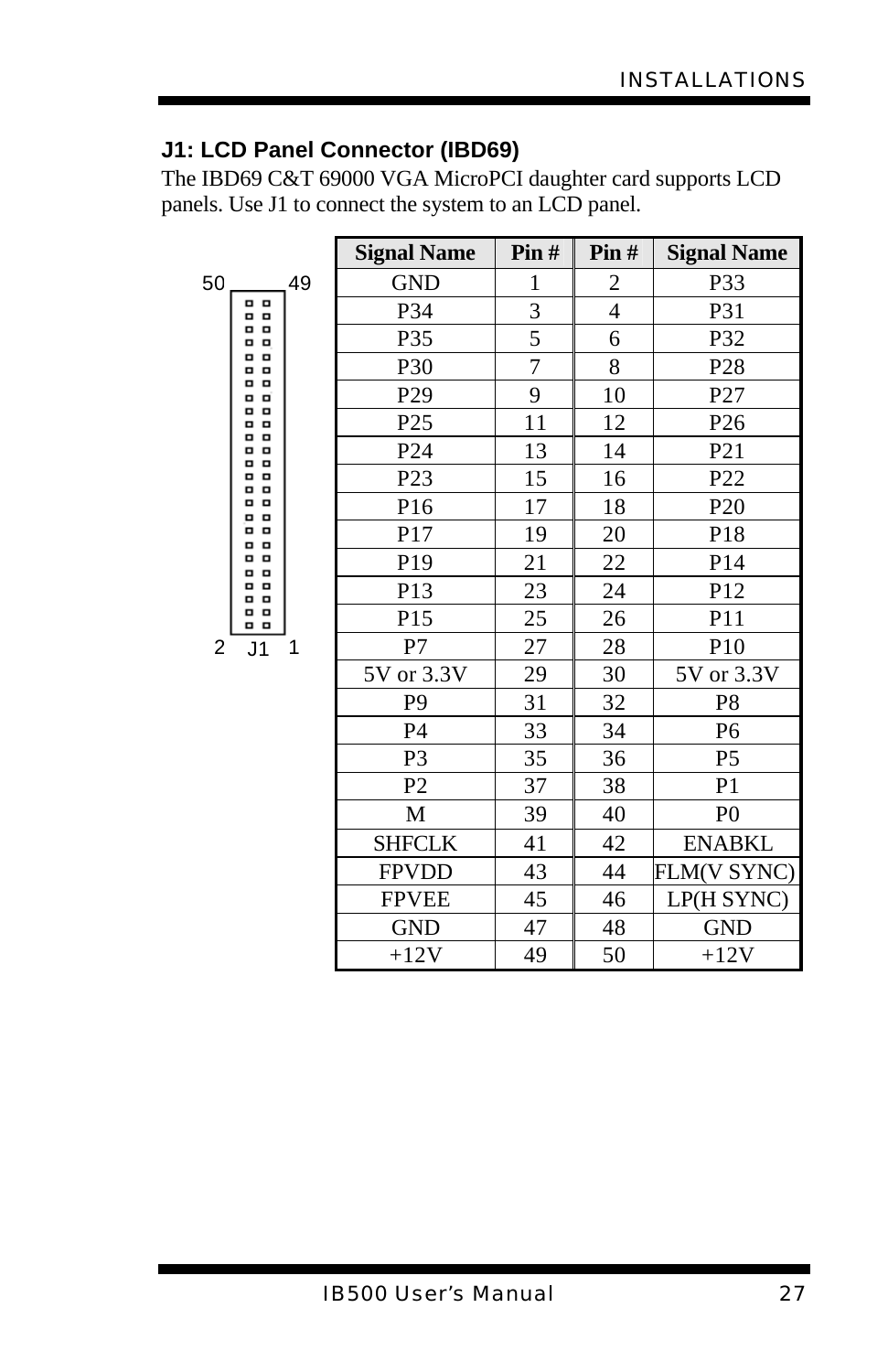### J1: LCD Panel Connector (IBD69)

The IBD69 C&T 69000 VGA MicroPCI daughter card supports LCD panels. Use J1 to connect the system to an LCD panel.

| Signal Name | Pin # | Pin # | Signal Name |
|---|---|---|---|
| GND | 1 | 2 | P33 |
| P34 | 3 | 4 | P31 |
| P35 | 5 | 6 | P32 |
| P30 | 7 | 8 | P28 |
| P29 | 9 | 10 | P27 |
| P25 | 11 | 12 | P26 |
| P24 | 13 | 14 | P21 |
| P23 | 15 | 16 | P22 |
| P16 | 17 | 18 | P20 |
| P17 | 19 | 20 | P18 |
| P19 | 21 | 22 | P14 |
| P13 | 23 | 24 | P12 |
| P15 | 25 | 26 | P11 |
| P7 | 27 | 28 | P10 |
| 5V or 3.3V | 29 | 30 | 5V or 3.3V |
| P9 | 31 | 32 | P8 |
| P4 | 33 | 34 | P6 |
| P3 | 35 | 36 | P5 |
| P2 | 37 | 38 | P1 |
| M | 39 | 40 | P0 |
| SHFCLK | 41 | 42 | ENABKL |
| FPVDD | 43 | 44 | FLM(V SYNC) |
| FPVEE | 45 | 46 | LP(H SYNC) |
| GND | 47 | 48 | GND |
| +12V | 49 | 50 | +12V |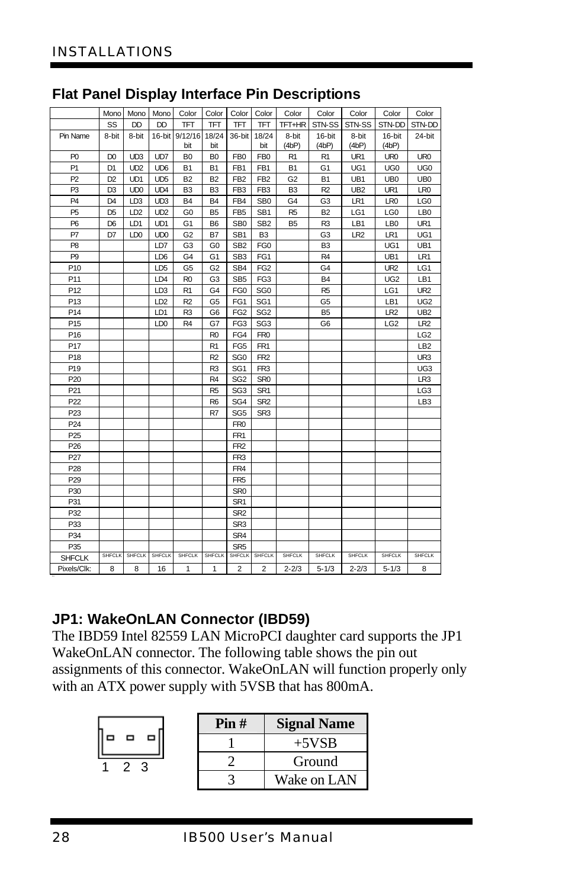## Flat Panel Display Interface Pin Descriptions

| | Mono | Mono | Mono | Color | Color | Color | Color | Color | Color | Color | Color | Color |
|---|---|---|---|---|---|---|---|---|---|---|---|---|
| | SS | DD | DD | TFT | TFT | TFT | TFT | TFT+HR | STN-SS | STN-SS | STN-DD | STN-DD |
| Pin Name | 8-bit | 8-bit | 16-bit | 9/12/16 bit | 18/24 bit | 36-bit | 18/24 bit | 8-bit (4bP) | 16-bit (4bP) | 8-bit (4bP) | 16-bit (4bP) | 24-bit |
| P0 | D0 | UD3 | UD7 | B0 | B0 | FB0 | FB0 | R1 | R1 | UR1 | UR0 | UR0 |
| P1 | D1 | UD2 | UD6 | B1 | B1 | FB1 | FB1 | B1 | G1 | UG1 | UG0 | UG0 |
| P2 | D2 | UD1 | UD5 | B2 | B2 | FB2 | FB2 | G2 | B1 | UB1 | UB0 | UB0 |
| P3 | D3 | UD0 | UD4 | B3 | B3 | FB3 | FB3 | B3 | R2 | UB2 | UR1 | LR0 |
| P4 | D4 | LD3 | UD3 | B4 | B4 | FB4 | SB0 | G4 | G3 | LR1 | LR0 | LG0 |
| P5 | D5 | LD2 | UD2 | G0 | B5 | FB5 | SB1 | R5 | B2 | LG1 | LG0 | LB0 |
| P6 | D6 | LD1 | UD1 | G1 | B6 | SB0 | SB2 | B5 | R3 | LB1 | LB0 | UR1 |
| P7 | D7 | LD0 | UD0 | G2 | B7 | SB1 | B3 | | G3 | LR2 | LR1 | UG1 |
| P8 | | | LD7 | G3 | G0 | SB2 | FG0 | | B3 | | UG1 | UB1 |
| P9 | | | LD6 | G4 | G1 | SB3 | FG1 | | R4 | | UB1 | LR1 |
| P10 | | | LD5 | G5 | G2 | SB4 | FG2 | | G4 | | UR2 | LG1 |
| P11 | | | LD4 | R0 | G3 | SB5 | FG3 | | B4 | | UG2 | LB1 |
| P12 | | | LD3 | R1 | G4 | FG0 | SG0 | | R5 | | LG1 | UR2 |
| P13 | | | LD2 | R2 | G5 | FG1 | SG1 | | G5 | | LB1 | UG2 |
| P14 | | | LD1 | R3 | G6 | FG2 | SG2 | | B5 | | LR2 | UB2 |
| P15 | | | LD0 | R4 | G7 | FG3 | SG3 | | G6 | | LG2 | LR2 |
| P16 | | | | | R0 | FG4 | FR0 | | | | | LG2 |
| P17 | | | | | R1 | FG5 | FR1 | | | | | LB2 |
| P18 | | | | | R2 | SG0 | FR2 | | | | | UR3 |
| P19 | | | | | R3 | SG1 | FR3 | | | | | UG3 |
| P20 | | | | | R4 | SG2 | SR0 | | | | | LR3 |
| P21 | | | | | R5 | SG3 | SR1 | | | | | LG3 |
| P22 | | | | | R6 | SG4 | SR2 | | | | | LB3 |
| P23 | | | | | R7 | SG5 | SR3 | | | | | |
| P24 | | | | | | FR0 | | | | | | |
| P25 | | | | | | FR1 | | | | | | |
| P26 | | | | | | FR2 | | | | | | |
| P27 | | | | | | FR3 | | | | | | |
| P28 | | | | | | FR4 | | | | | | |
| P29 | | | | | | FR5 | | | | | | |
| P30 | | | | | | SR0 | | | | | | |
| P31 | | | | | | SR1 | | | | | | |
| P32 | | | | | | SR2 | | | | | | |
| P33 | | | | | | SR3 | | | | | | |
| P34 | | | | | | SR4 | | | | | | |
| P35 | | | | | | SR5 | | | | | | |
| SHFCLK | SHFCLK | SHFCLK | SHFCLK | SHFCLK | SHFCLK | SHFCLK | SHFCLK | SHFCLK | SHFCLK | SHFCLK | SHFCLK | SHFCLK |
| Pixels/Clk: | 8 | 8 | 16 | 1 | 1 | 2 | 2 | 2-2/3 | 5-1/3 | 2-2/3 | 5-1/3 | 8 |

### JP1: WakeOnLAN Connector (IBD59)

The IBD59 Intel 82559 LAN MicroPCI daughter card supports the JP1 WakeOnLAN connector. The following table shows the pin out assignments of this connector. WakeOnLAN will function properly only with an ATX power supply with 5VSB that has 800mA.

| Pin # | Signal Name |
|---|---|
| 1 | +5VSB |
| 2 | Ground |
| 3 | Wake on LAN |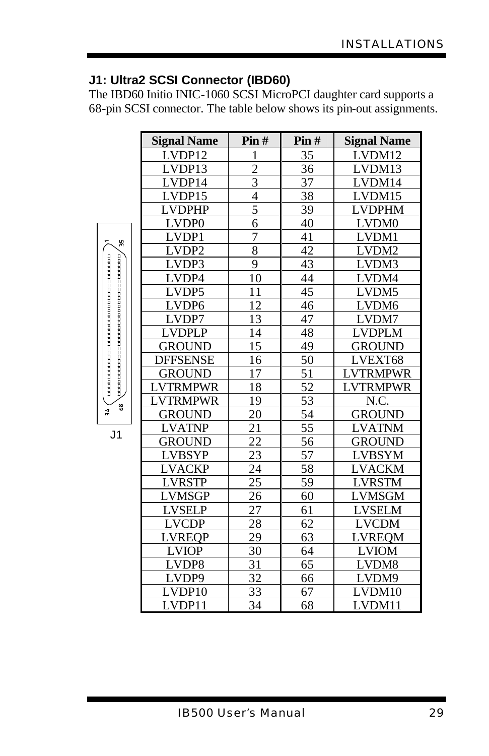### J1: Ultra2 SCSI Connector (IBD60)

The IBD60 Initio INIC-1060 SCSI MicroPCI daughter card supports a 68-pin SCSI connector. The table below shows its pin-out assignments.

| Signal Name | Pin # | Pin # | Signal Name |
|---|---|---|---|
| LVDP12 | 1 | 35 | LVDM12 |
| LVDP13 | 2 | 36 | LVDM13 |
| LVDP14 | 3 | 37 | LVDM14 |
| LVDP15 | 4 | 38 | LVDM15 |
| LVDPHP | 5 | 39 | LVDPHM |
| LVDP0 | 6 | 40 | LVDM0 |
| LVDP1 | 7 | 41 | LVDM1 |
| LVDP2 | 8 | 42 | LVDM2 |
| LVDP3 | 9 | 43 | LVDM3 |
| LVDP4 | 10 | 44 | LVDM4 |
| LVDP5 | 11 | 45 | LVDM5 |
| LVDP6 | 12 | 46 | LVDM6 |
| LVDP7 | 13 | 47 | LVDM7 |
| LVDPLP | 14 | 48 | LVDPLM |
| GROUND | 15 | 49 | GROUND |
| DFFSENSE | 16 | 50 | LVEXT68 |
| GROUND | 17 | 51 | LVTRMPWR |
| LVTRMPWR | 18 | 52 | LVTRMPWR |
| LVTRMPWR | 19 | 53 | N.C. |
| GROUND | 20 | 54 | GROUND |
| LVATNP | 21 | 55 | LVATNM |
| GROUND | 22 | 56 | GROUND |
| LVBSYP | 23 | 57 | LVBSYM |
| LVACKP | 24 | 58 | LVACKM |
| LVRSTP | 25 | 59 | LVRSTM |
| LVMSGP | 26 | 60 | LVMSGM |
| LVSELP | 27 | 61 | LVSELM |
| LVCDP | 28 | 62 | LVCDM |
| LVREQP | 29 | 63 | LVREQM |
| LVIOP | 30 | 64 | LVIOM |
| LVDP8 | 31 | 65 | LVDM8 |
| LVDP9 | 32 | 66 | LVDM9 |
| LVDP10 | 33 | 67 | LVDM10 |
| LVDP11 | 34 | 68 | LVDM11 |

J1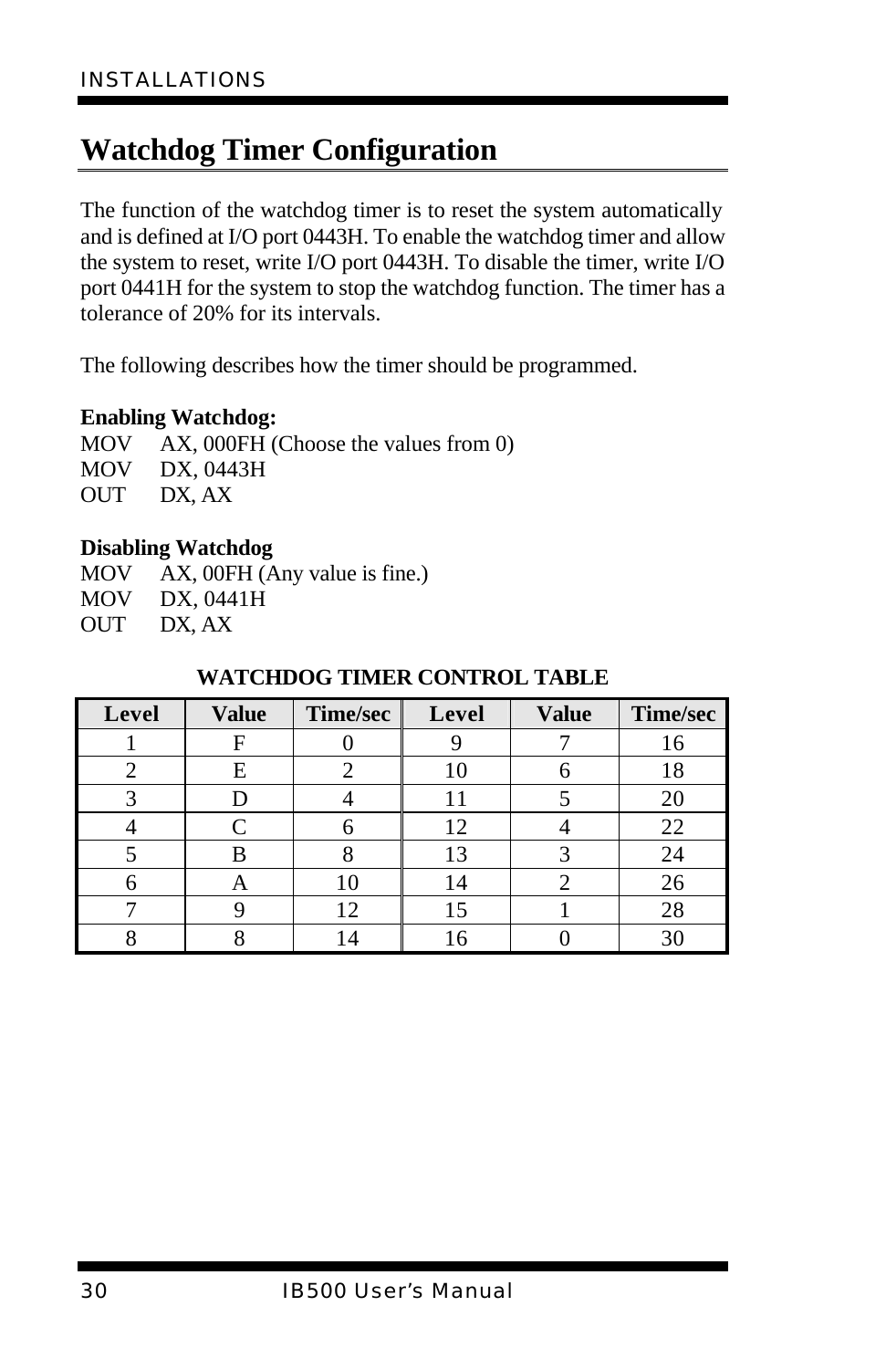# Watchdog Timer Configuration

The function of the watchdog timer is to reset the system automatically and is defined at I/O port 0443H. To enable the watchdog timer and allow the system to reset, write I/O port 0443H. To disable the timer, write I/O port 0441H for the system to stop the watchdog function. The timer has a tolerance of 20% for its intervals.

The following describes how the timer should be programmed.

**Enabling Watchdog:**

```
MOV     AX, 000FH (Choose the values from 0)
MOV     DX, 0443H
OUT     DX, AX
```

**Disabling Watchdog**

```
MOV     AX, 00FH (Any value is fine.)
MOV     DX, 0441H
OUT     DX, AX
```

**WATCHDOG TIMER CONTROL TABLE**

| Level | Value | Time/sec | Level | Value | Time/sec |
|---|---|---|---|---|---|
| 1 | F | 0 | 9 | 7 | 16 |
| 2 | E | 2 | 10 | 6 | 18 |
| 3 | D | 4 | 11 | 5 | 20 |
| 4 | C | 6 | 12 | 4 | 22 |
| 5 | B | 8 | 13 | 3 | 24 |
| 6 | A | 10 | 14 | 2 | 26 |
| 7 | 9 | 12 | 15 | 1 | 28 |
| 8 | 8 | 14 | 16 | 0 | 30 |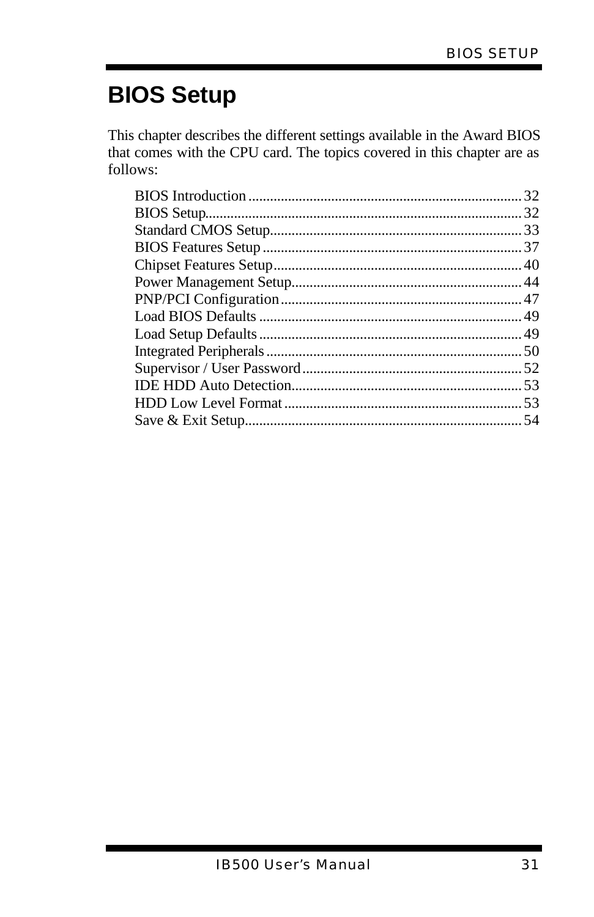# BIOS Setup

This chapter describes the different settings available in the Award BIOS that comes with the CPU card. The topics covered in this chapter are as follows:

| | |
|---|---|
| BIOS Introduction | 32 |
| BIOS Setup | 32 |
| Standard CMOS Setup | 33 |
| BIOS Features Setup | 37 |
| Chipset Features Setup | 40 |
| Power Management Setup | 44 |
| PNP/PCI Configuration | 47 |
| Load BIOS Defaults | 49 |
| Load Setup Defaults | 49 |
| Integrated Peripherals | 50 |
| Supervisor / User Password | 52 |
| IDE HDD Auto Detection | 53 |
| HDD Low Level Format | 53 |
| Save & Exit Setup | 54 |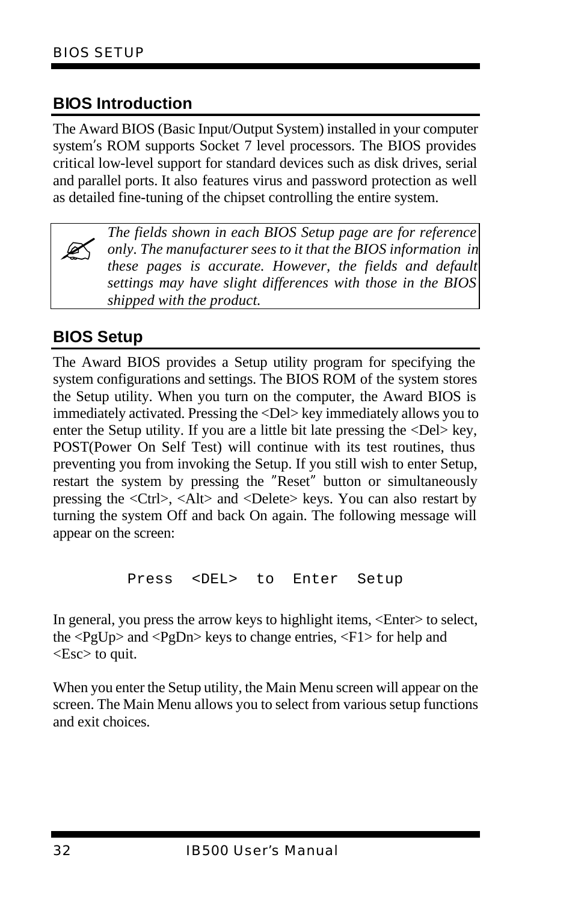## BIOS Introduction

The Award BIOS (Basic Input/Output System) installed in your computer system's ROM supports Socket 7 level processors. The BIOS provides critical low-level support for standard devices such as disk drives, serial and parallel ports. It also features virus and password protection as well as detailed fine-tuning of the chipset controlling the entire system.

> *The fields shown in each BIOS Setup page are for reference only. The manufacturer sees to it that the BIOS information in these pages is accurate. However, the fields and default settings may have slight differences with those in the BIOS shipped with the product.*

## BIOS Setup

The Award BIOS provides a Setup utility program for specifying the system configurations and settings. The BIOS ROM of the system stores the Setup utility. When you turn on the computer, the Award BIOS is immediately activated. Pressing the <Del> key immediately allows you to enter the Setup utility. If you are a little bit late pressing the <Del> key, POST(Power On Self Test) will continue with its test routines, thus preventing you from invoking the Setup. If you still wish to enter Setup, restart the system by pressing the "Reset" button or simultaneously pressing the <Ctrl>, <Alt> and <Delete> keys. You can also restart by turning the system Off and back On again. The following message will appear on the screen:

```
Press  <DEL>  to  Enter  Setup
```

In general, you press the arrow keys to highlight items, <Enter> to select, the <PgUp> and <PgDn> keys to change entries, <F1> for help and <Esc> to quit.

When you enter the Setup utility, the Main Menu screen will appear on the screen. The Main Menu allows you to select from various setup functions and exit choices.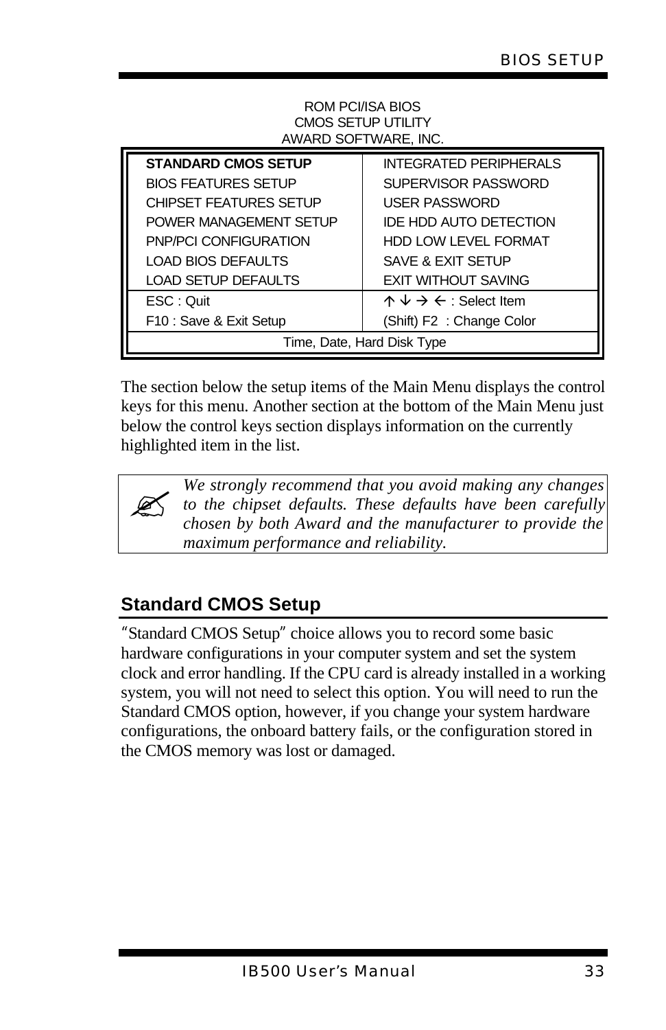ROM PCI/ISA BIOS
CMOS SETUP UTILITY
AWARD SOFTWARE, INC.

| | |
|---|---|
| **STANDARD CMOS SETUP** | INTEGRATED PERIPHERALS |
| BIOS FEATURES SETUP | SUPERVISOR PASSWORD |
| CHIPSET FEATURES SETUP | USER PASSWORD |
| POWER MANAGEMENT SETUP | IDE HDD AUTO DETECTION |
| PNP/PCI CONFIGURATION | HDD LOW LEVEL FORMAT |
| LOAD BIOS DEFAULTS | SAVE & EXIT SETUP |
| LOAD SETUP DEFAULTS | EXIT WITHOUT SAVING |
| ESC : Quit | ↑ ↓ → ← : Select Item |
| F10 : Save & Exit Setup | (Shift) F2 : Change Color |
| Time, Date, Hard Disk Type | |

The section below the setup items of the Main Menu displays the control keys for this menu. Another section at the bottom of the Main Menu just below the control keys section displays information on the currently highlighted item in the list.

> *We strongly recommend that you avoid making any changes to the chipset defaults. These defaults have been carefully chosen by both Award and the manufacturer to provide the maximum performance and reliability.*

## Standard CMOS Setup

"Standard CMOS Setup" choice allows you to record some basic hardware configurations in your computer system and set the system clock and error handling. If the CPU card is already installed in a working system, you will not need to select this option. You will need to run the Standard CMOS option, however, if you change your system hardware configurations, the onboard battery fails, or the configuration stored in the CMOS memory was lost or damaged.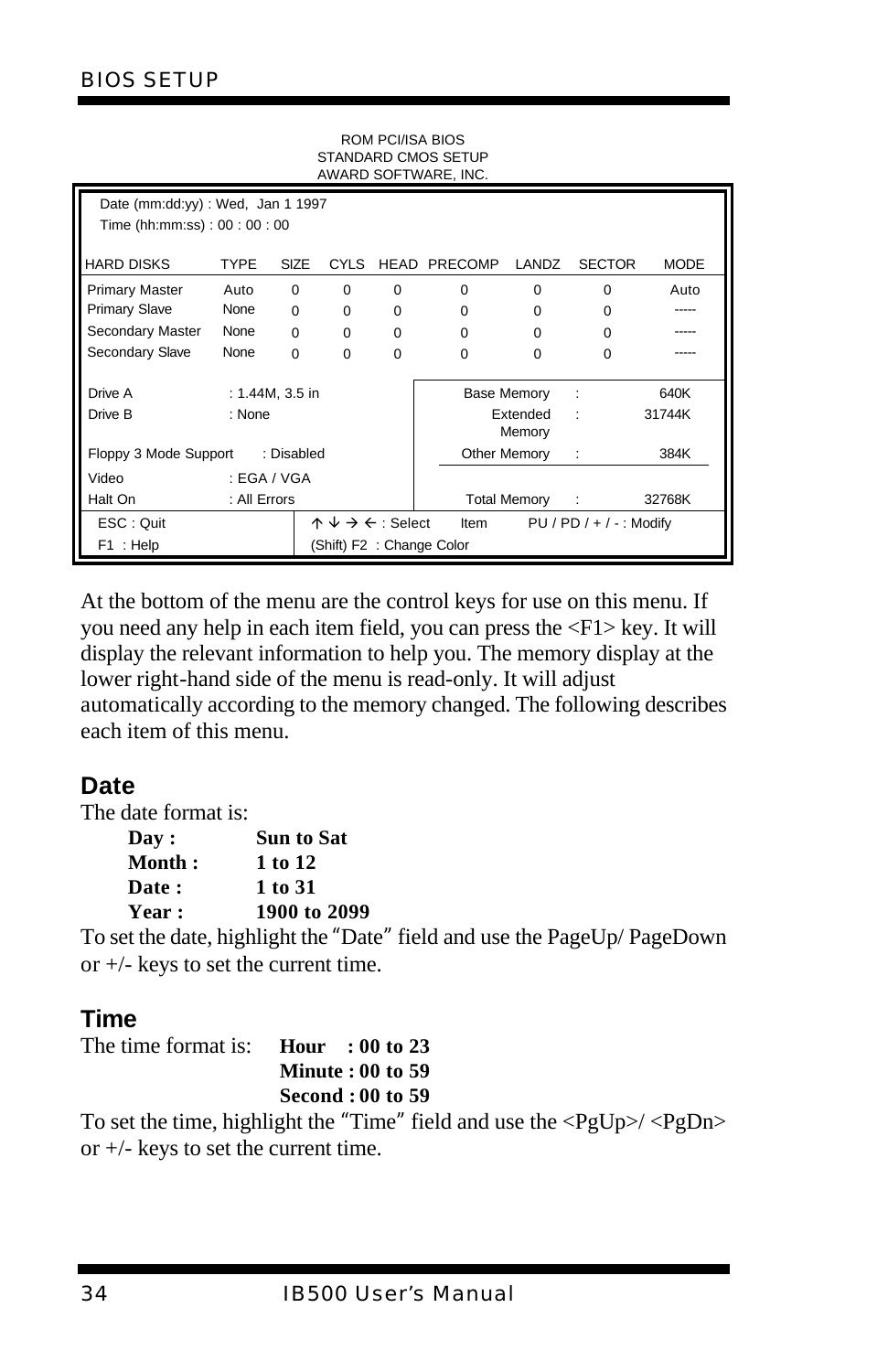ROM PCI/ISA BIOS
STANDARD CMOS SETUP
AWARD SOFTWARE, INC.

Date (mm:dd:yy) : Wed, Jan 1 1997
Time (hh:mm:ss) : 00 : 00 : 00

| HARD DISKS | TYPE | SIZE | CYLS | HEAD | PRECOMP | LANDZ | SECTOR | MODE |
|---|---|---|---|---|---|---|---|---|
| Primary Master | Auto | 0 | 0 | 0 | 0 | 0 | 0 | Auto |
| Primary Slave | None | 0 | 0 | 0 | 0 | 0 | 0 | ----- |
| Secondary Master | None | 0 | 0 | 0 | 0 | 0 | 0 | ----- |
| Secondary Slave | None | 0 | 0 | 0 | 0 | 0 | 0 | ----- |

| | | | | |
|---|---|---|---|---|
| Drive A | : 1.44M, 3.5 in | Base Memory | : | 640K |
| Drive B | : None | Extended Memory | : | 31744K |
| Floppy 3 Mode Support | : Disabled | Other Memory | : | 384K |
| Video | : EGA / VGA | | | |
| Halt On | : All Errors | Total Memory | : | 32768K |

| | | |
|---|---|---|
| ESC : Quit | ↑ ↓ → ← : Select Item | PU / PD / + / - : Modify |
| F1 : Help | (Shift) F2 : Change Color | |

At the bottom of the menu are the control keys for use on this menu. If you need any help in each item field, you can press the <F1> key. It will display the relevant information to help you. The memory display at the lower right-hand side of the menu is read-only. It will adjust automatically according to the memory changed. The following describes each item of this menu.

## Date

The date format is:

| | |
|---|---|
| **Day :** | **Sun to Sat** |
| **Month :** | **1 to 12** |
| **Date :** | **1 to 31** |
| **Year :** | **1900 to 2099** |

To set the date, highlight the "Date" field and use the PageUp/ PageDown or +/- keys to set the current time.

## Time

The time format is: **Hour : 00 to 23**
**Minute : 00 to 59**
**Second : 00 to 59**

To set the time, highlight the "Time" field and use the <PgUp>/ <PgDn> or +/- keys to set the current time.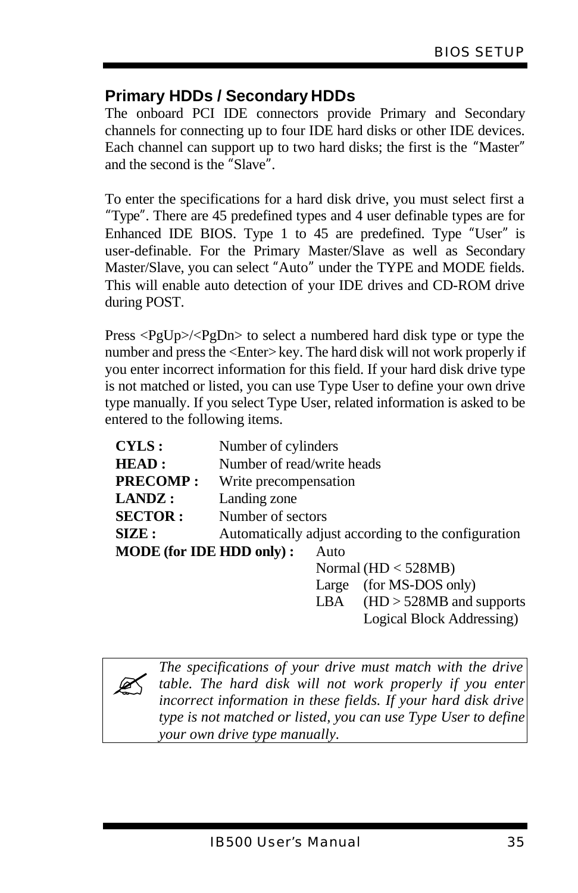## Primary HDDs / Secondary HDDs

The onboard PCI IDE connectors provide Primary and Secondary channels for connecting up to four IDE hard disks or other IDE devices. Each channel can support up to two hard disks; the first is the "Master" and the second is the "Slave".

To enter the specifications for a hard disk drive, you must select first a "Type". There are 45 predefined types and 4 user definable types are for Enhanced IDE BIOS. Type 1 to 45 are predefined. Type "User" is user-definable. For the Primary Master/Slave as well as Secondary Master/Slave, you can select "Auto" under the TYPE and MODE fields. This will enable auto detection of your IDE drives and CD-ROM drive during POST.

Press <PgUp>/<PgDn> to select a numbered hard disk type or type the number and press the <Enter> key. The hard disk will not work properly if you enter incorrect information for this field. If your hard disk drive type is not matched or listed, you can use Type User to define your own drive type manually. If you select Type User, related information is asked to be entered to the following items.

**CYLS :** Number of cylinders
**HEAD :** Number of read/write heads
**PRECOMP :** Write precompensation
**LANDZ :** Landing zone
**SECTOR :** Number of sectors
**SIZE :** Automatically adjust according to the configuration
**MODE (for IDE HDD only) :**
- Auto
- Normal (HD < 528MB)
- Large (for MS-DOS only)
- LBA (HD > 528MB and supports Logical Block Addressing)

> ✍ *The specifications of your drive must match with the drive table. The hard disk will not work properly if you enter incorrect information in these fields. If your hard disk drive type is not matched or listed, you can use Type User to define your own drive type manually.*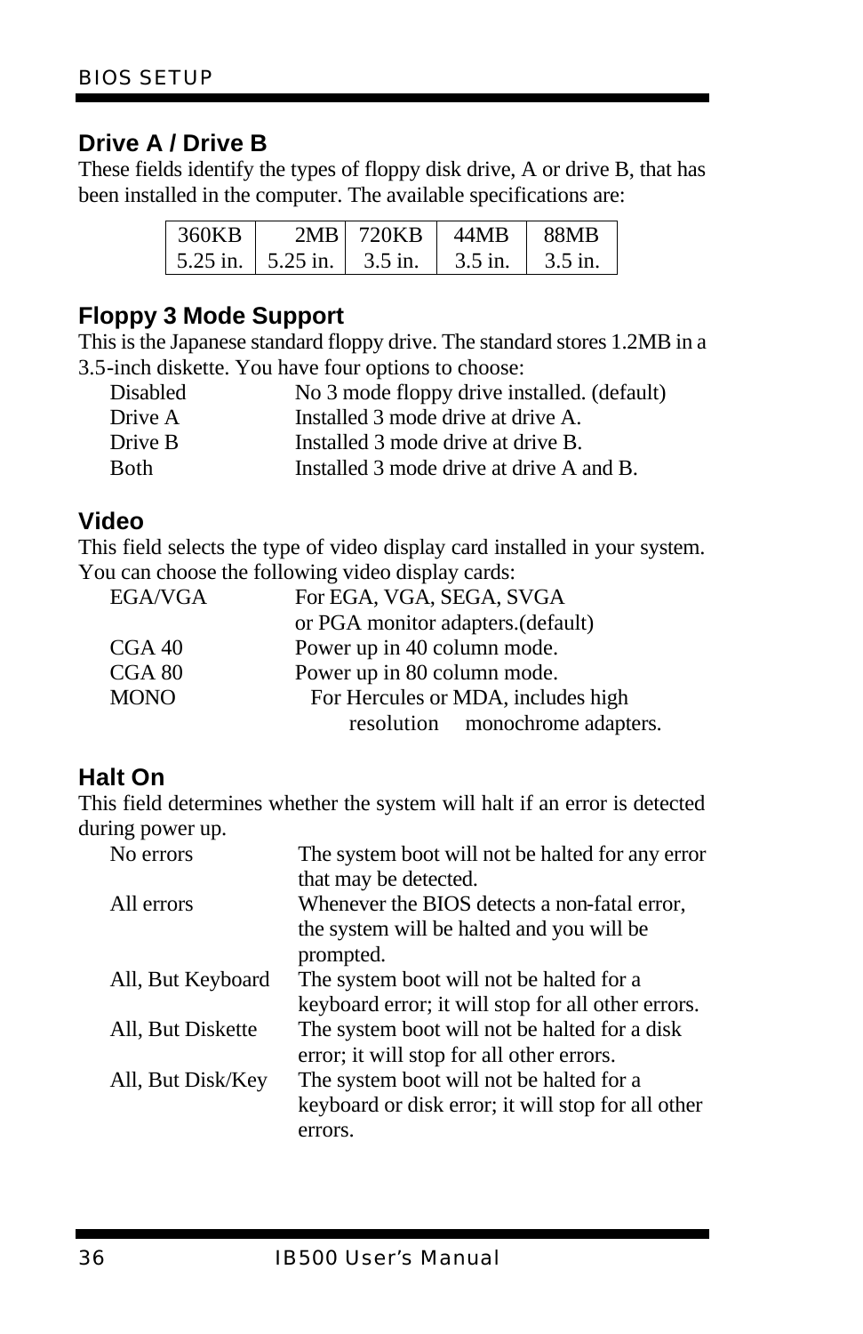## Drive A / Drive B

These fields identify the types of floppy disk drive, A or drive B, that has been installed in the computer. The available specifications are:

| 360KB | 2MB | 720KB | 44MB | 88MB |
|---|---|---|---|---|
| 5.25 in. | 5.25 in. | 3.5 in. | 3.5 in. | 3.5 in. |

## Floppy 3 Mode Support

This is the Japanese standard floppy drive. The standard stores 1.2MB in a 3.5-inch diskette. You have four options to choose:

| | |
|---|---|
| Disabled | No 3 mode floppy drive installed. (default) |
| Drive A | Installed 3 mode drive at drive A. |
| Drive B | Installed 3 mode drive at drive B. |
| Both | Installed 3 mode drive at drive A and B. |

## Video

This field selects the type of video display card installed in your system. You can choose the following video display cards:

| | |
|---|---|
| EGA/VGA | For EGA, VGA, SEGA, SVGA or PGA monitor adapters.(default) |
| CGA 40 | Power up in 40 column mode. |
| CGA 80 | Power up in 80 column mode. |
| MONO | For Hercules or MDA, includes high resolution monochrome adapters. |

## Halt On

This field determines whether the system will halt if an error is detected during power up.

| | |
|---|---|
| No errors | The system boot will not be halted for any error that may be detected. |
| All errors | Whenever the BIOS detects a non-fatal error, the system will be halted and you will be prompted. |
| All, But Keyboard | The system boot will not be halted for a keyboard error; it will stop for all other errors. |
| All, But Diskette | The system boot will not be halted for a disk error; it will stop for all other errors. |
| All, But Disk/Key | The system boot will not be halted for a keyboard or disk error; it will stop for all other errors. |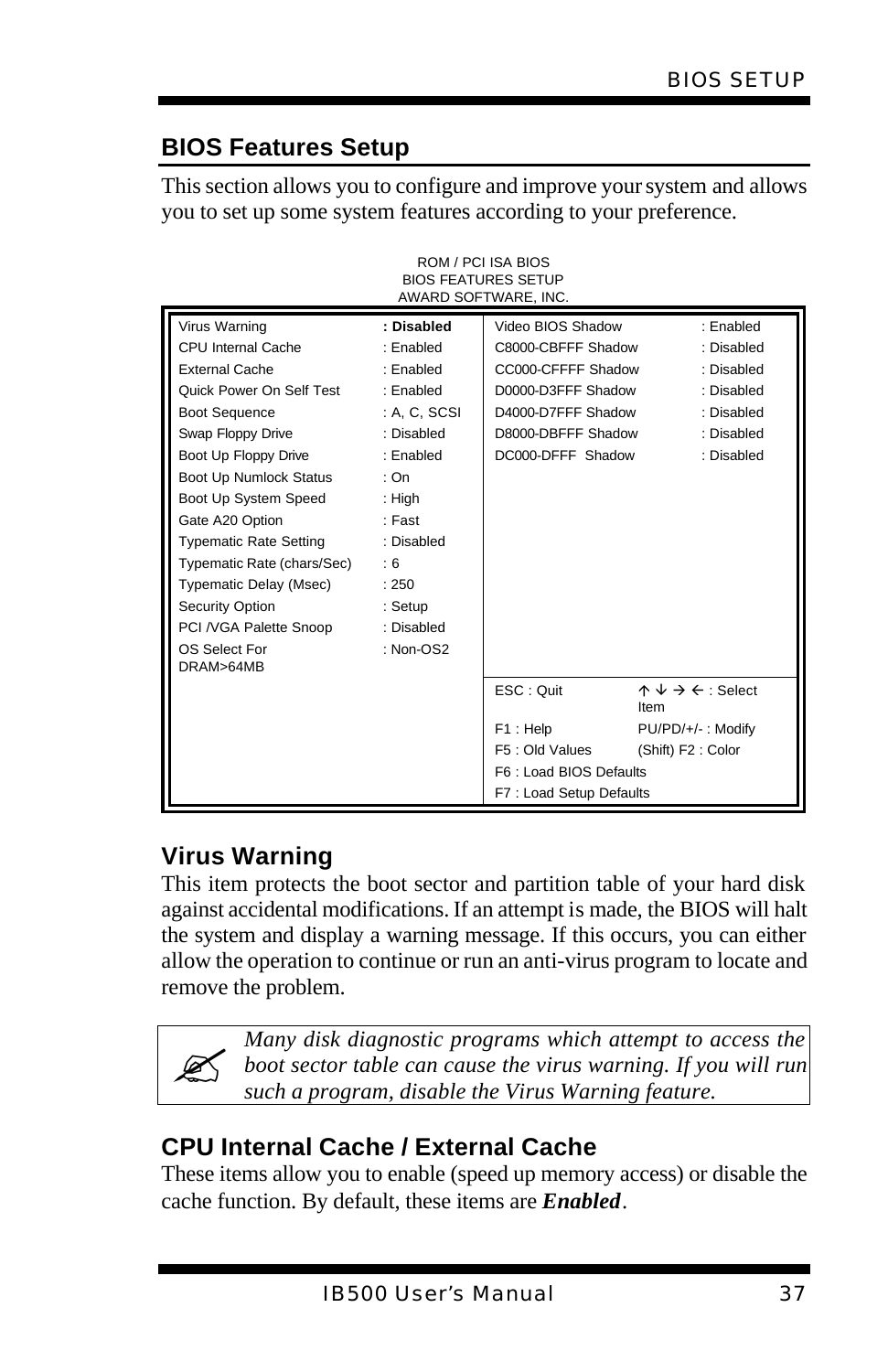## BIOS Features Setup

This section allows you to configure and improve your system and allows you to set up some system features according to your preference.

ROM / PCI ISA BIOS
BIOS FEATURES SETUP
AWARD SOFTWARE, INC.

| | | | |
|---|---|---|---|
| Virus Warning | **: Disabled** | Video BIOS Shadow | : Enabled |
| CPU Internal Cache | : Enabled | C8000-CBFFF Shadow | : Disabled |
| External Cache | : Enabled | CC000-CFFFF Shadow | : Disabled |
| Quick Power On Self Test | : Enabled | D0000-D3FFF Shadow | : Disabled |
| Boot Sequence | : A, C, SCSI | D4000-D7FFF Shadow | : Disabled |
| Swap Floppy Drive | : Disabled | D8000-DBFFF Shadow | : Disabled |
| Boot Up Floppy Drive | : Enabled | DC000-DFFF Shadow | : Disabled |
| Boot Up Numlock Status | : On | | |
| Boot Up System Speed | : High | | |
| Gate A20 Option | : Fast | | |
| Typematic Rate Setting | : Disabled | | |
| Typematic Rate (chars/Sec) | : 6 | | |
| Typematic Delay (Msec) | : 250 | | |
| Security Option | : Setup | | |
| PCI /VGA Palette Snoop | : Disabled | | |
| OS Select For DRAM>64MB | : Non-OS2 | | |
| | | ESC : Quit | ↑ ↓ → ← : Select Item |
| | | F1 : Help | PU/PD/+/- : Modify |
| | | F5 : Old Values | (Shift) F2 : Color |
| | | F6 : Load BIOS Defaults | |
| | | F7 : Load Setup Defaults | |

### Virus Warning

This item protects the boot sector and partition table of your hard disk against accidental modifications. If an attempt is made, the BIOS will halt the system and display a warning message. If this occurs, you can either allow the operation to continue or run an anti-virus program to locate and remove the problem.

> *Many disk diagnostic programs which attempt to access the boot sector table can cause the virus warning. If you will run such a program, disable the Virus Warning feature.*

### CPU Internal Cache / External Cache

These items allow you to enable (speed up memory access) or disable the cache function. By default, these items are ***Enabled***.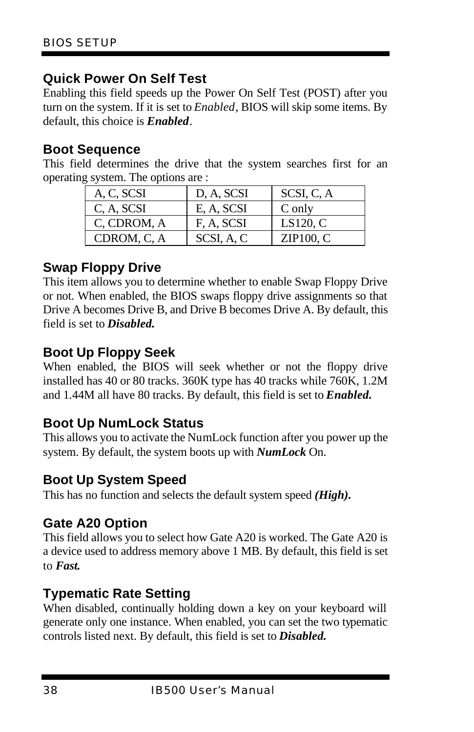### Quick Power On Self Test

Enabling this field speeds up the Power On Self Test (POST) after you turn on the system. If it is set to *Enabled*, BIOS will skip some items. By default, this choice is ***Enabled***.

### Boot Sequence

This field determines the drive that the system searches first for an operating system. The options are :

| | | |
|---|---|---|
| A, C, SCSI | D, A, SCSI | SCSI, C, A |
| C, A, SCSI | E, A, SCSI | C only |
| C, CDROM, A | F, A, SCSI | LS120, C |
| CDROM, C, A | SCSI, A, C | ZIP100, C |

### Swap Floppy Drive

This item allows you to determine whether to enable Swap Floppy Drive or not. When enabled, the BIOS swaps floppy drive assignments so that Drive A becomes Drive B, and Drive B becomes Drive A. By default, this field is set to ***Disabled.***

### Boot Up Floppy Seek

When enabled, the BIOS will seek whether or not the floppy drive installed has 40 or 80 tracks. 360K type has 40 tracks while 760K, 1.2M and 1.44M all have 80 tracks. By default, this field is set to ***Enabled.***

### Boot Up NumLock Status

This allows you to activate the NumLock function after you power up the system. By default, the system boots up with ***NumLock*** On.

### Boot Up System Speed

This has no function and selects the default system speed ***(High).***

### Gate A20 Option

This field allows you to select how Gate A20 is worked. The Gate A20 is a device used to address memory above 1 MB. By default, this field is set to ***Fast.***

### Typematic Rate Setting

When disabled, continually holding down a key on your keyboard will generate only one instance. When enabled, you can set the two typematic controls listed next. By default, this field is set to ***Disabled.***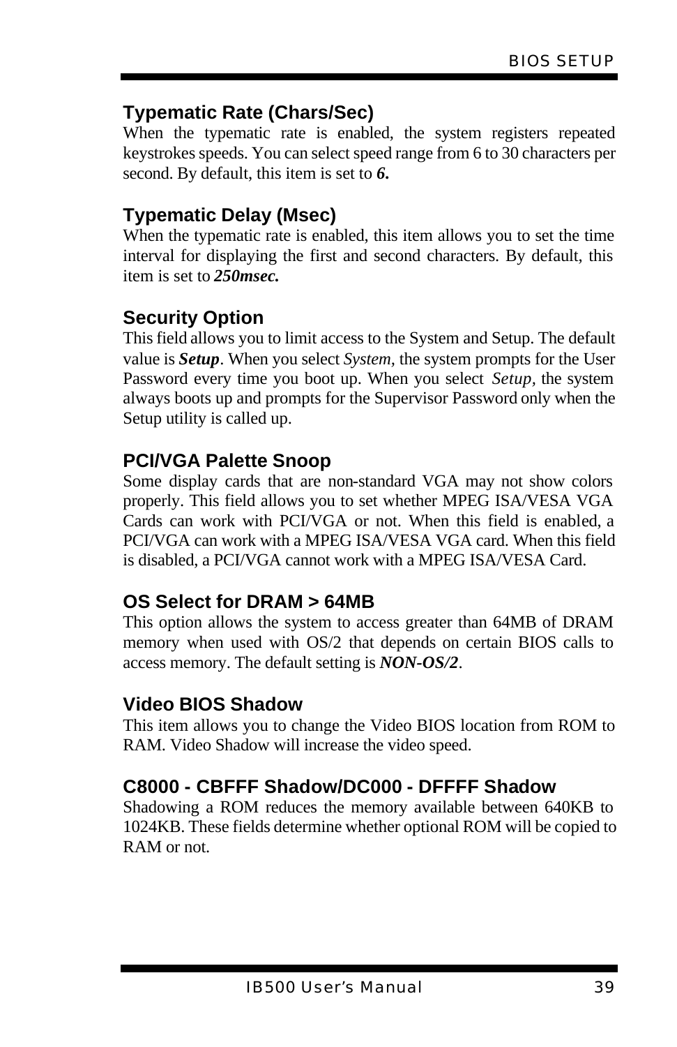### Typematic Rate (Chars/Sec)

When the typematic rate is enabled, the system registers repeated keystrokes speeds. You can select speed range from 6 to 30 characters per second. By default, this item is set to ***6.***

### Typematic Delay (Msec)

When the typematic rate is enabled, this item allows you to set the time interval for displaying the first and second characters. By default, this item is set to ***250msec.***

### Security Option

This field allows you to limit access to the System and Setup. The default value is ***Setup***. When you select *System*, the system prompts for the User Password every time you boot up. When you select *Setup*, the system always boots up and prompts for the Supervisor Password only when the Setup utility is called up.

### PCI/VGA Palette Snoop

Some display cards that are non-standard VGA may not show colors properly. This field allows you to set whether MPEG ISA/VESA VGA Cards can work with PCI/VGA or not. When this field is enabled, a PCI/VGA can work with a MPEG ISA/VESA VGA card. When this field is disabled, a PCI/VGA cannot work with a MPEG ISA/VESA Card.

### OS Select for DRAM > 64MB

This option allows the system to access greater than 64MB of DRAM memory when used with OS/2 that depends on certain BIOS calls to access memory. The default setting is ***NON-OS/2***.

### Video BIOS Shadow

This item allows you to change the Video BIOS location from ROM to RAM. Video Shadow will increase the video speed.

### C8000 - CBFFF Shadow/DC000 - DFFFF Shadow

Shadowing a ROM reduces the memory available between 640KB to 1024KB. These fields determine whether optional ROM will be copied to RAM or not.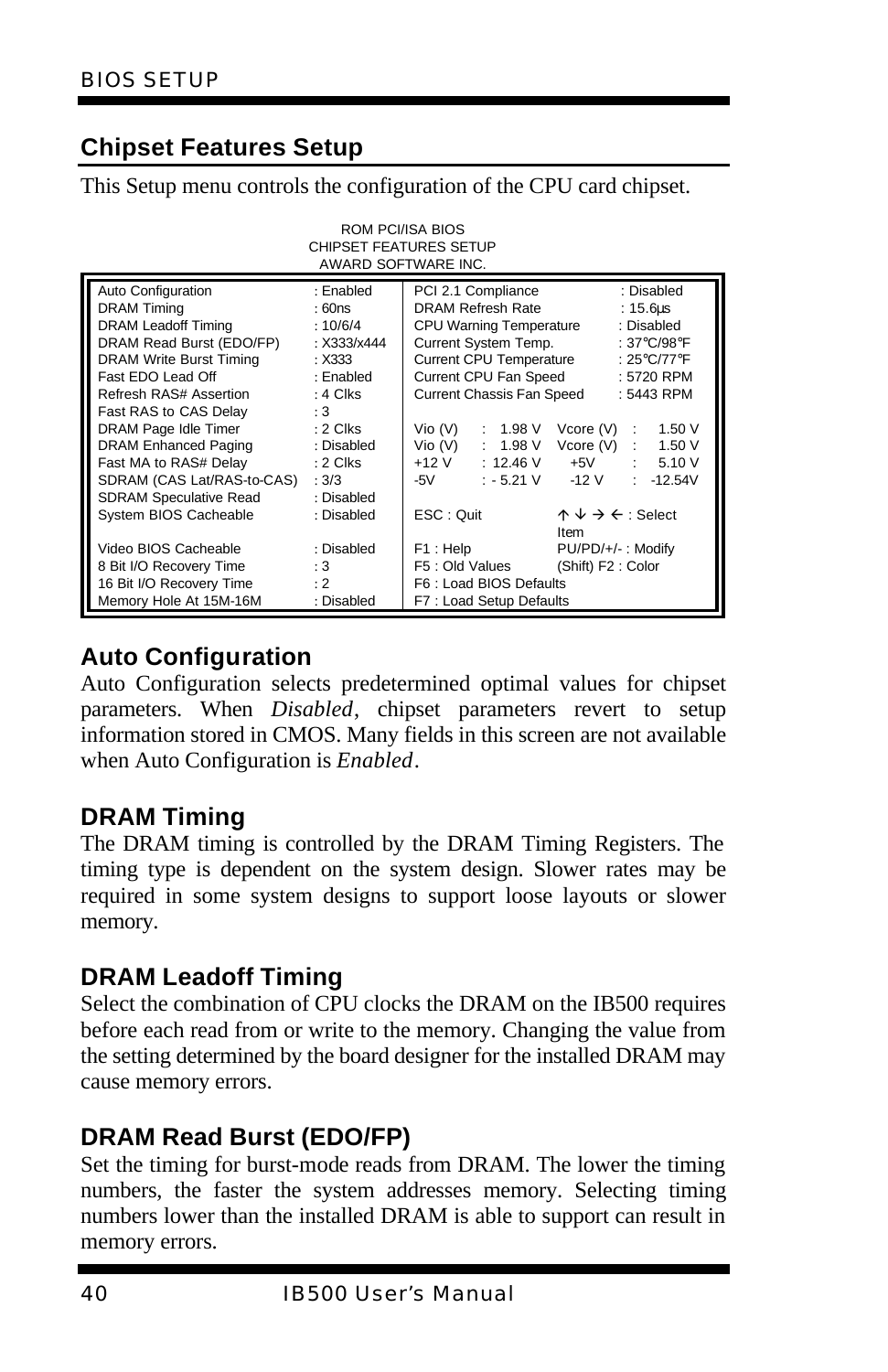## Chipset Features Setup

This Setup menu controls the configuration of the CPU card chipset.

ROM PCI/ISA BIOS
CHIPSET FEATURES SETUP
AWARD SOFTWARE INC.

| | | | |
|---|---|---|---|
| Auto Configuration | : Enabled | PCI 2.1 Compliance | : Disabled |
| DRAM Timing | : 60ns | DRAM Refresh Rate | : 15.6µs |
| DRAM Leadoff Timing | : 10/6/4 | CPU Warning Temperature | : Disabled |
| DRAM Read Burst (EDO/FP) | : X333/x444 | Current System Temp. | : 37°C/98°F |
| DRAM Write Burst Timing | : X333 | Current CPU Temperature | : 25°C/77°F |
| Fast EDO Lead Off | : Enabled | Current CPU Fan Speed | : 5720 RPM |
| Refresh RAS# Assertion | : 4 Clks | Current Chassis Fan Speed | : 5443 RPM |
| Fast RAS to CAS Delay | : 3 | | |
| DRAM Page Idle Timer | : 2 Clks | Vio (V) : 1.98 V | Vcore (V) : 1.50 V |
| DRAM Enhanced Paging | : Disabled | Vio (V) : 1.98 V | Vcore (V) : 1.50 V |
| Fast MA to RAS# Delay | : 2 Clks | +12 V : 12.46 V | +5V : 5.10 V |
| SDRAM (CAS Lat/RAS-to-CAS) | : 3/3 | -5V : - 5.21 V | -12 V : -12.54V |
| SDRAM Speculative Read | : Disabled | | |
| System BIOS Cacheable | : Disabled | ESC : Quit | ↑ ↓ → ← : Select Item |
| Video BIOS Cacheable | : Disabled | F1 : Help | PU/PD/+/- : Modify |
| 8 Bit I/O Recovery Time | : 3 | F5 : Old Values | (Shift) F2 : Color |
| 16 Bit I/O Recovery Time | : 2 | F6 : Load BIOS Defaults | |
| Memory Hole At 15M-16M | : Disabled | F7 : Load Setup Defaults | |

### Auto Configuration

Auto Configuration selects predetermined optimal values for chipset parameters. When *Disabled*, chipset parameters revert to setup information stored in CMOS. Many fields in this screen are not available when Auto Configuration is *Enabled*.

### DRAM Timing

The DRAM timing is controlled by the DRAM Timing Registers. The timing type is dependent on the system design. Slower rates may be required in some system designs to support loose layouts or slower memory.

### DRAM Leadoff Timing

Select the combination of CPU clocks the DRAM on the IB500 requires before each read from or write to the memory. Changing the value from the setting determined by the board designer for the installed DRAM may cause memory errors.

### DRAM Read Burst (EDO/FP)

Set the timing for burst-mode reads from DRAM. The lower the timing numbers, the faster the system addresses memory. Selecting timing numbers lower than the installed DRAM is able to support can result in memory errors.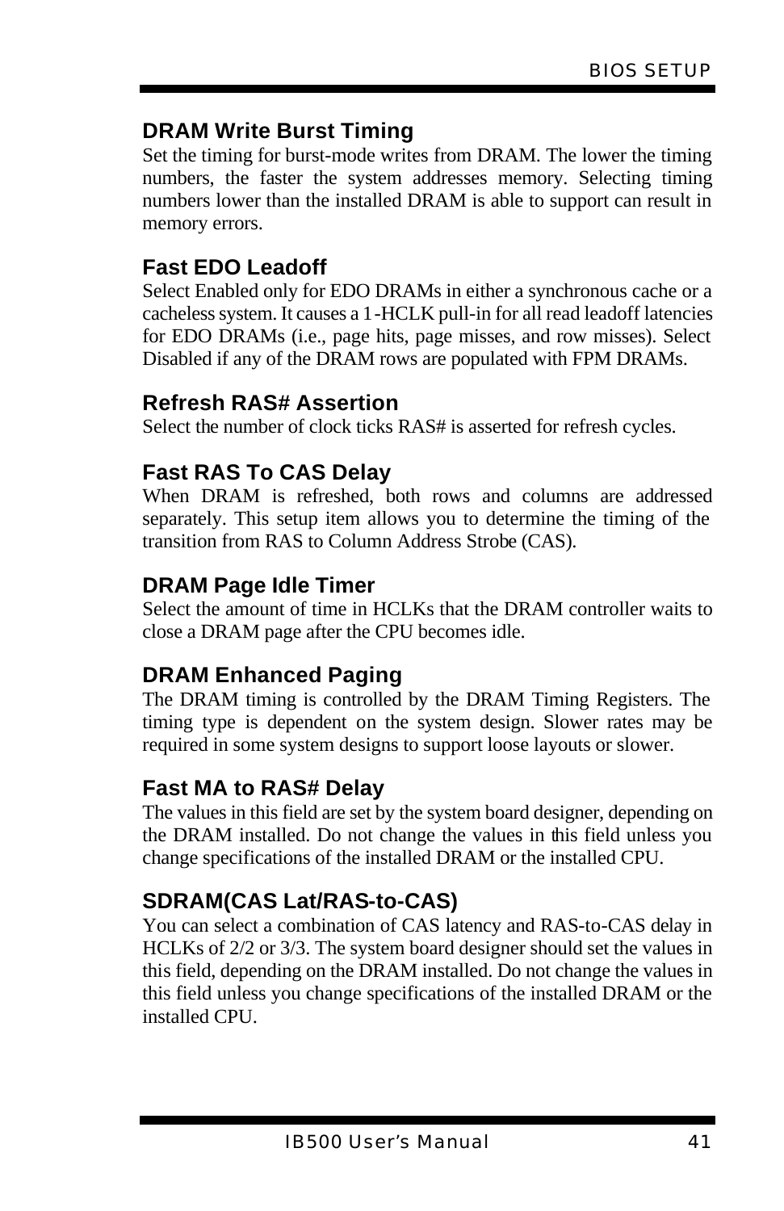### DRAM Write Burst Timing

Set the timing for burst-mode writes from DRAM. The lower the timing numbers, the faster the system addresses memory. Selecting timing numbers lower than the installed DRAM is able to support can result in memory errors.

### Fast EDO Leadoff

Select Enabled only for EDO DRAMs in either a synchronous cache or a cacheless system. It causes a 1-HCLK pull-in for all read leadoff latencies for EDO DRAMs (i.e., page hits, page misses, and row misses). Select Disabled if any of the DRAM rows are populated with FPM DRAMs.

### Refresh RAS# Assertion

Select the number of clock ticks RAS# is asserted for refresh cycles.

### Fast RAS To CAS Delay

When DRAM is refreshed, both rows and columns are addressed separately. This setup item allows you to determine the timing of the transition from RAS to Column Address Strobe (CAS).

### DRAM Page Idle Timer

Select the amount of time in HCLKs that the DRAM controller waits to close a DRAM page after the CPU becomes idle.

### DRAM Enhanced Paging

The DRAM timing is controlled by the DRAM Timing Registers. The timing type is dependent on the system design. Slower rates may be required in some system designs to support loose layouts or slower.

### Fast MA to RAS# Delay

The values in this field are set by the system board designer, depending on the DRAM installed. Do not change the values in this field unless you change specifications of the installed DRAM or the installed CPU.

### SDRAM(CAS Lat/RAS-to-CAS)

You can select a combination of CAS latency and RAS-to-CAS delay in HCLKs of 2/2 or 3/3. The system board designer should set the values in this field, depending on the DRAM installed. Do not change the values in this field unless you change specifications of the installed DRAM or the installed CPU.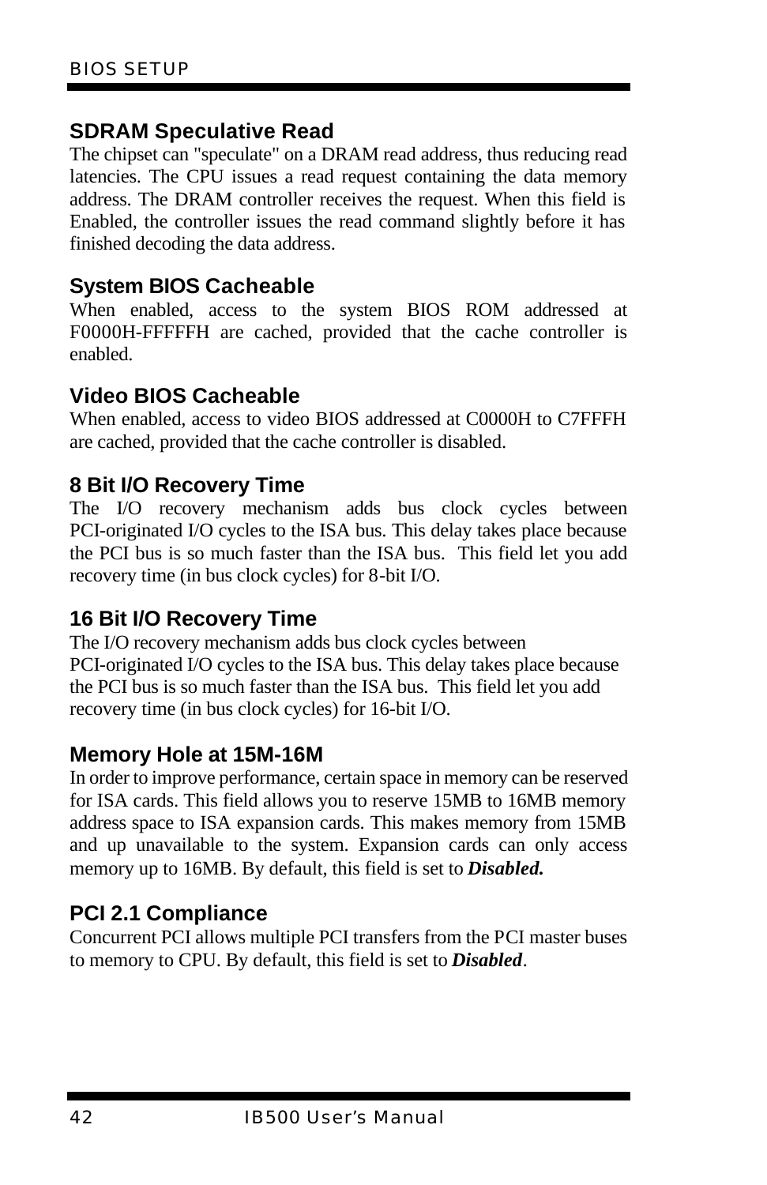## SDRAM Speculative Read

The chipset can "speculate" on a DRAM read address, thus reducing read latencies. The CPU issues a read request containing the data memory address. The DRAM controller receives the request. When this field is Enabled, the controller issues the read command slightly before it has finished decoding the data address.

## System BIOS Cacheable

When enabled, access to the system BIOS ROM addressed at F0000H-FFFFFH are cached, provided that the cache controller is enabled.

## Video BIOS Cacheable

When enabled, access to video BIOS addressed at C0000H to C7FFFH are cached, provided that the cache controller is disabled.

## 8 Bit I/O Recovery Time

The I/O recovery mechanism adds bus clock cycles between PCI-originated I/O cycles to the ISA bus. This delay takes place because the PCI bus is so much faster than the ISA bus. This field let you add recovery time (in bus clock cycles) for 8-bit I/O.

## 16 Bit I/O Recovery Time

The I/O recovery mechanism adds bus clock cycles between PCI-originated I/O cycles to the ISA bus. This delay takes place because the PCI bus is so much faster than the ISA bus. This field let you add recovery time (in bus clock cycles) for 16-bit I/O.

## Memory Hole at 15M-16M

In order to improve performance, certain space in memory can be reserved for ISA cards. This field allows you to reserve 15MB to 16MB memory address space to ISA expansion cards. This makes memory from 15MB and up unavailable to the system. Expansion cards can only access memory up to 16MB. By default, this field is set to ***Disabled.***

## PCI 2.1 Compliance

Concurrent PCI allows multiple PCI transfers from the PCI master buses to memory to CPU. By default, this field is set to ***Disabled***.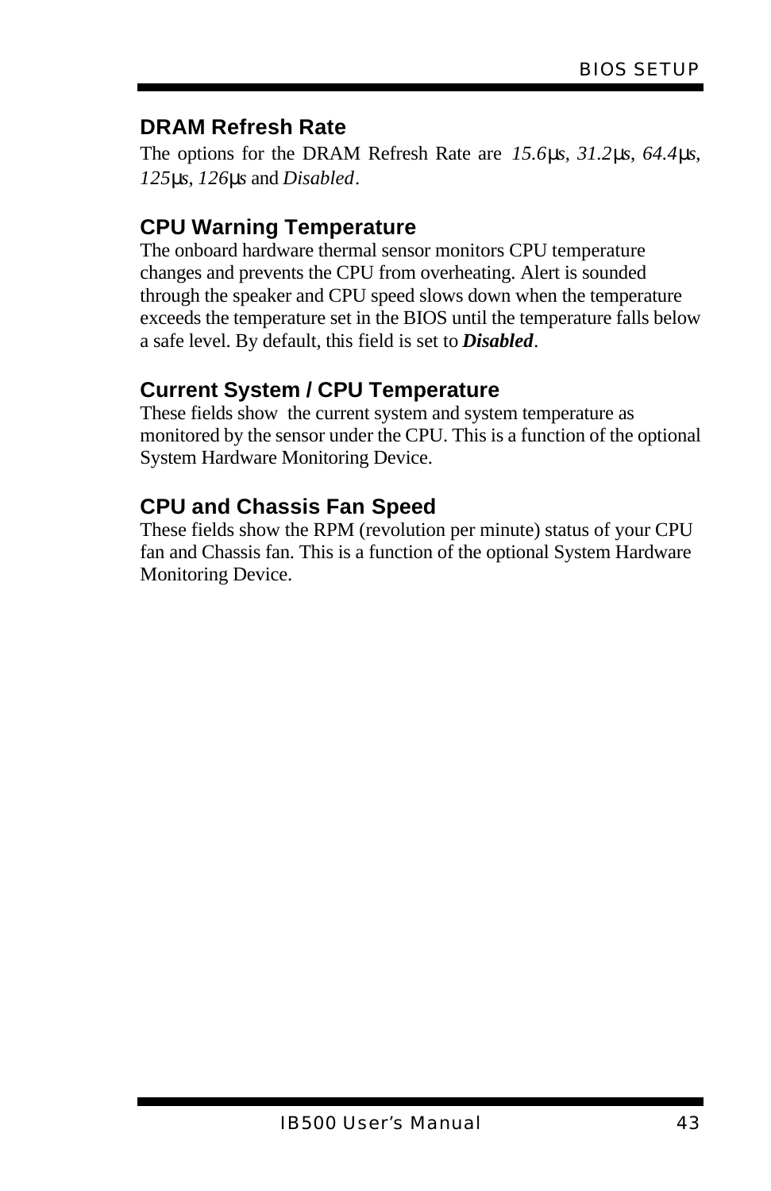## DRAM Refresh Rate

The options for the DRAM Refresh Rate are *15.6µs*, *31.2µs*, *64.4µs*, *125µs*, *126µs* and *Disabled*.

## CPU Warning Temperature

The onboard hardware thermal sensor monitors CPU temperature changes and prevents the CPU from overheating. Alert is sounded through the speaker and CPU speed slows down when the temperature exceeds the temperature set in the BIOS until the temperature falls below a safe level. By default, this field is set to ***Disabled***.

## Current System / CPU Temperature

These fields show the current system and system temperature as monitored by the sensor under the CPU. This is a function of the optional System Hardware Monitoring Device.

## CPU and Chassis Fan Speed

These fields show the RPM (revolution per minute) status of your CPU fan and Chassis fan. This is a function of the optional System Hardware Monitoring Device.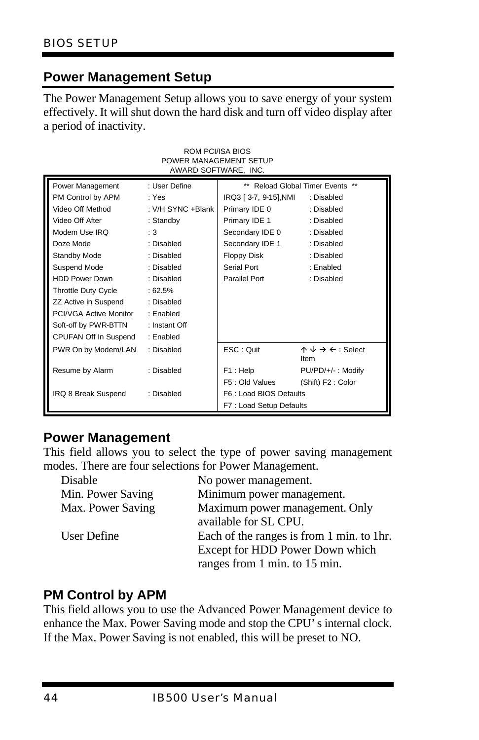## Power Management Setup

The Power Management Setup allows you to save energy of your system effectively. It will shut down the hard disk and turn off video display after a period of inactivity.

ROM PCI/ISA BIOS
POWER MANAGEMENT SETUP
AWARD SOFTWARE, INC.

| | | | |
|---|---|---|---|
| Power Management | : User Define | ** Reload Global Timer Events ** | |
| PM Control by APM | : Yes | IRQ3 [ 3-7, 9-15],NMI | : Disabled |
| Video Off Method | : V/H SYNC +Blank | Primary IDE 0 | : Disabled |
| Video Off After | : Standby | Primary IDE 1 | : Disabled |
| Modem Use IRQ | : 3 | Secondary IDE 0 | : Disabled |
| Doze Mode | : Disabled | Secondary IDE 1 | : Disabled |
| Standby Mode | : Disabled | Floppy Disk | : Disabled |
| Suspend Mode | : Disabled | Serial Port | : Enabled |
| HDD Power Down | : Disabled | Parallel Port | : Disabled |
| Throttle Duty Cycle | : 62.5% | | |
| ZZ Active in Suspend | : Disabled | | |
| PCI/VGA Active Monitor | : Enabled | | |
| Soft-off by PWR-BTTN | : Instant Off | | |
| CPUFAN Off In Suspend | : Enabled | | |
| PWR On by Modem/LAN | : Disabled | ESC : Quit | ↑ ↓ → ← : Select Item |
| Resume by Alarm | : Disabled | F1 : Help | PU/PD/+/- : Modify |
| | | F5 : Old Values | (Shift) F2 : Color |
| IRQ 8 Break Suspend | : Disabled | F6 : Load BIOS Defaults | |
| | | F7 : Load Setup Defaults | |

### Power Management

This field allows you to select the type of power saving management modes. There are four selections for Power Management.

| | |
|---|---|
| Disable | No power management. |
| Min. Power Saving | Minimum power management. |
| Max. Power Saving | Maximum power management. Only available for SL CPU. |
| User Define | Each of the ranges is from 1 min. to 1hr. Except for HDD Power Down which ranges from 1 min. to 15 min. |

### PM Control by APM

This field allows you to use the Advanced Power Management device to enhance the Max. Power Saving mode and stop the CPU's internal clock. If the Max. Power Saving is not enabled, this will be preset to NO.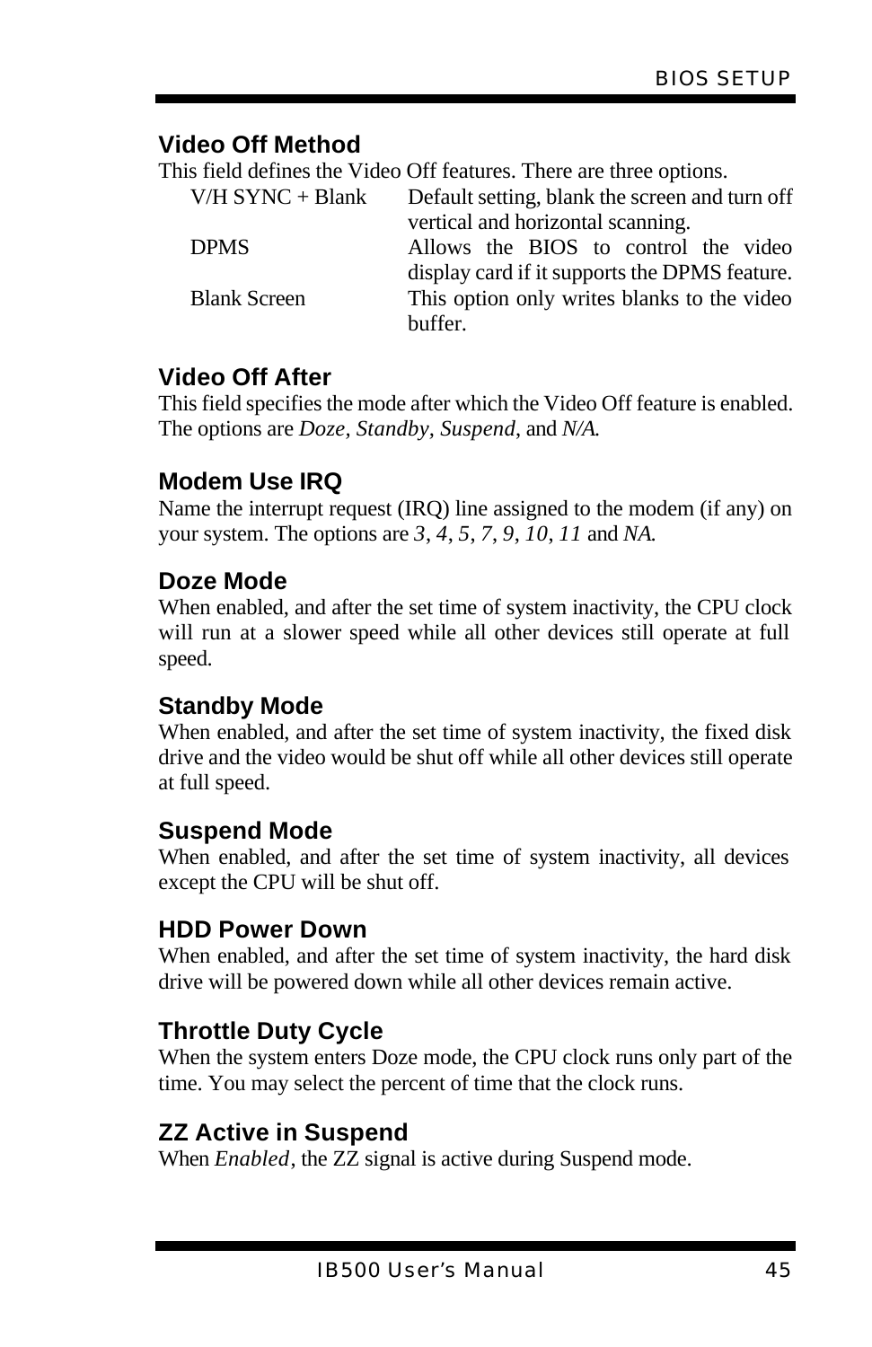### Video Off Method

This field defines the Video Off features. There are three options.

| | |
|---|---|
| V/H SYNC + Blank | Default setting, blank the screen and turn off vertical and horizontal scanning. |
| DPMS | Allows the BIOS to control the video display card if it supports the DPMS feature. |
| Blank Screen | This option only writes blanks to the video buffer. |

### Video Off After

This field specifies the mode after which the Video Off feature is enabled. The options are *Doze, Standby, Suspend*, and *N/A.*

### Modem Use IRQ

Name the interrupt request (IRQ) line assigned to the modem (if any) on your system. The options are *3, 4, 5, 7, 9, 10, 11* and *NA.*

### Doze Mode

When enabled, and after the set time of system inactivity, the CPU clock will run at a slower speed while all other devices still operate at full speed.

### Standby Mode

When enabled, and after the set time of system inactivity, the fixed disk drive and the video would be shut off while all other devices still operate at full speed.

### Suspend Mode

When enabled, and after the set time of system inactivity, all devices except the CPU will be shut off.

### HDD Power Down

When enabled, and after the set time of system inactivity, the hard disk drive will be powered down while all other devices remain active.

### Throttle Duty Cycle

When the system enters Doze mode, the CPU clock runs only part of the time. You may select the percent of time that the clock runs.

### ZZ Active in Suspend

When *Enabled*, the ZZ signal is active during Suspend mode.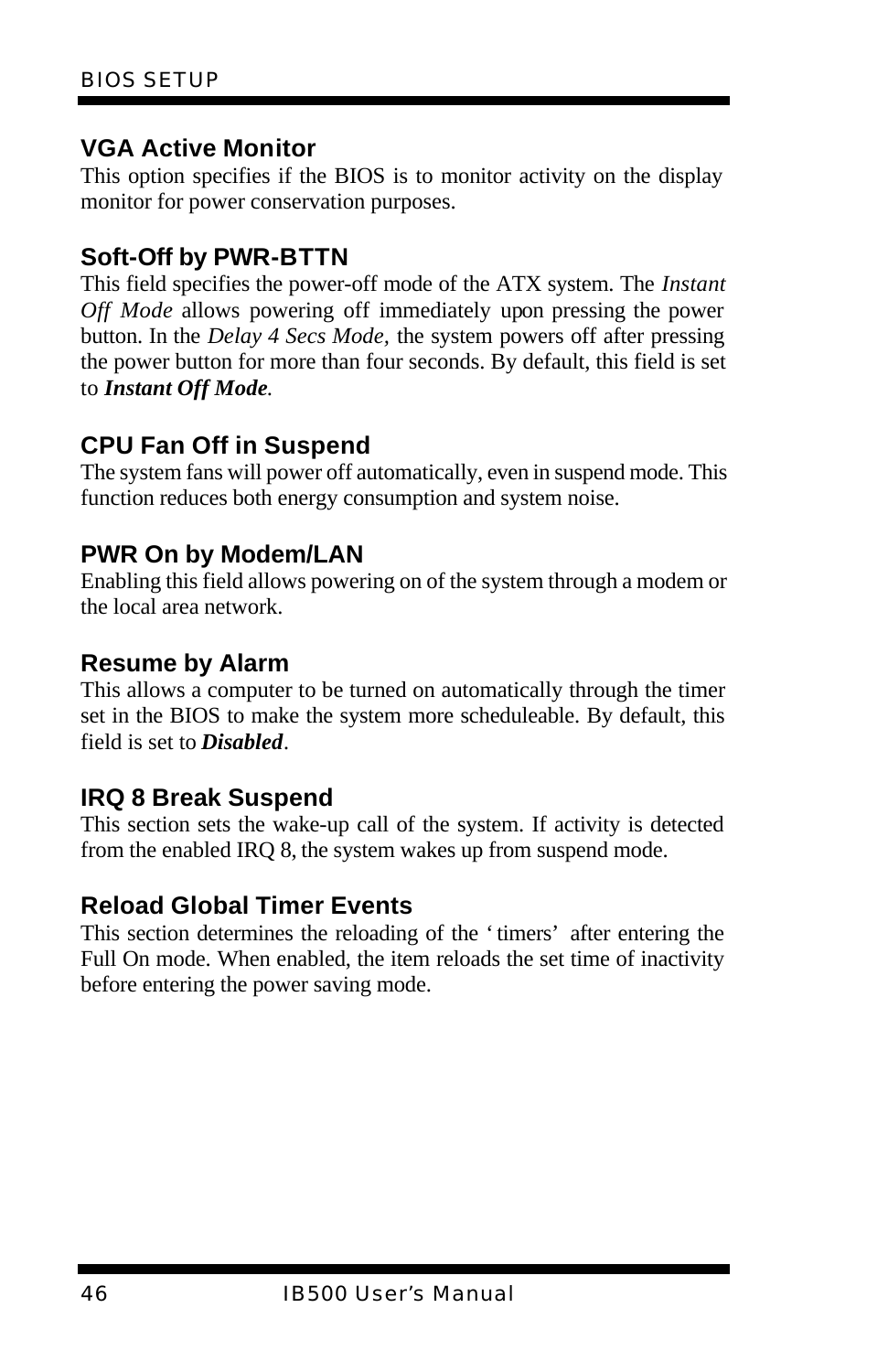### VGA Active Monitor

This option specifies if the BIOS is to monitor activity on the display monitor for power conservation purposes.

### Soft-Off by PWR-BTTN

This field specifies the power-off mode of the ATX system. The *Instant Off Mode* allows powering off immediately upon pressing the power button. In the *Delay 4 Secs Mode,* the system powers off after pressing the power button for more than four seconds. By default, this field is set to ***Instant Off Mode***.

### CPU Fan Off in Suspend

The system fans will power off automatically, even in suspend mode. This function reduces both energy consumption and system noise.

### PWR On by Modem/LAN

Enabling this field allows powering on of the system through a modem or the local area network.

### Resume by Alarm

This allows a computer to be turned on automatically through the timer set in the BIOS to make the system more scheduleable. By default, this field is set to ***Disabled***.

### IRQ 8 Break Suspend

This section sets the wake-up call of the system. If activity is detected from the enabled IRQ 8, the system wakes up from suspend mode.

### Reload Global Timer Events

This section determines the reloading of the 'timers' after entering the Full On mode. When enabled, the item reloads the set time of inactivity before entering the power saving mode.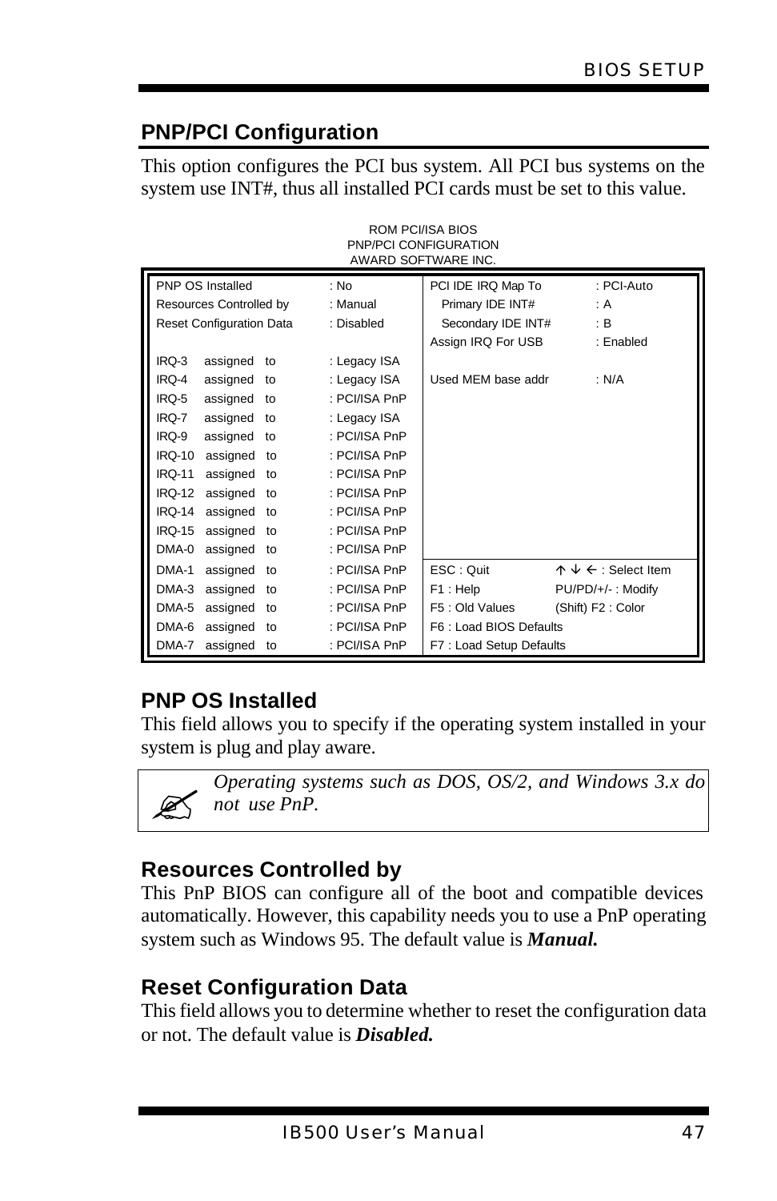## PNP/PCI Configuration

This option configures the PCI bus system. All PCI bus systems on the system use INT#, thus all installed PCI cards must be set to this value.

ROM PCI/ISA BIOS
PNP/PCI CONFIGURATION
AWARD SOFTWARE INC.

| | | | |
|---|---|---|---|
| PNP OS Installed | : No | PCI IDE IRQ Map To | : PCI-Auto |
| Resources Controlled by | : Manual | Primary IDE INT# | : A |
| Reset Configuration Data | : Disabled | Secondary IDE INT# | : B |
| | | Assign IRQ For USB | : Enabled |
| IRQ-3 assigned to | : Legacy ISA | | |
| IRQ-4 assigned to | : Legacy ISA | Used MEM base addr | : N/A |
| IRQ-5 assigned to | : PCI/ISA PnP | | |
| IRQ-7 assigned to | : Legacy ISA | | |
| IRQ-9 assigned to | : PCI/ISA PnP | | |
| IRQ-10 assigned to | : PCI/ISA PnP | | |
| IRQ-11 assigned to | : PCI/ISA PnP | | |
| IRQ-12 assigned to | : PCI/ISA PnP | | |
| IRQ-14 assigned to | : PCI/ISA PnP | | |
| IRQ-15 assigned to | : PCI/ISA PnP | | |
| DMA-0 assigned to | : PCI/ISA PnP | | |
| DMA-1 assigned to | : PCI/ISA PnP | ESC : Quit | ↑ ↓ ← : Select Item |
| DMA-3 assigned to | : PCI/ISA PnP | F1 : Help | PU/PD/+/- : Modify |
| DMA-5 assigned to | : PCI/ISA PnP | F5 : Old Values | (Shift) F2 : Color |
| DMA-6 assigned to | : PCI/ISA PnP | F6 : Load BIOS Defaults | |
| DMA-7 assigned to | : PCI/ISA PnP | F7 : Load Setup Defaults | |

### PNP OS Installed

This field allows you to specify if the operating system installed in your system is plug and play aware.

*Operating systems such as DOS, OS/2, and Windows 3.x do not use PnP.*

### Resources Controlled by

This PnP BIOS can configure all of the boot and compatible devices automatically. However, this capability needs you to use a PnP operating system such as Windows 95. The default value is ***Manual.***

### Reset Configuration Data

This field allows you to determine whether to reset the configuration data or not. The default value is ***Disabled.***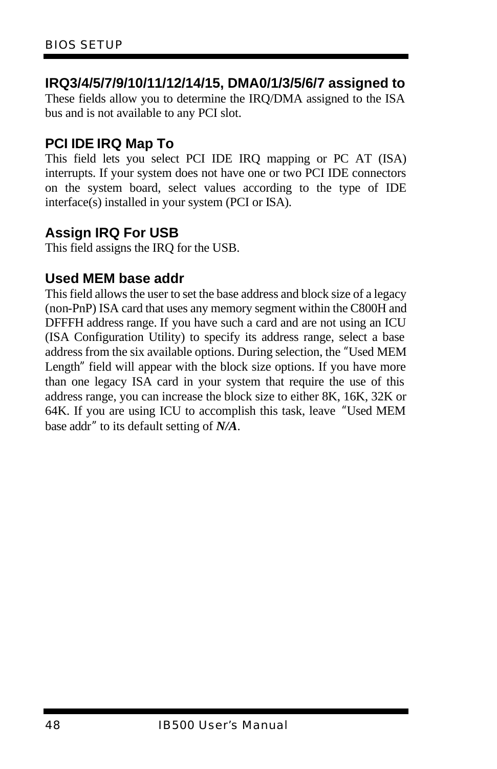### IRQ3/4/5/7/9/10/11/12/14/15, DMA0/1/3/5/6/7 assigned to

These fields allow you to determine the IRQ/DMA assigned to the ISA bus and is not available to any PCI slot.

### PCI IDE IRQ Map To

This field lets you select PCI IDE IRQ mapping or PC AT (ISA) interrupts. If your system does not have one or two PCI IDE connectors on the system board, select values according to the type of IDE interface(s) installed in your system (PCI or ISA).

### Assign IRQ For USB

This field assigns the IRQ for the USB.

### Used MEM base addr

This field allows the user to set the base address and block size of a legacy (non-PnP) ISA card that uses any memory segment within the C800H and DFFFH address range. If you have such a card and are not using an ICU (ISA Configuration Utility) to specify its address range, select a base address from the six available options. During selection, the "Used MEM Length" field will appear with the block size options. If you have more than one legacy ISA card in your system that require the use of this address range, you can increase the block size to either 8K, 16K, 32K or 64K. If you are using ICU to accomplish this task, leave "Used MEM base addr" to its default setting of ***N/A***.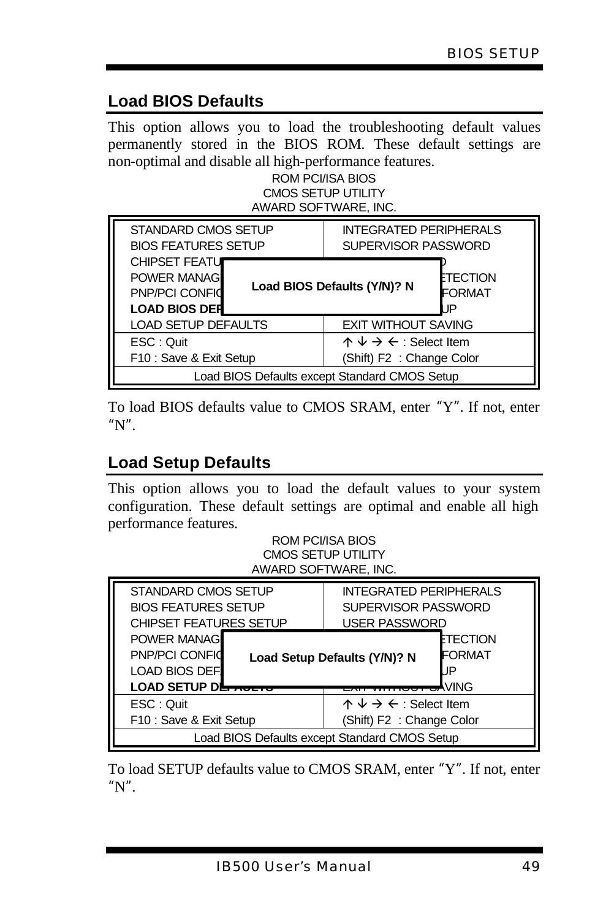## Load BIOS Defaults

This option allows you to load the troubleshooting default values permanently stored in the BIOS ROM. These default settings are non-optimal and disable all high-performance features.

```
                    ROM PCI/ISA BIOS
                   CMOS SETUP UTILITY
                  AWARD SOFTWARE, INC.

STANDARD CMOS SETUP            INTEGRATED PERIPHERALS
BIOS FEATURES SETUP            SUPERVISOR PASSWORD
CHIPSET FEATU                                D
POWER MANAG                                 ETECTION
PNP/PCI CONFIG   Load BIOS Defaults (Y/N)? N FORMAT
LOAD BIOS DEF                                UP
LOAD SETUP DEFAULTS            EXIT WITHOUT SAVING
ESC : Quit                     ↑ ↓ → ← : Select Item
F10 : Save & Exit Setup        (Shift) F2  : Change Color
        Load BIOS Defaults except Standard CMOS Setup
```

To load BIOS defaults value to CMOS SRAM, enter "Y". If not, enter "N".

## Load Setup Defaults

This option allows you to load the default values to your system configuration. These default settings are optimal and enable all high performance features.

```
                    ROM PCI/ISA BIOS
                   CMOS SETUP UTILITY
                  AWARD SOFTWARE, INC.

STANDARD CMOS SETUP            INTEGRATED PERIPHERALS
BIOS FEATURES SETUP            SUPERVISOR PASSWORD
CHIPSET FEATURES SETUP         USER PASSWORD
POWER MANAG                                 ETECTION
PNP/PCI CONFIG  Load Setup Defaults (Y/N)? N FORMAT
LOAD BIOS DEF                                UP
LOAD SETUP DEFAULTS                          VING
ESC : Quit                     ↑ ↓ → ← : Select Item
F10 : Save & Exit Setup        (Shift) F2  : Change Color
        Load BIOS Defaults except Standard CMOS Setup
```

To load SETUP defaults value to CMOS SRAM, enter "Y". If not, enter "N".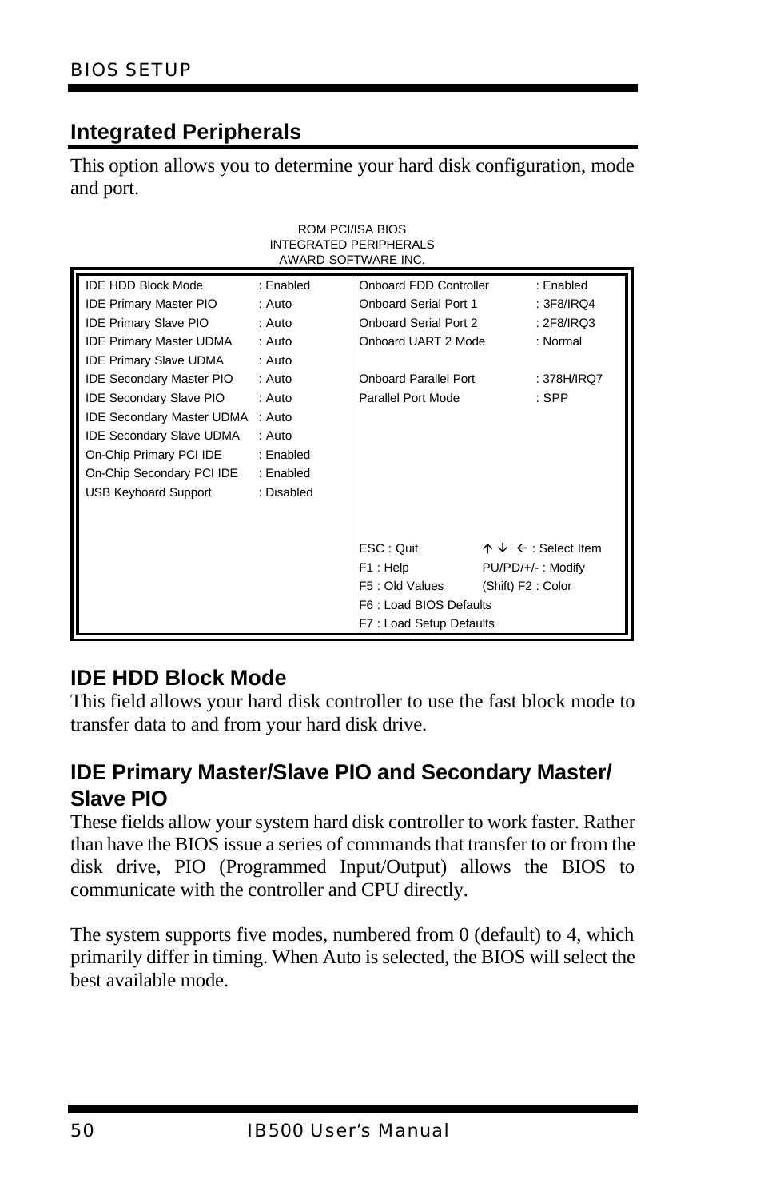## Integrated Peripherals

This option allows you to determine your hard disk configuration, mode and port.

ROM PCI/ISA BIOS
INTEGRATED PERIPHERALS
AWARD SOFTWARE INC.

| | | | |
|---|---|---|---|
| IDE HDD Block Mode | : Enabled | Onboard FDD Controller | : Enabled |
| IDE Primary Master PIO | : Auto | Onboard Serial Port 1 | : 3F8/IRQ4 |
| IDE Primary Slave PIO | : Auto | Onboard Serial Port 2 | : 2F8/IRQ3 |
| IDE Primary Master UDMA | : Auto | Onboard UART 2 Mode | : Normal |
| IDE Primary Slave UDMA | : Auto | | |
| IDE Secondary Master PIO | : Auto | Onboard Parallel Port | : 378H/IRQ7 |
| IDE Secondary Slave PIO | : Auto | Parallel Port Mode | : SPP |
| IDE Secondary Master UDMA | : Auto | | |
| IDE Secondary Slave UDMA | : Auto | | |
| On-Chip Primary PCI IDE | : Enabled | | |
| On-Chip Secondary PCI IDE | : Enabled | | |
| USB Keyboard Support | : Disabled | | |
| | | ESC : Quit | ↑ ↓ ← : Select Item |
| | | F1 : Help | PU/PD/+/- : Modify |
| | | F5 : Old Values | (Shift) F2 : Color |
| | | F6 : Load BIOS Defaults | |
| | | F7 : Load Setup Defaults | |

### IDE HDD Block Mode

This field allows your hard disk controller to use the fast block mode to transfer data to and from your hard disk drive.

### IDE Primary Master/Slave PIO and Secondary Master/ Slave PIO

These fields allow your system hard disk controller to work faster. Rather than have the BIOS issue a series of commands that transfer to or from the disk drive, PIO (Programmed Input/Output) allows the BIOS to communicate with the controller and CPU directly.

The system supports five modes, numbered from 0 (default) to 4, which primarily differ in timing. When Auto is selected, the BIOS will select the best available mode.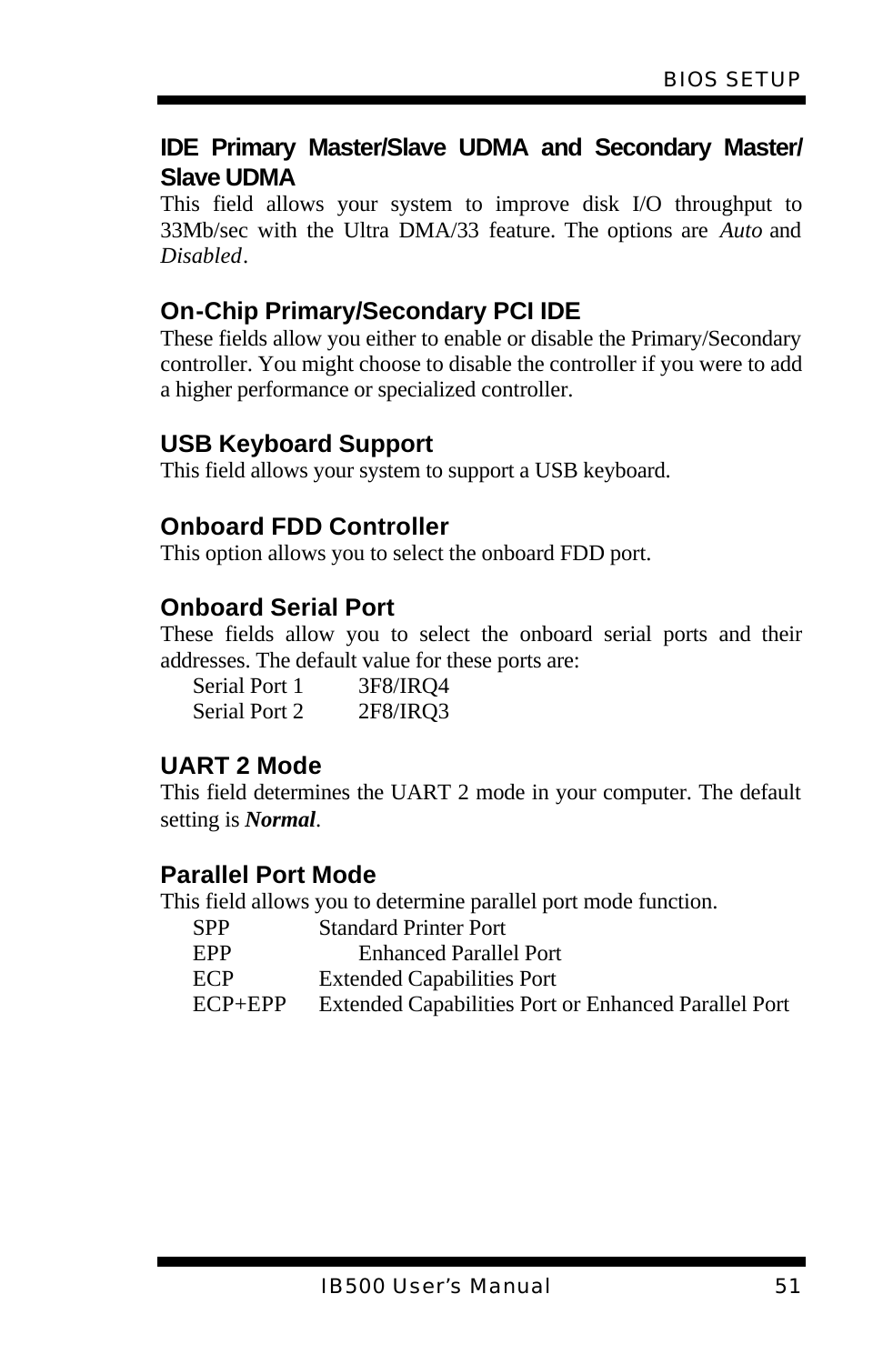### IDE Primary Master/Slave UDMA and Secondary Master/ Slave UDMA

This field allows your system to improve disk I/O throughput to 33Mb/sec with the Ultra DMA/33 feature. The options are *Auto* and *Disabled*.

### On-Chip Primary/Secondary PCI IDE

These fields allow you either to enable or disable the Primary/Secondary controller. You might choose to disable the controller if you were to add a higher performance or specialized controller.

### USB Keyboard Support

This field allows your system to support a USB keyboard.

### Onboard FDD Controller

This option allows you to select the onboard FDD port.

### Onboard Serial Port

These fields allow you to select the onboard serial ports and their addresses. The default value for these ports are:

| | |
|---|---|
| Serial Port 1 | 3F8/IRQ4 |
| Serial Port 2 | 2F8/IRQ3 |

### UART 2 Mode

This field determines the UART 2 mode in your computer. The default setting is ***Normal***.

### Parallel Port Mode

This field allows you to determine parallel port mode function.

| | |
|---|---|
| SPP | Standard Printer Port |
| EPP | Enhanced Parallel Port |
| ECP | Extended Capabilities Port |
| ECP+EPP | Extended Capabilities Port or Enhanced Parallel Port |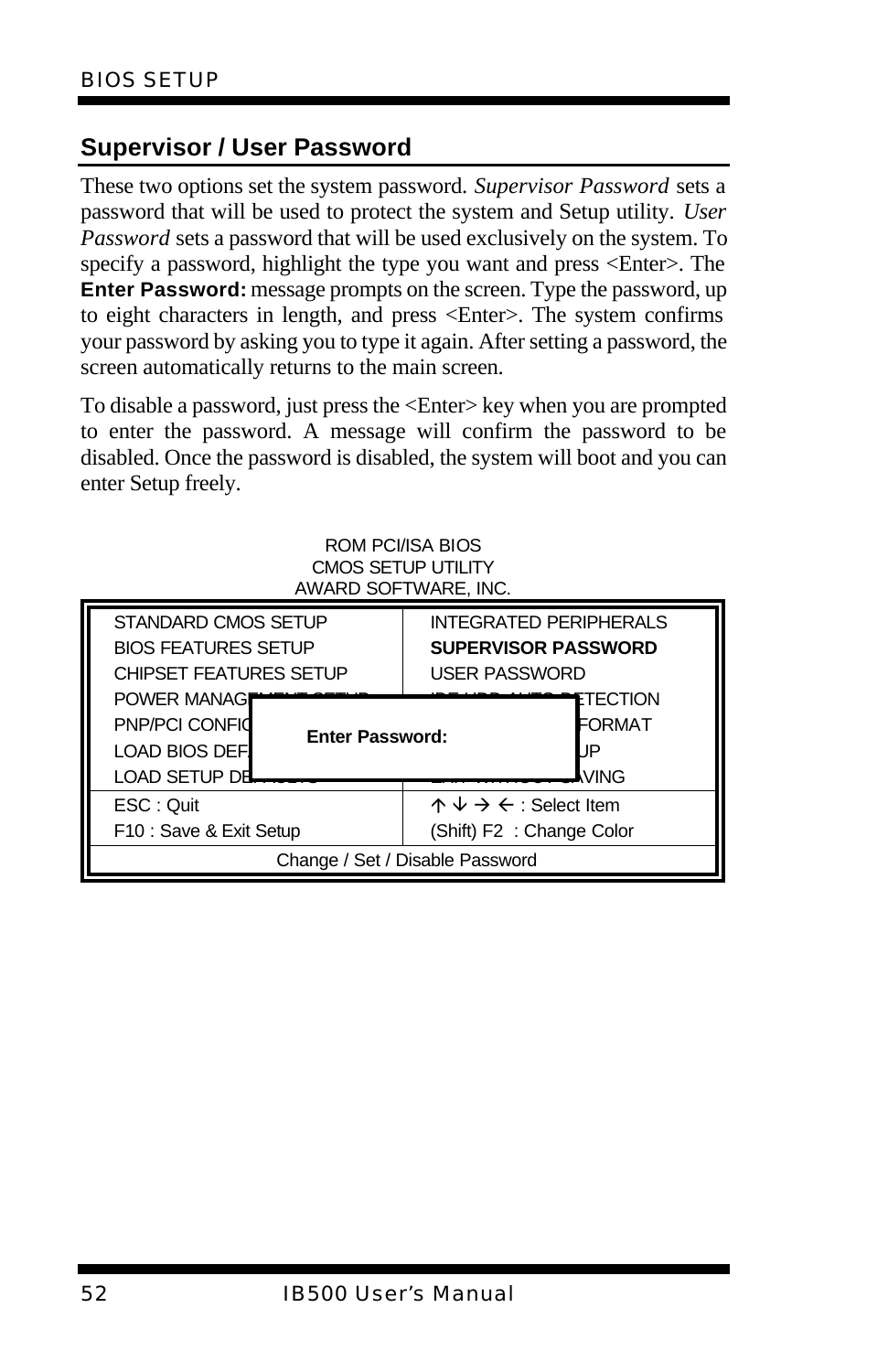## Supervisor / User Password

These two options set the system password. *Supervisor Password* sets a password that will be used to protect the system and Setup utility. *User Password* sets a password that will be used exclusively on the system. To specify a password, highlight the type you want and press <Enter>. The **Enter Password:** message prompts on the screen. Type the password, up to eight characters in length, and press <Enter>. The system confirms your password by asking you to type it again. After setting a password, the screen automatically returns to the main screen.

To disable a password, just press the <Enter> key when you are prompted to enter the password. A message will confirm the password to be disabled. Once the password is disabled, the system will boot and you can enter Setup freely.

ROM PCI/ISA BIOS
CMOS SETUP UTILITY
AWARD SOFTWARE, INC.

| | |
|---|---|
| STANDARD CMOS SETUP | INTEGRATED PERIPHERALS |
| BIOS FEATURES SETUP | **SUPERVISOR PASSWORD** |
| CHIPSET FEATURES SETUP | USER PASSWORD |
| POWER MANAG... | ...ETECTION |
| PNP/PCI CONFIG... **Enter Password:** | ...FORMAT |
| LOAD BIOS DEF... | ...UP |
| LOAD SETUP DE... | ...AVING |
| ESC : Quit | ↑ ↓ → ← : Select Item |
| F10 : Save & Exit Setup | (Shift) F2 : Change Color |
| Change / Set / Disable Password | |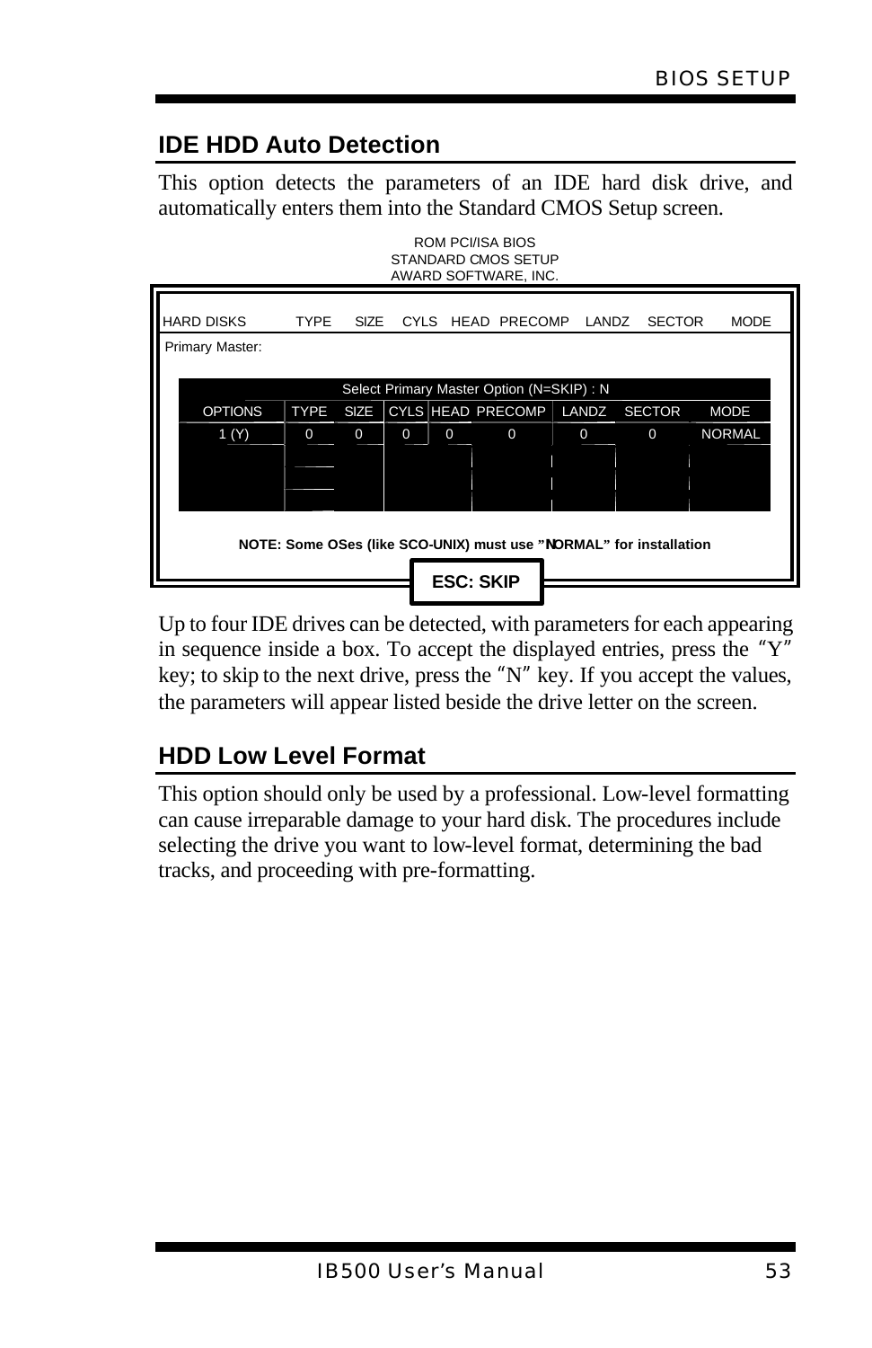## IDE HDD Auto Detection

This option detects the parameters of an IDE hard disk drive, and automatically enters them into the Standard CMOS Setup screen.

ROM PCI/ISA BIOS
STANDARD CMOS SETUP
AWARD SOFTWARE, INC.

| HARD DISKS | TYPE | SIZE | CYLS | HEAD | PRECOMP | LANDZ | SECTOR | MODE |
|---|---|---|---|---|---|---|---|---|
| Primary Master: | | | | | | | | |

Select Primary Master Option (N=SKIP) : N

| OPTIONS | TYPE | SIZE | CYLS | HEAD | PRECOMP | LANDZ | SECTOR | MODE |
|---|---|---|---|---|---|---|---|---|
| 1 (Y) | 0 | 0 | 0 | 0 | 0 | 0 | 0 | NORMAL |

**NOTE: Some OSes (like SCO-UNIX) must use "NORMAL" for installation**

**ESC: SKIP**

Up to four IDE drives can be detected, with parameters for each appearing in sequence inside a box. To accept the displayed entries, press the "Y" key; to skip to the next drive, press the "N" key. If you accept the values, the parameters will appear listed beside the drive letter on the screen.

## HDD Low Level Format

This option should only be used by a professional. Low-level formatting can cause irreparable damage to your hard disk. The procedures include selecting the drive you want to low-level format, determining the bad tracks, and proceeding with pre-formatting.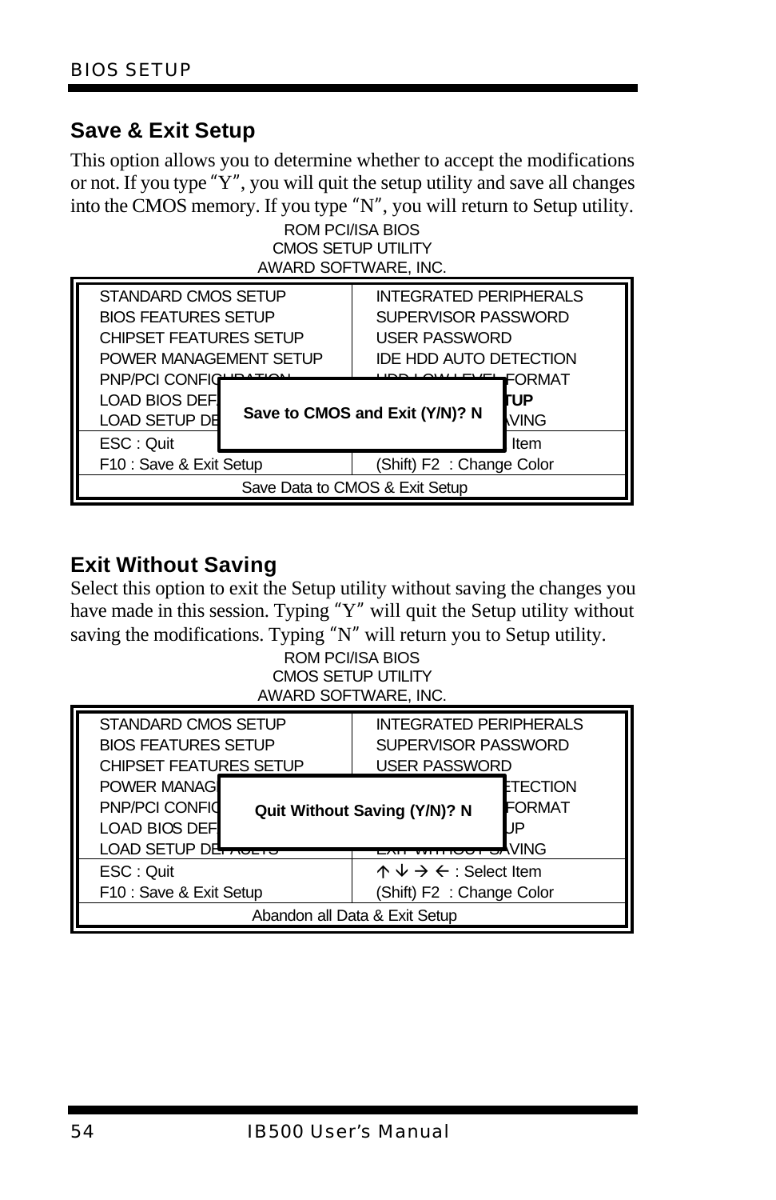## Save & Exit Setup

This option allows you to determine whether to accept the modifications or not. If you type "Y", you will quit the setup utility and save all changes into the CMOS memory. If you type "N", you will return to Setup utility.

```
                         ROM PCI/ISA BIOS
                        CMOS SETUP UTILITY
                       AWARD SOFTWARE, INC.

 STANDARD CMOS SETUP              INTEGRATED PERIPHERALS
 BIOS FEATURES SETUP              SUPERVISOR PASSWORD
 CHIPSET FEATURES SETUP           USER PASSWORD
 POWER MANAGEMENT SETUP           IDE HDD AUTO DETECTION
 PNP/PCI CONFIG                   FORMAT
 LOAD BIOS DEF  Save to CMOS and Exit (Y/N)? N  TUP
 LOAD SETUP DE                    VING
 ESC : Quit                       Item
 F10 : Save & Exit Setup          (Shift) F2  : Change Color
                  Save Data to CMOS & Exit Setup
```

## Exit Without Saving

Select this option to exit the Setup utility without saving the changes you have made in this session. Typing "Y" will quit the Setup utility without saving the modifications. Typing "N" will return you to Setup utility.

```
                         ROM PCI/ISA BIOS
                        CMOS SETUP UTILITY
                       AWARD SOFTWARE, INC.

 STANDARD CMOS SETUP              INTEGRATED PERIPHERALS
 BIOS FEATURES SETUP              SUPERVISOR PASSWORD
 CHIPSET FEATURES SETUP           USER PASSWORD
 POWER MANAG                      ETECTION
 PNP/PCI CONFIG  Quit Without Saving (Y/N)? N  FORMAT
 LOAD BIOS DEF                    UP
 LOAD SETUP DEFAULTS              EXIT WITHOUT SAVING
 ESC : Quit                       ↑ ↓ → ← : Select Item
 F10 : Save & Exit Setup          (Shift) F2  : Change Color
                   Abandon all Data & Exit Setup
```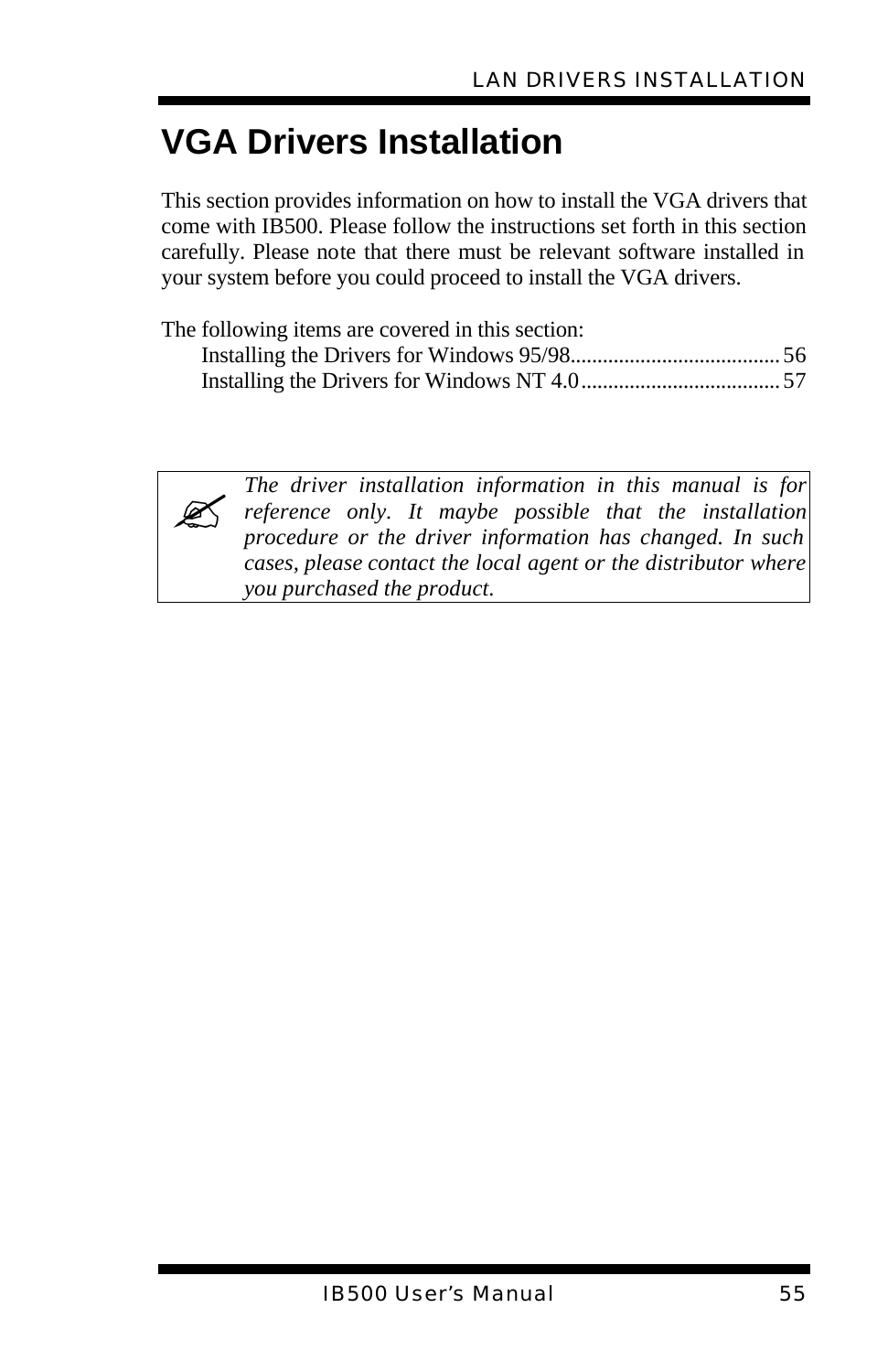# VGA Drivers Installation

This section provides information on how to install the VGA drivers that come with IB500. Please follow the instructions set forth in this section carefully. Please note that there must be relevant software installed in your system before you could proceed to install the VGA drivers.

The following items are covered in this section:

- Installing the Drivers for Windows 95/98....................................... 56
- Installing the Drivers for Windows NT 4.0..................................... 57

| ✍ | *The driver installation information in this manual is for reference only. It maybe possible that the installation procedure or the driver information has changed. In such cases, please contact the local agent or the distributor where you purchased the product.* |
|---|---|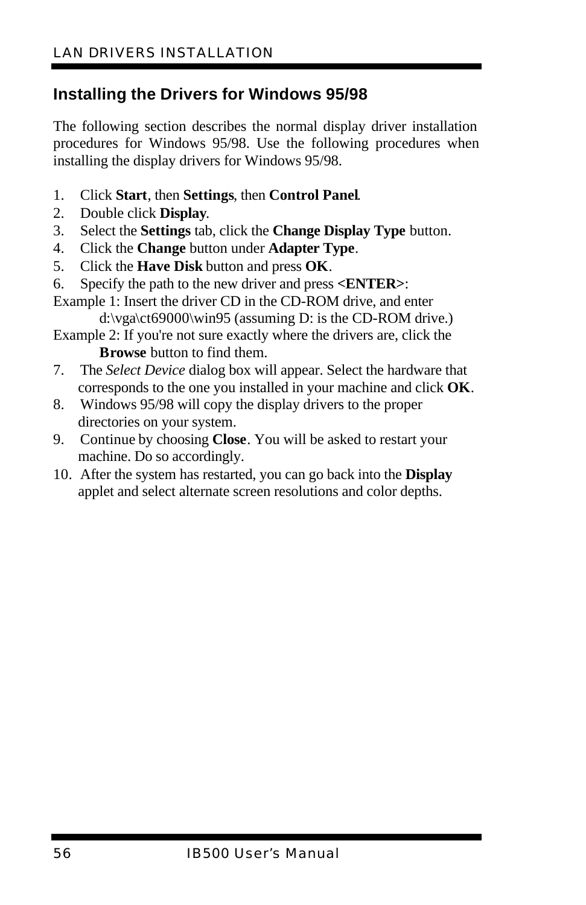## Installing the Drivers for Windows 95/98

The following section describes the normal display driver installation procedures for Windows 95/98. Use the following procedures when installing the display drivers for Windows 95/98.

1. Click **Start**, then **Settings**, then **Control Panel**.
2. Double click **Display**.
3. Select the **Settings** tab, click the **Change Display Type** button.
4. Click the **Change** button under **Adapter Type**.
5. Click the **Have Disk** button and press **OK**.
6. Specify the path to the new driver and press **<ENTER>**:

Example 1: Insert the driver CD in the CD-ROM drive, and enter d:\vga\ct69000\win95 (assuming D: is the CD-ROM drive.)

Example 2: If you're not sure exactly where the drivers are, click the **Browse** button to find them.

7. The *Select Device* dialog box will appear. Select the hardware that corresponds to the one you installed in your machine and click **OK**.
8. Windows 95/98 will copy the display drivers to the proper directories on your system.
9. Continue by choosing **Close**. You will be asked to restart your machine. Do so accordingly.
10. After the system has restarted, you can go back into the **Display** applet and select alternate screen resolutions and color depths.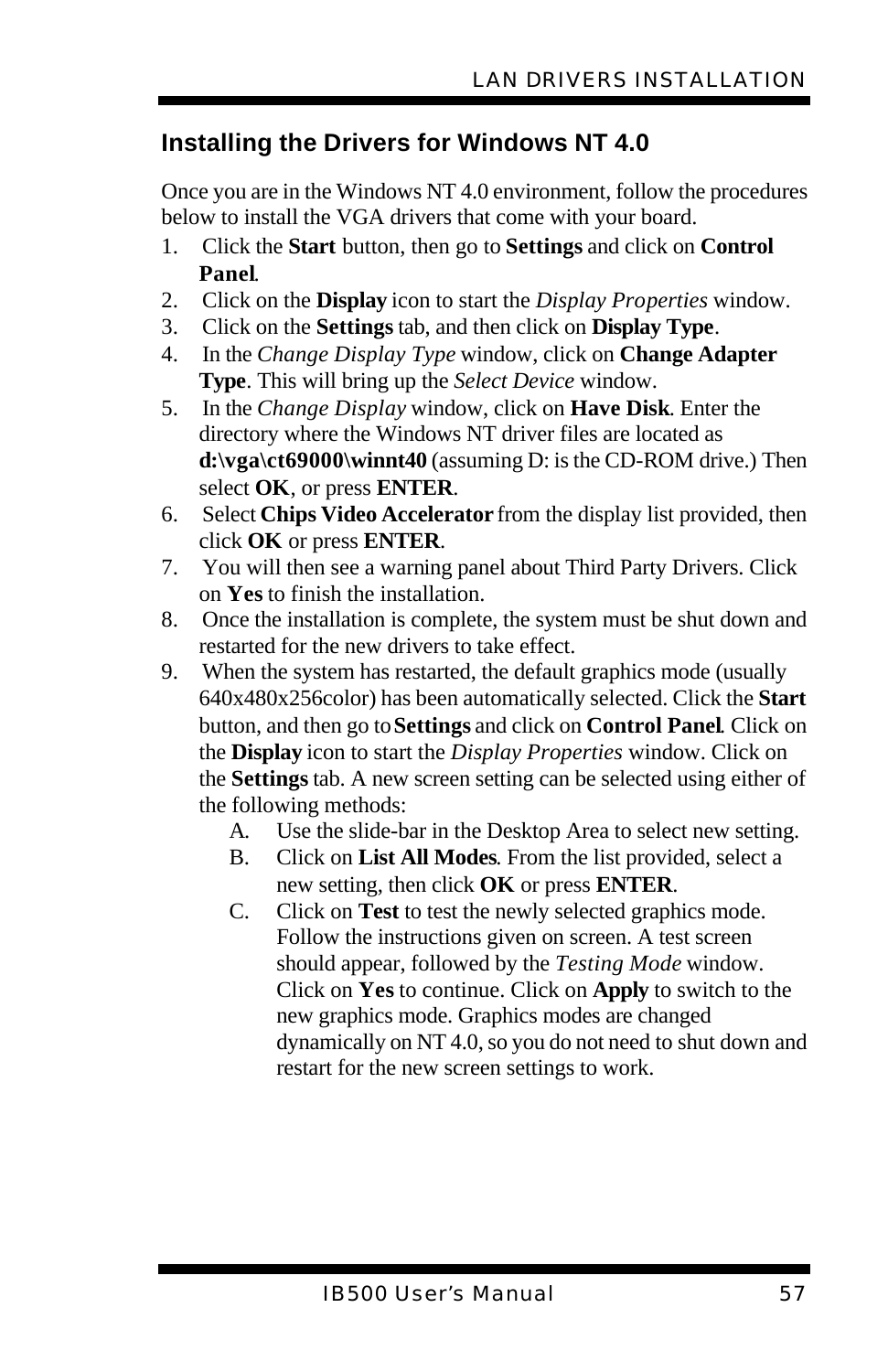## Installing the Drivers for Windows NT 4.0

Once you are in the Windows NT 4.0 environment, follow the procedures below to install the VGA drivers that come with your board.

1. Click the **Start** button, then go to **Settings** and click on **Control Panel**.
2. Click on the **Display** icon to start the *Display Properties* window.
3. Click on the **Settings** tab, and then click on **Display Type**.
4. In the *Change Display Type* window, click on **Change Adapter Type**. This will bring up the *Select Device* window.
5. In the *Change Display* window, click on **Have Disk**. Enter the directory where the Windows NT driver files are located as **d:\vga\ct69000\winnt40** (assuming D: is the CD-ROM drive.) Then select **OK**, or press **ENTER**.
6. Select **Chips Video Accelerator** from the display list provided, then click **OK** or press **ENTER**.
7. You will then see a warning panel about Third Party Drivers. Click on **Yes** to finish the installation.
8. Once the installation is complete, the system must be shut down and restarted for the new drivers to take effect.
9. When the system has restarted, the default graphics mode (usually 640x480x256color) has been automatically selected. Click the **Start** button, and then go to **Settings** and click on **Control Panel**. Click on the **Display** icon to start the *Display Properties* window. Click on the **Settings** tab. A new screen setting can be selected using either of the following methods:
   - A. Use the slide-bar in the Desktop Area to select new setting.
   - B. Click on **List All Modes**. From the list provided, select a new setting, then click **OK** or press **ENTER**.
   - C. Click on **Test** to test the newly selected graphics mode. Follow the instructions given on screen. A test screen should appear, followed by the *Testing Mode* window. Click on **Yes** to continue. Click on **Apply** to switch to the new graphics mode. Graphics modes are changed dynamically on NT 4.0, so you do not need to shut down and restart for the new screen settings to work.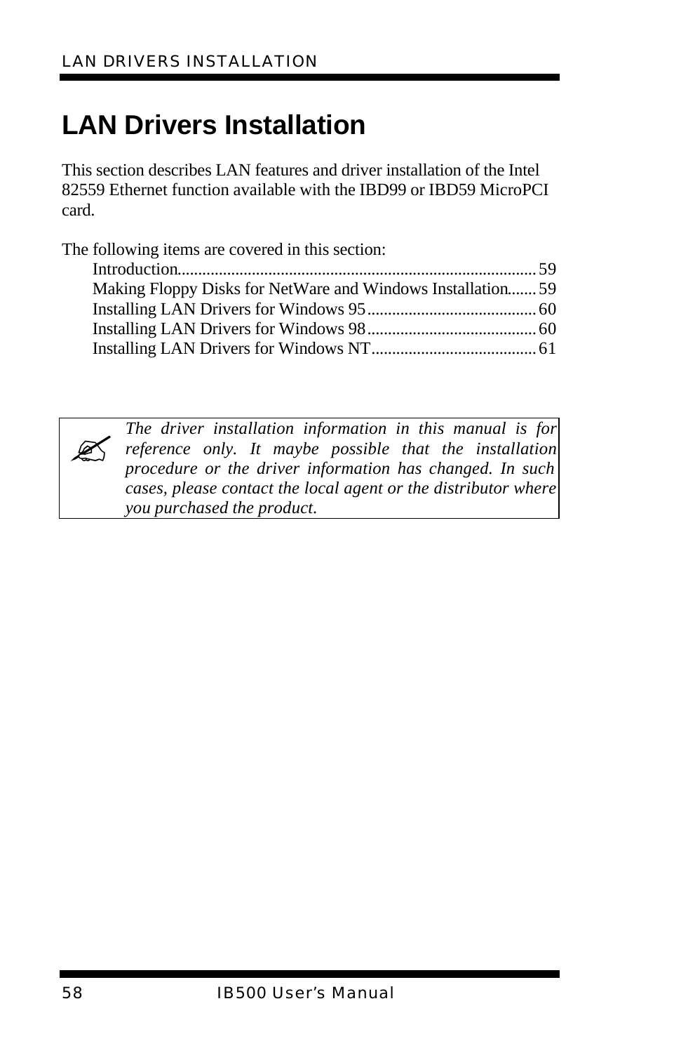# LAN Drivers Installation

This section describes LAN features and driver installation of the Intel 82559 Ethernet function available with the IBD99 or IBD59 MicroPCI card.

The following items are covered in this section:

- Introduction ........ 59
- Making Floppy Disks for NetWare and Windows Installation ....... 59
- Installing LAN Drivers for Windows 95 ........ 60
- Installing LAN Drivers for Windows 98 ........ 60
- Installing LAN Drivers for Windows NT ........ 61

> ✍ *The driver installation information in this manual is for reference only. It maybe possible that the installation procedure or the driver information has changed. In such cases, please contact the local agent or the distributor where you purchased the product.*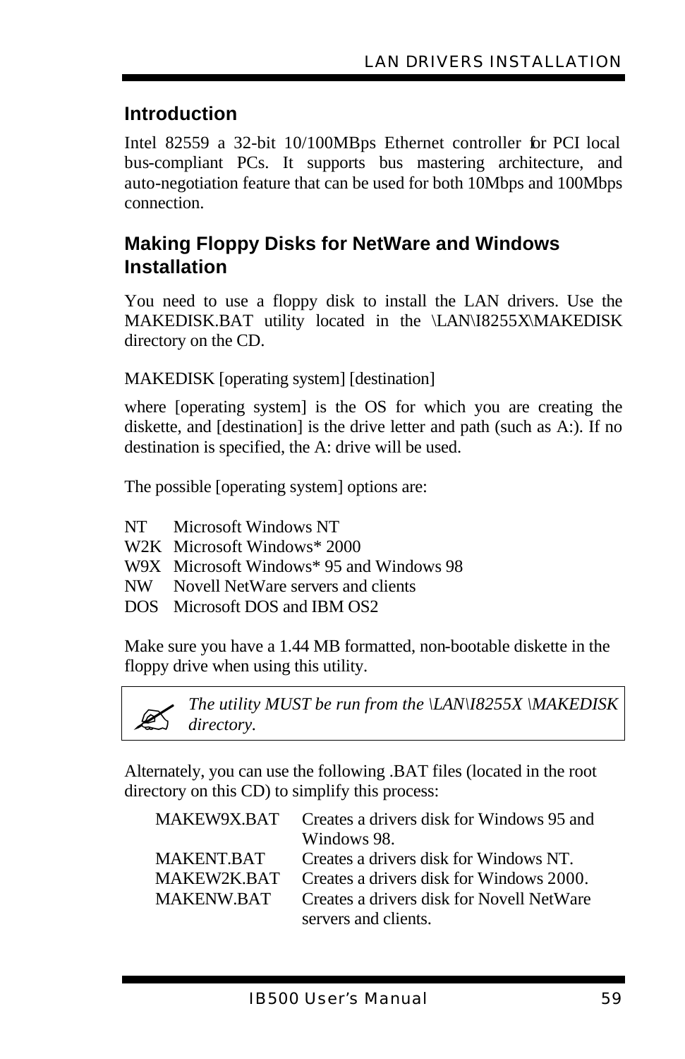## Introduction

Intel 82559 a 32-bit 10/100MBps Ethernet controller for PCI local bus-compliant PCs. It supports bus mastering architecture, and auto-negotiation feature that can be used for both 10Mbps and 100Mbps connection.

## Making Floppy Disks for NetWare and Windows Installation

You need to use a floppy disk to install the LAN drivers. Use the MAKEDISK.BAT utility located in the \LAN\I8255X\MAKEDISK directory on the CD.

MAKEDISK [operating system] [destination]

where [operating system] is the OS for which you are creating the diskette, and [destination] is the drive letter and path (such as A:). If no destination is specified, the A: drive will be used.

The possible [operating system] options are:

| | |
|---|---|
| NT | Microsoft Windows NT |
| W2K | Microsoft Windows* 2000 |
| W9X | Microsoft Windows* 95 and Windows 98 |
| NW | Novell NetWare servers and clients |
| DOS | Microsoft DOS and IBM OS2 |

Make sure you have a 1.44 MB formatted, non-bootable diskette in the floppy drive when using this utility.

> *The utility MUST be run from the \LAN\I8255X \MAKEDISK directory.*

Alternately, you can use the following .BAT files (located in the root directory on this CD) to simplify this process:

| | |
|---|---|
| MAKEW9X.BAT | Creates a drivers disk for Windows 95 and Windows 98. |
| MAKENT.BAT | Creates a drivers disk for Windows NT. |
| MAKEW2K.BAT | Creates a drivers disk for Windows 2000. |
| MAKENW.BAT | Creates a drivers disk for Novell NetWare servers and clients. |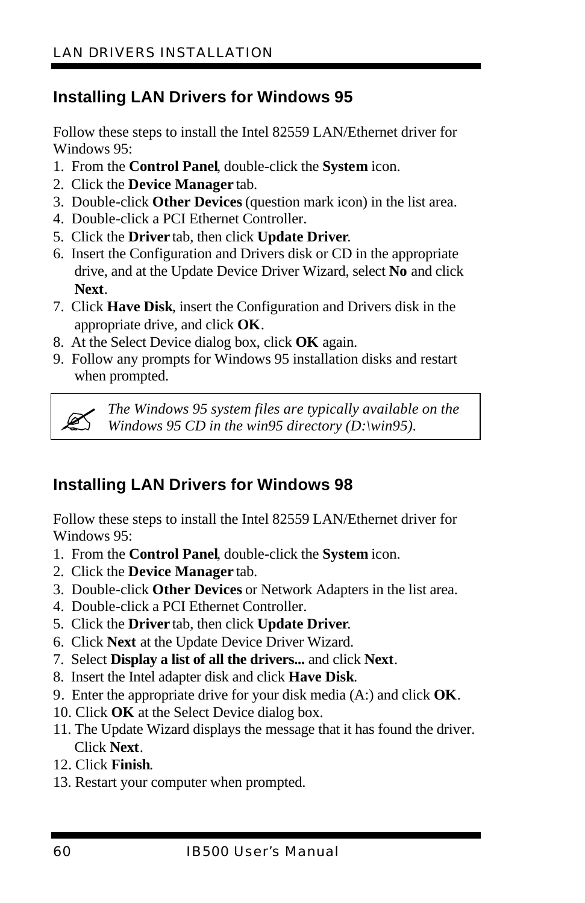## Installing LAN Drivers for Windows 95

Follow these steps to install the Intel 82559 LAN/Ethernet driver for Windows 95:

1. From the **Control Panel**, double-click the **System** icon.
2. Click the **Device Manager** tab.
3. Double-click **Other Devices** (question mark icon) in the list area.
4. Double-click a PCI Ethernet Controller.
5. Click the **Driver** tab, then click **Update Driver**.
6. Insert the Configuration and Drivers disk or CD in the appropriate drive, and at the Update Device Driver Wizard, select **No** and click **Next**.
7. Click **Have Disk**, insert the Configuration and Drivers disk in the appropriate drive, and click **OK**.
8. At the Select Device dialog box, click **OK** again.
9. Follow any prompts for Windows 95 installation disks and restart when prompted.

> ✍ *The Windows 95 system files are typically available on the Windows 95 CD in the win95 directory (D:\win95).*

## Installing LAN Drivers for Windows 98

Follow these steps to install the Intel 82559 LAN/Ethernet driver for Windows 95:

1. From the **Control Panel**, double-click the **System** icon.
2. Click the **Device Manager** tab.
3. Double-click **Other Devices** or Network Adapters in the list area.
4. Double-click a PCI Ethernet Controller.
5. Click the **Driver** tab, then click **Update Driver**.
6. Click **Next** at the Update Device Driver Wizard.
7. Select **Display a list of all the drivers...** and click **Next**.
8. Insert the Intel adapter disk and click **Have Disk**.
9. Enter the appropriate drive for your disk media (A:) and click **OK**.
10. Click **OK** at the Select Device dialog box.
11. The Update Wizard displays the message that it has found the driver. Click **Next**.
12. Click **Finish**.
13. Restart your computer when prompted.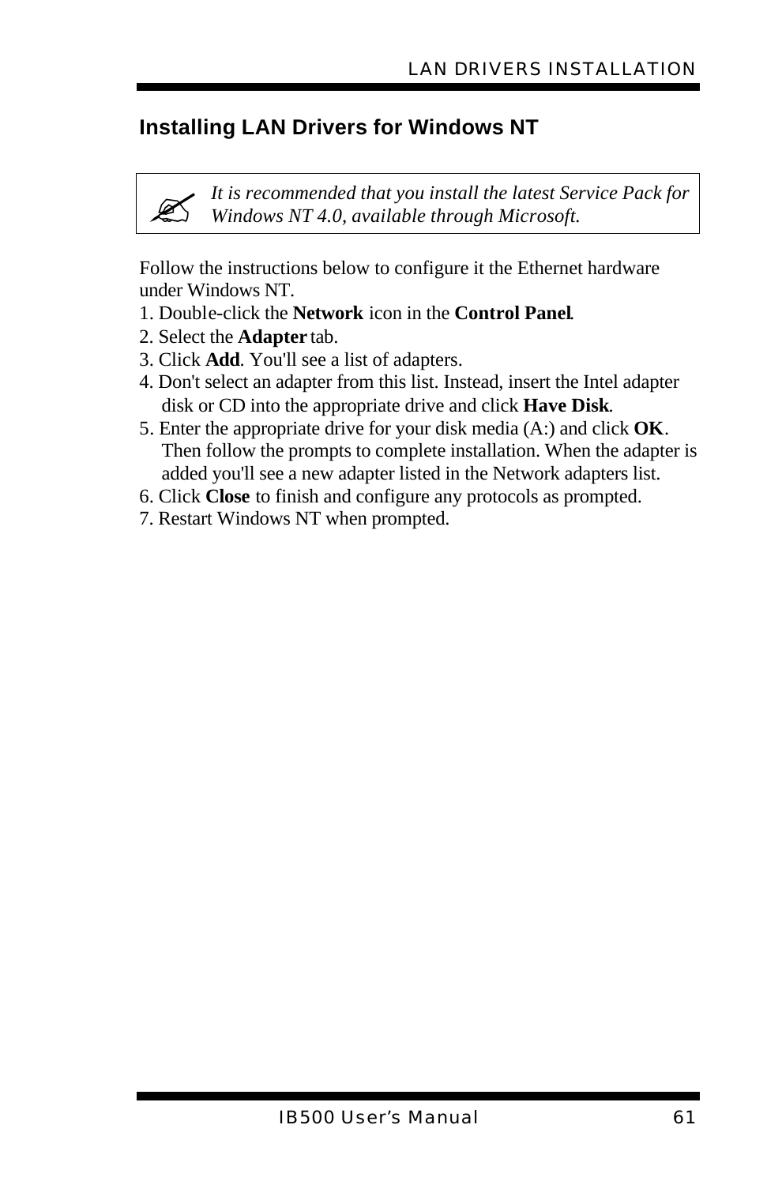## Installing LAN Drivers for Windows NT

> ✍ *It is recommended that you install the latest Service Pack for Windows NT 4.0, available through Microsoft.*

Follow the instructions below to configure it the Ethernet hardware under Windows NT.

1. Double-click the **Network** icon in the **Control Panel**.
2. Select the **Adapter** tab.
3. Click **Add**. You'll see a list of adapters.
4. Don't select an adapter from this list. Instead, insert the Intel adapter disk or CD into the appropriate drive and click **Have Disk**.
5. Enter the appropriate drive for your disk media (A:) and click **OK**. Then follow the prompts to complete installation. When the adapter is added you'll see a new adapter listed in the Network adapters list.
6. Click **Close** to finish and configure any protocols as prompted.
7. Restart Windows NT when prompted.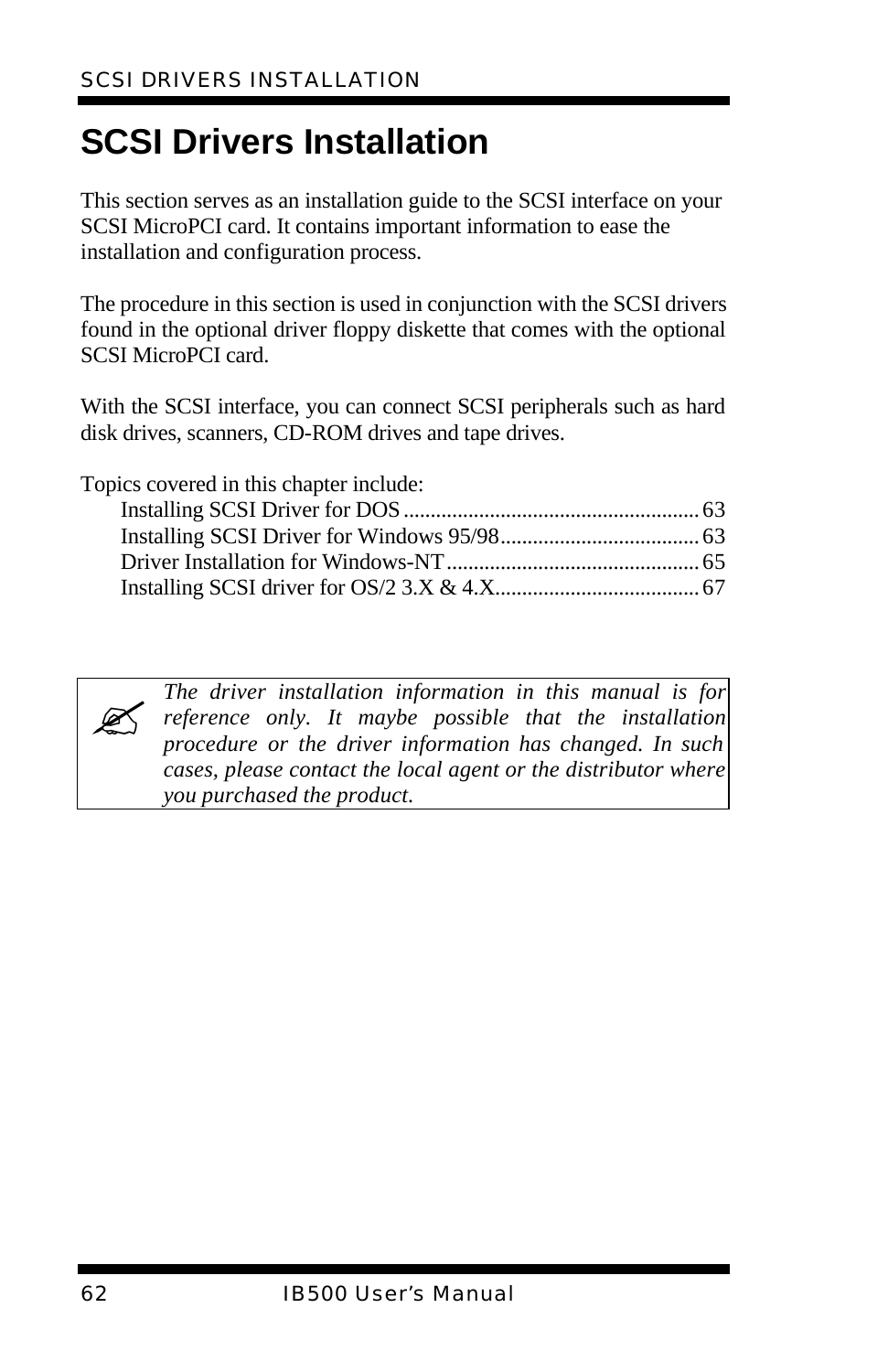# SCSI Drivers Installation

This section serves as an installation guide to the SCSI interface on your SCSI MicroPCI card. It contains important information to ease the installation and configuration process.

The procedure in this section is used in conjunction with the SCSI drivers found in the optional driver floppy diskette that comes with the optional SCSI MicroPCI card.

With the SCSI interface, you can connect SCSI peripherals such as hard disk drives, scanners, CD-ROM drives and tape drives.

Topics covered in this chapter include:

- Installing SCSI Driver for DOS ...................................................... 63
- Installing SCSI Driver for Windows 95/98..................................... 63
- Driver Installation for Windows-NT............................................... 65
- Installing SCSI driver for OS/2 3.X & 4.X...................................... 67

> ✍ *The driver installation information in this manual is for reference only. It maybe possible that the installation procedure or the driver information has changed. In such cases, please contact the local agent or the distributor where you purchased the product.*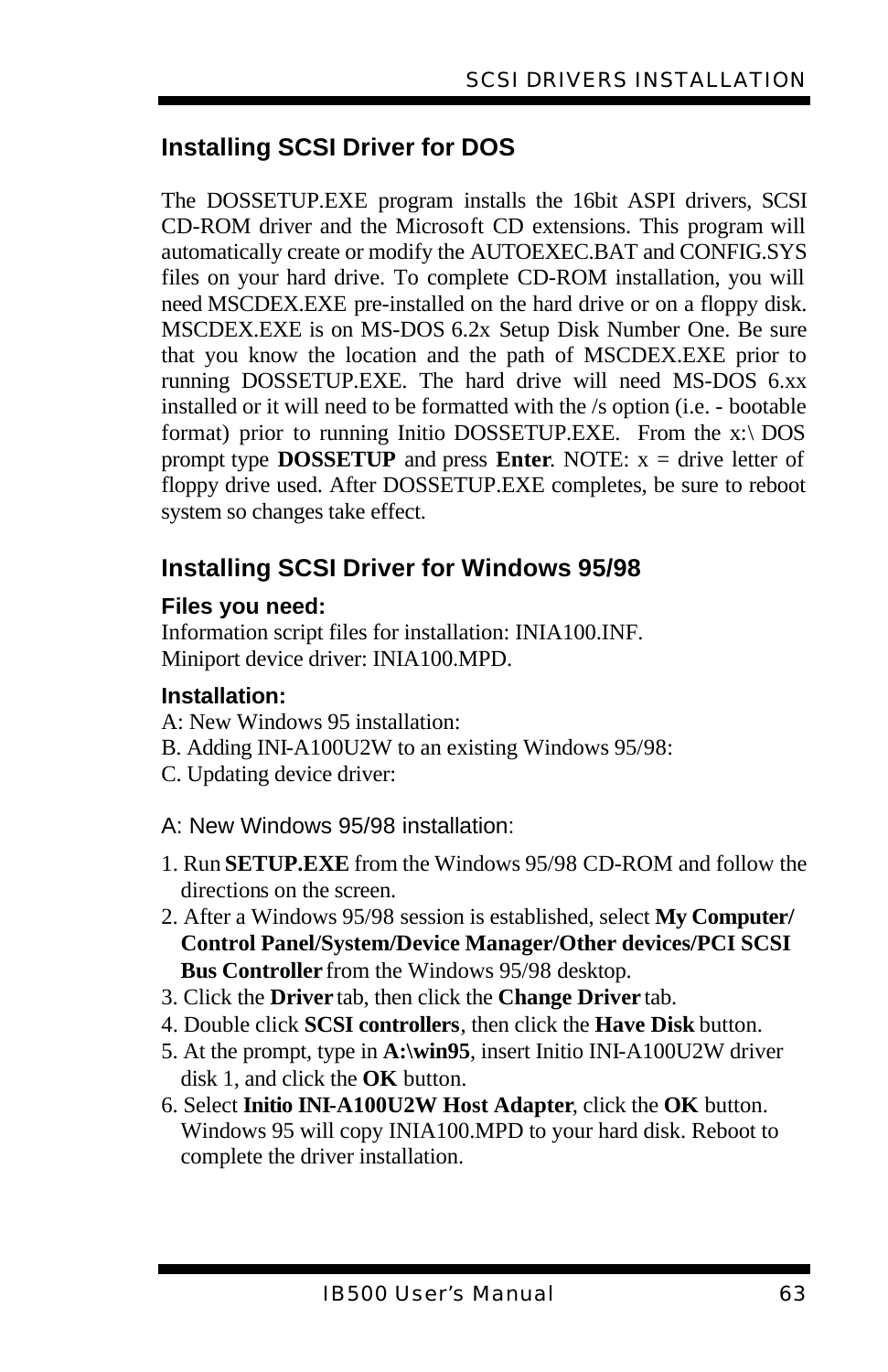## Installing SCSI Driver for DOS

The DOSSETUP.EXE program installs the 16bit ASPI drivers, SCSI CD-ROM driver and the Microsoft CD extensions. This program will automatically create or modify the AUTOEXEC.BAT and CONFIG.SYS files on your hard drive. To complete CD-ROM installation, you will need MSCDEX.EXE pre-installed on the hard drive or on a floppy disk. MSCDEX.EXE is on MS-DOS 6.2x Setup Disk Number One. Be sure that you know the location and the path of MSCDEX.EXE prior to running DOSSETUP.EXE. The hard drive will need MS-DOS 6.xx installed or it will need to be formatted with the /s option (i.e. - bootable format) prior to running Initio DOSSETUP.EXE. From the x:\ DOS prompt type **DOSSETUP** and press **Enter**. NOTE: x = drive letter of floppy drive used. After DOSSETUP.EXE completes, be sure to reboot system so changes take effect.

## Installing SCSI Driver for Windows 95/98

### Files you need:

Information script files for installation: INIA100.INF.
Miniport device driver: INIA100.MPD.

### Installation:

A: New Windows 95 installation:
B. Adding INI-A100U2W to an existing Windows 95/98:
C. Updating device driver:

A: New Windows 95/98 installation:

1. Run **SETUP.EXE** from the Windows 95/98 CD-ROM and follow the directions on the screen.
2. After a Windows 95/98 session is established, select **My Computer/ Control Panel/System/Device Manager/Other devices/PCI SCSI Bus Controller** from the Windows 95/98 desktop.
3. Click the **Driver** tab, then click the **Change Driver** tab.
4. Double click **SCSI controllers**, then click the **Have Disk** button.
5. At the prompt, type in **A:\win95**, insert Initio INI-A100U2W driver disk 1, and click the **OK** button.
6. Select **Initio INI-A100U2W Host Adapter**, click the **OK** button. Windows 95 will copy INIA100.MPD to your hard disk. Reboot to complete the driver installation.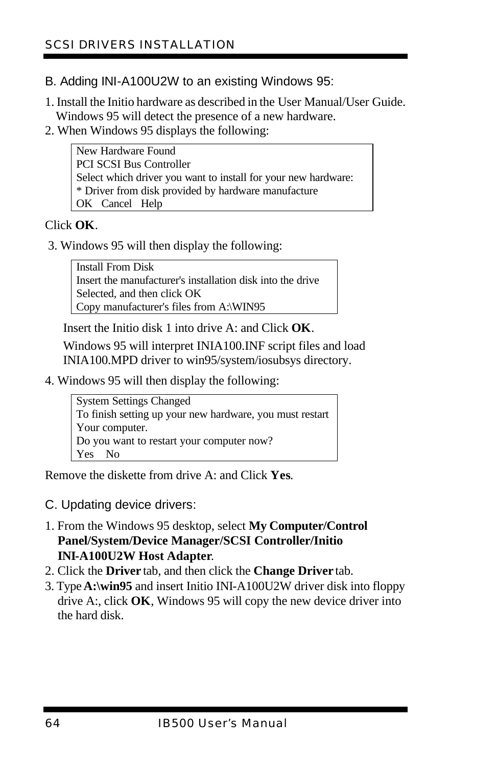### B. Adding INI-A100U2W to an existing Windows 95:

1. Install the Initio hardware as described in the User Manual/User Guide. Windows 95 will detect the presence of a new hardware.
2. When Windows 95 displays the following:

```
New Hardware Found
PCI SCSI Bus Controller
Select which driver you want to install for your new hardware:
* Driver from disk provided by hardware manufacture
OK   Cancel   Help
```

Click **OK**.

3. Windows 95 will then display the following:

```
Install From Disk
Insert the manufacturer's installation disk into the drive
Selected, and then click OK
Copy manufacturer's files from A:\WIN95
```

   Insert the Initio disk 1 into drive A: and Click **OK**.

   Windows 95 will interpret INIA100.INF script files and load INIA100.MPD driver to win95/system/iosubsys directory.

4. Windows 95 will then display the following:

```
System Settings Changed
To finish setting up your new hardware, you must restart
Your computer.
Do you want to restart your computer now?
Yes    No
```

Remove the diskette from drive A: and Click **Yes**.

### C. Updating device drivers:

1. From the Windows 95 desktop, select **My Computer/Control Panel/System/Device Manager/SCSI Controller/Initio INI-A100U2W Host Adapter**.
2. Click the **Driver** tab, and then click the **Change Driver** tab.
3. Type **A:\win95** and insert Initio INI-A100U2W driver disk into floppy drive A:, click **OK**, Windows 95 will copy the new device driver into the hard disk.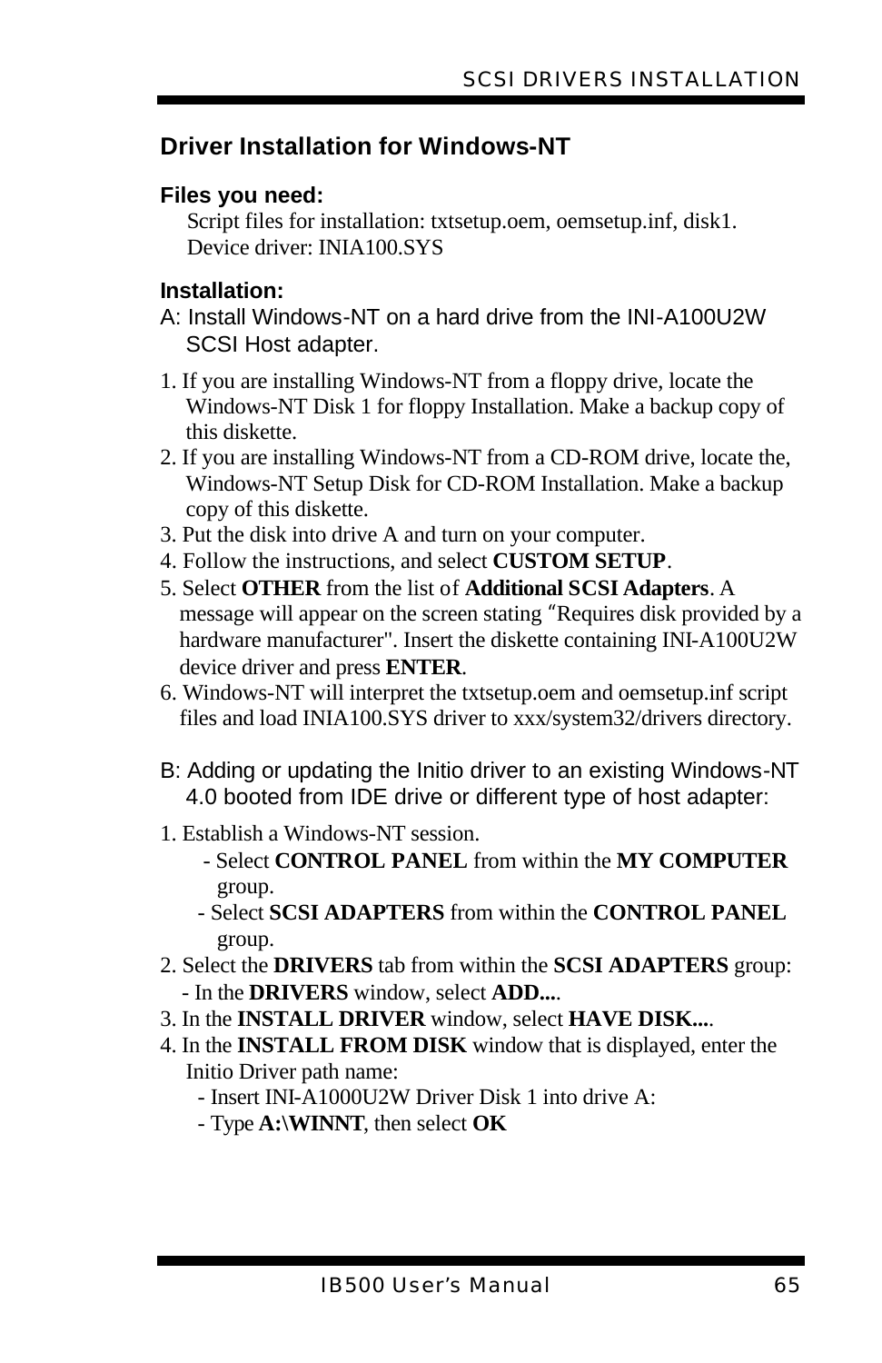## Driver Installation for Windows-NT

**Files you need:**

Script files for installation: txtsetup.oem, oemsetup.inf, disk1.
Device driver: INIA100.SYS

**Installation:**

A: Install Windows-NT on a hard drive from the INI-A100U2W SCSI Host adapter.

1. If you are installing Windows-NT from a floppy drive, locate the Windows-NT Disk 1 for floppy Installation. Make a backup copy of this diskette.
2. If you are installing Windows-NT from a CD-ROM drive, locate the, Windows-NT Setup Disk for CD-ROM Installation. Make a backup copy of this diskette.
3. Put the disk into drive A and turn on your computer.
4. Follow the instructions, and select **CUSTOM SETUP**.
5. Select **OTHER** from the list of **Additional SCSI Adapters**. A message will appear on the screen stating "Requires disk provided by a hardware manufacturer". Insert the diskette containing INI-A100U2W device driver and press **ENTER**.
6. Windows-NT will interpret the txtsetup.oem and oemsetup.inf script files and load INIA100.SYS driver to xxx/system32/drivers directory.

B: Adding or updating the Initio driver to an existing Windows-NT 4.0 booted from IDE drive or different type of host adapter:

1. Establish a Windows-NT session.
   - Select **CONTROL PANEL** from within the **MY COMPUTER** group.
   - Select **SCSI ADAPTERS** from within the **CONTROL PANEL** group.
2. Select the **DRIVERS** tab from within the **SCSI ADAPTERS** group:
   - In the **DRIVERS** window, select **ADD...**.
3. In the **INSTALL DRIVER** window, select **HAVE DISK...**.
4. In the **INSTALL FROM DISK** window that is displayed, enter the Initio Driver path name:
   - Insert INI-A1000U2W Driver Disk 1 into drive A:
   - Type **A:\WINNT**, then select **OK**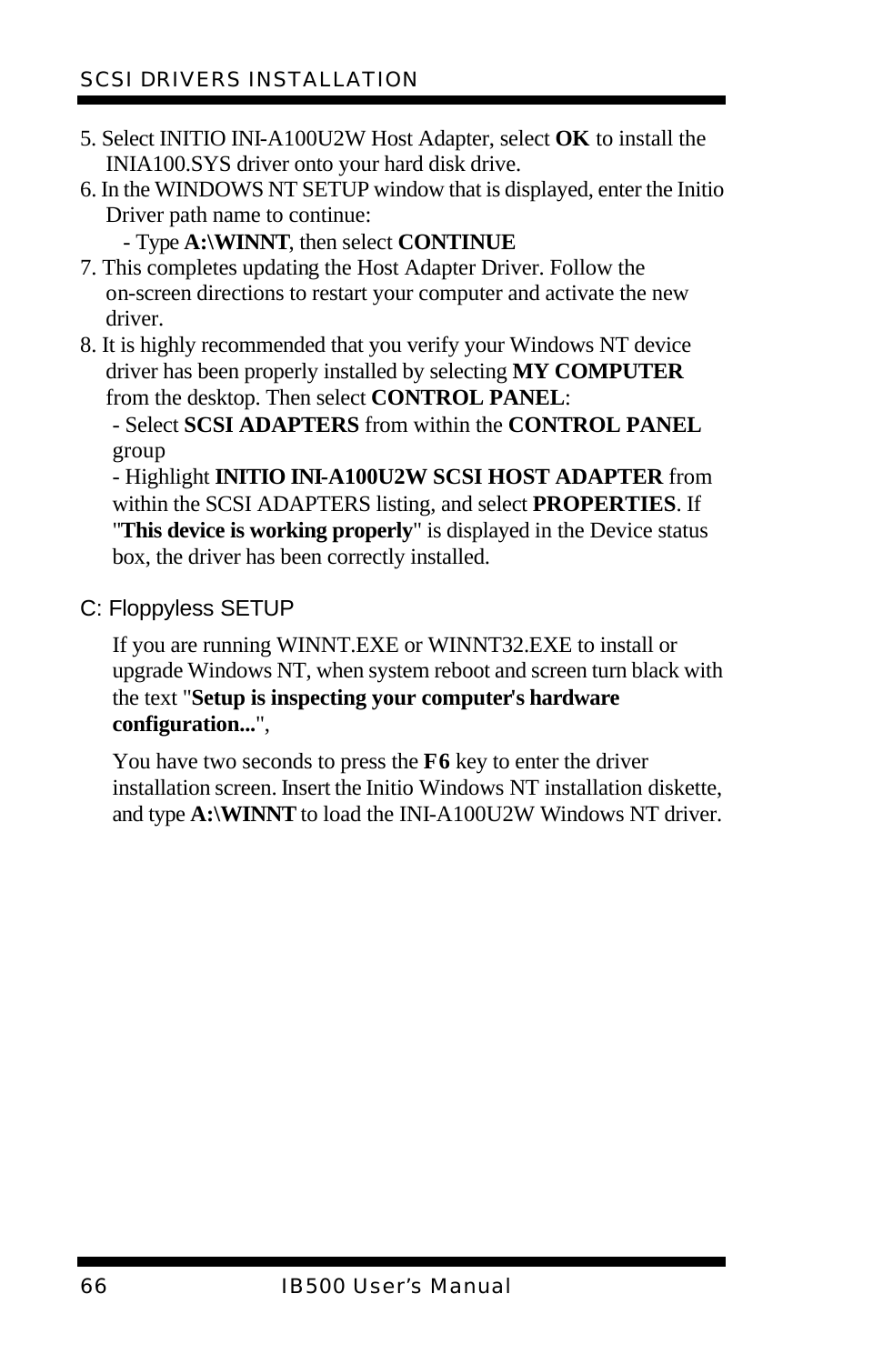5. Select INITIO INI-A100U2W Host Adapter, select **OK** to install the INIA100.SYS driver onto your hard disk drive.
6. In the WINDOWS NT SETUP window that is displayed, enter the Initio Driver path name to continue:
   - Type **A:\WINNT**, then select **CONTINUE**
7. This completes updating the Host Adapter Driver. Follow the on-screen directions to restart your computer and activate the new driver.
8. It is highly recommended that you verify your Windows NT device driver has been properly installed by selecting **MY COMPUTER** from the desktop. Then select **CONTROL PANEL**:
   - Select **SCSI ADAPTERS** from within the **CONTROL PANEL** group
   - Highlight **INITIO INI-A100U2W SCSI HOST ADAPTER** from within the SCSI ADAPTERS listing, and select **PROPERTIES**. If "**This device is working properly**" is displayed in the Device status box, the driver has been correctly installed.

### C: Floppyless SETUP

If you are running WINNT.EXE or WINNT32.EXE to install or upgrade Windows NT, when system reboot and screen turn black with the text "**Setup is inspecting your computer's hardware configuration...**",

You have two seconds to press the **F6** key to enter the driver installation screen. Insert the Initio Windows NT installation diskette, and type **A:\WINNT** to load the INI-A100U2W Windows NT driver.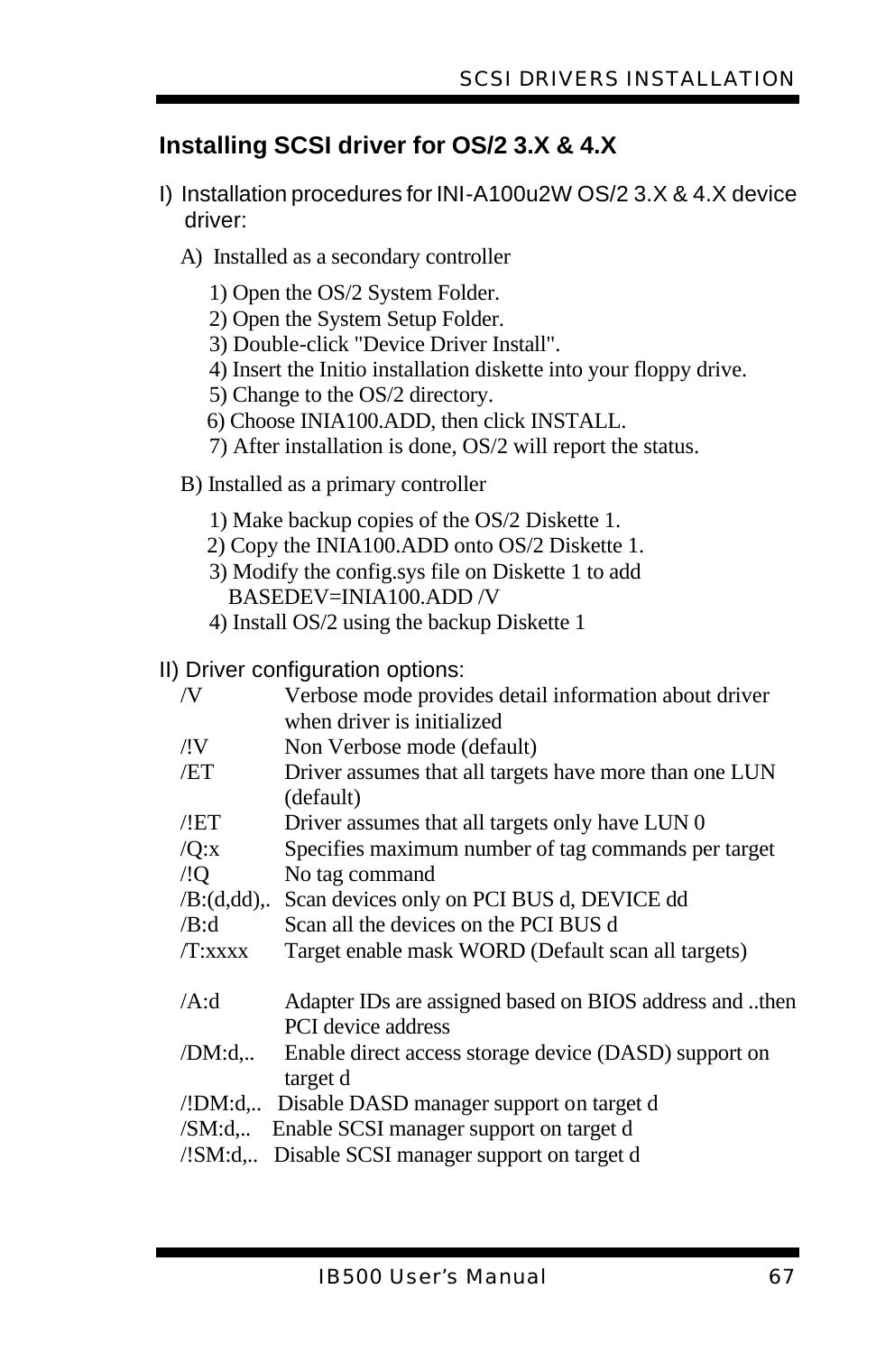## Installing SCSI driver for OS/2 3.X & 4.X

I) Installation procedures for INI-A100u2W OS/2 3.X & 4.X device driver:

A) Installed as a secondary controller

1) Open the OS/2 System Folder.
2) Open the System Setup Folder.
3) Double-click "Device Driver Install".
4) Insert the Initio installation diskette into your floppy drive.
5) Change to the OS/2 directory.
6) Choose INIA100.ADD, then click INSTALL.
7) After installation is done, OS/2 will report the status.

B) Installed as a primary controller

1) Make backup copies of the OS/2 Diskette 1.
2) Copy the INIA100.ADD onto OS/2 Diskette 1.
3) Modify the config.sys file on Diskette 1 to add BASEDEV=INIA100.ADD /V
4) Install OS/2 using the backup Diskette 1

II) Driver configuration options:

| Option | Description |
|---|---|
| /V | Verbose mode provides detail information about driver when driver is initialized |
| /!V | Non Verbose mode (default) |
| /ET | Driver assumes that all targets have more than one LUN (default) |
| /!ET | Driver assumes that all targets only have LUN 0 |
| /Q:x | Specifies maximum number of tag commands per target |
| /!Q | No tag command |
| /B:(d,dd),. | Scan devices only on PCI BUS d, DEVICE dd |
| /B:d | Scan all the devices on the PCI BUS d |
| /T:xxxx | Target enable mask WORD (Default scan all targets) |
| /A:d | Adapter IDs are assigned based on BIOS address and ..then PCI device address |
| /DM:d,.. | Enable direct access storage device (DASD) support on target d |
| /!DM:d,.. | Disable DASD manager support on target d |
| /SM:d,.. | Enable SCSI manager support on target d |
| /!SM:d,.. | Disable SCSI manager support on target d |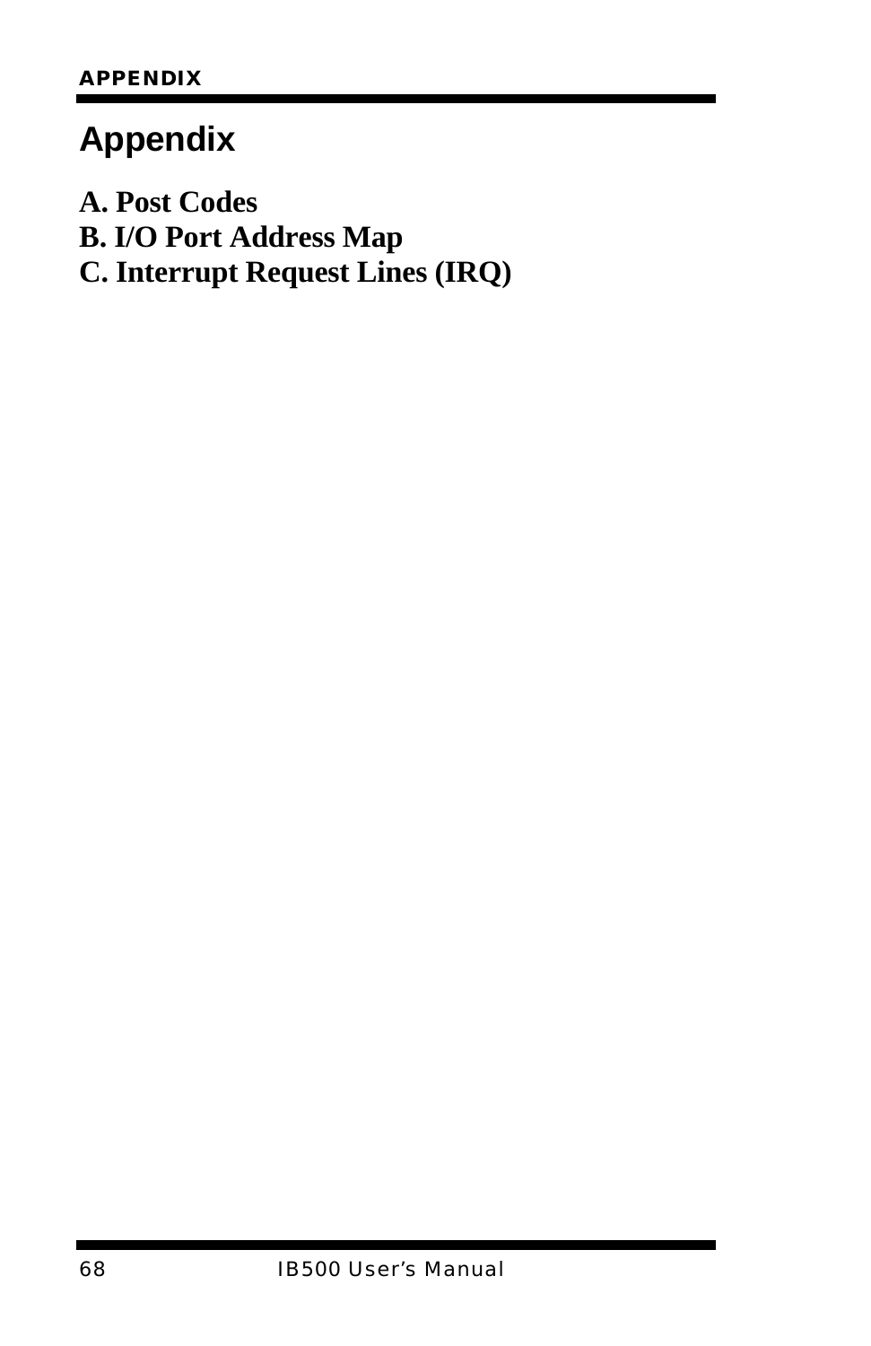# Appendix

**A. Post Codes**
**B. I/O Port Address Map**
**C. Interrupt Request Lines (IRQ)**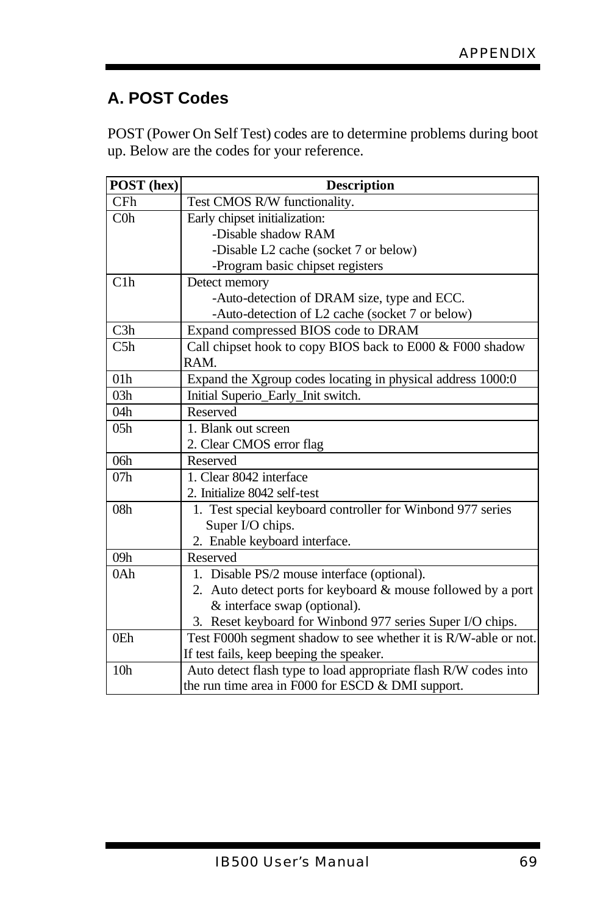## A. POST Codes

POST (Power On Self Test) codes are to determine problems during boot up. Below are the codes for your reference.

| POST (hex) | Description |
|---|---|
| CFh | Test CMOS R/W functionality. |
| C0h | Early chipset initialization:<br>-Disable shadow RAM<br>-Disable L2 cache (socket 7 or below)<br>-Program basic chipset registers |
| C1h | Detect memory<br>-Auto-detection of DRAM size, type and ECC.<br>-Auto-detection of L2 cache (socket 7 or below) |
| C3h | Expand compressed BIOS code to DRAM |
| C5h | Call chipset hook to copy BIOS back to E000 & F000 shadow RAM. |
| 01h | Expand the Xgroup codes locating in physical address 1000:0 |
| 03h | Initial Superio_Early_Init switch. |
| 04h | Reserved |
| 05h | 1. Blank out screen<br>2. Clear CMOS error flag |
| 06h | Reserved |
| 07h | 1. Clear 8042 interface<br>2. Initialize 8042 self-test |
| 08h | 1. Test special keyboard controller for Winbond 977 series Super I/O chips.<br>2. Enable keyboard interface. |
| 09h | Reserved |
| 0Ah | 1. Disable PS/2 mouse interface (optional).<br>2. Auto detect ports for keyboard & mouse followed by a port & interface swap (optional).<br>3. Reset keyboard for Winbond 977 series Super I/O chips. |
| 0Eh | Test F000h segment shadow to see whether it is R/W-able or not. If test fails, keep beeping the speaker. |
| 10h | Auto detect flash type to load appropriate flash R/W codes into the run time area in F000 for ESCD & DMI support. |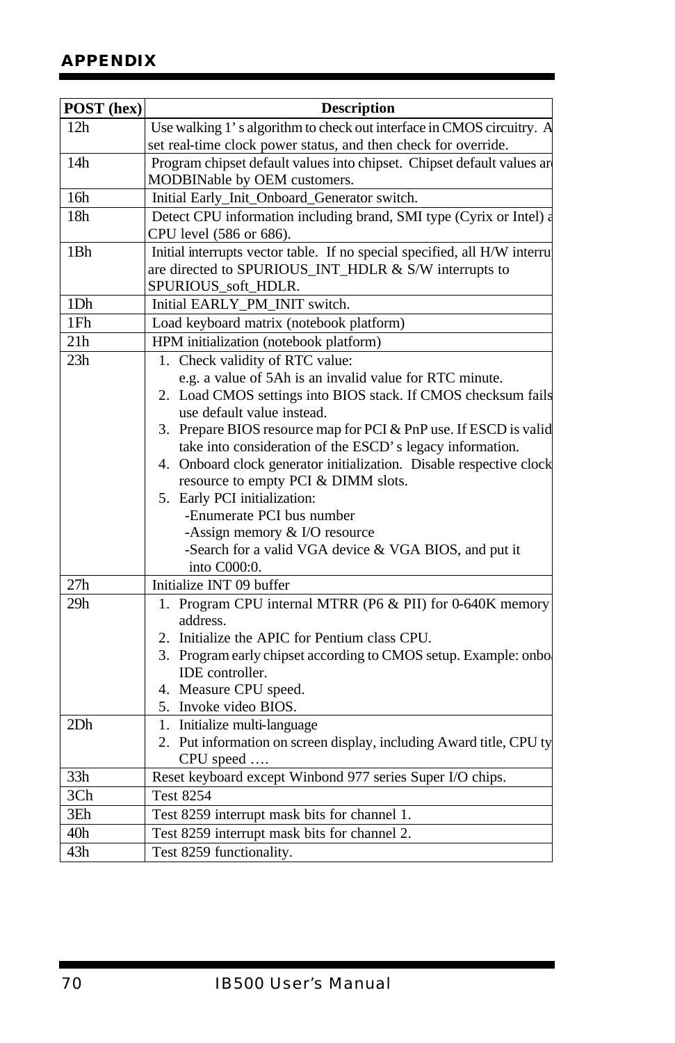| POST (hex) | Description |
|---|---|
| 12h | Use walking 1's algorithm to check out interface in CMOS circuitry. A set real-time clock power status, and then check for override. |
| 14h | Program chipset default values into chipset. Chipset default values ar MODBINable by OEM customers. |
| 16h | Initial Early_Init_Onboard_Generator switch. |
| 18h | Detect CPU information including brand, SMI type (Cyrix or Intel) a CPU level (586 or 686). |
| 1Bh | Initial interrupts vector table. If no special specified, all H/W interru are directed to SPURIOUS_INT_HDLR & S/W interrupts to SPURIOUS_soft_HDLR. |
| 1Dh | Initial EARLY_PM_INIT switch. |
| 1Fh | Load keyboard matrix (notebook platform) |
| 21h | HPM initialization (notebook platform) |
| 23h | 1. Check validity of RTC value: e.g. a value of 5Ah is an invalid value for RTC minute.<br>2. Load CMOS settings into BIOS stack. If CMOS checksum fails use default value instead.<br>3. Prepare BIOS resource map for PCI & PnP use. If ESCD is valid take into consideration of the ESCD's legacy information.<br>4. Onboard clock generator initialization. Disable respective clock resource to empty PCI & DIMM slots.<br>5. Early PCI initialization:<br>-Enumerate PCI bus number<br>-Assign memory & I/O resource<br>-Search for a valid VGA device & VGA BIOS, and put it into C000:0. |
| 27h | Initialize INT 09 buffer |
| 29h | 1. Program CPU internal MTRR (P6 & PII) for 0-640K memory address.<br>2. Initialize the APIC for Pentium class CPU.<br>3. Program early chipset according to CMOS setup. Example: onbo IDE controller.<br>4. Measure CPU speed.<br>5. Invoke video BIOS. |
| 2Dh | 1. Initialize multi-language<br>2. Put information on screen display, including Award title, CPU ty CPU speed …. |
| 33h | Reset keyboard except Winbond 977 series Super I/O chips. |
| 3Ch | Test 8254 |
| 3Eh | Test 8259 interrupt mask bits for channel 1. |
| 40h | Test 8259 interrupt mask bits for channel 2. |
| 43h | Test 8259 functionality. |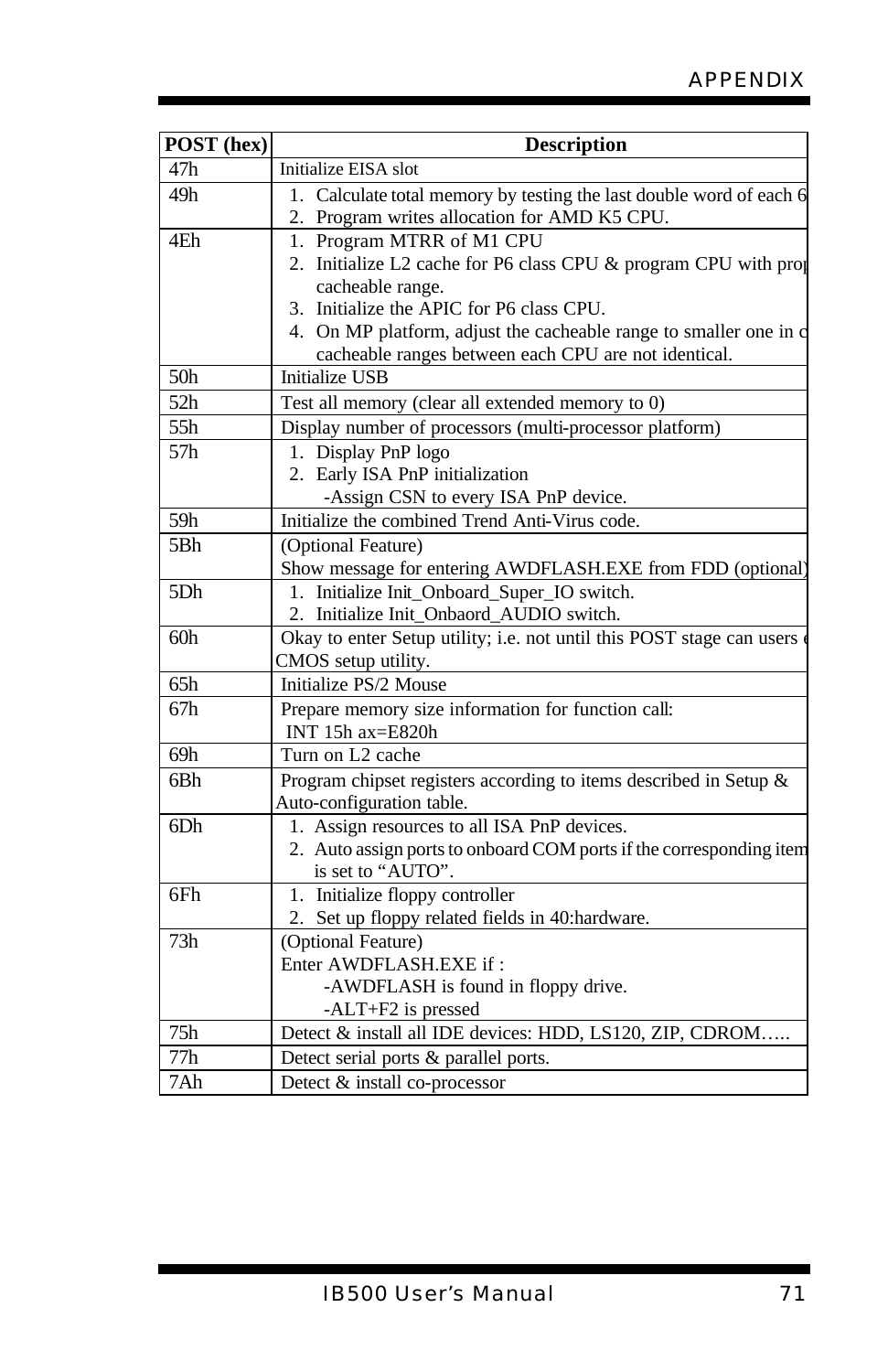| POST (hex) | Description |
|---|---|
| 47h | Initialize EISA slot |
| 49h | 1. Calculate total memory by testing the last double word of each 6<br>2. Program writes allocation for AMD K5 CPU. |
| 4Eh | 1. Program MTRR of M1 CPU<br>2. Initialize L2 cache for P6 class CPU & program CPU with pro cacheable range.<br>3. Initialize the APIC for P6 class CPU.<br>4. On MP platform, adjust the cacheable range to smaller one in c cacheable ranges between each CPU are not identical. |
| 50h | Initialize USB |
| 52h | Test all memory (clear all extended memory to 0) |
| 55h | Display number of processors (multi-processor platform) |
| 57h | 1. Display PnP logo<br>2. Early ISA PnP initialization<br>-Assign CSN to every ISA PnP device. |
| 59h | Initialize the combined Trend Anti-Virus code. |
| 5Bh | (Optional Feature)<br>Show message for entering AWDFLASH.EXE from FDD (optional) |
| 5Dh | 1. Initialize Init_Onboard_Super_IO switch.<br>2. Initialize Init_Onbaord_AUDIO switch. |
| 60h | Okay to enter Setup utility; i.e. not until this POST stage can users CMOS setup utility. |
| 65h | Initialize PS/2 Mouse |
| 67h | Prepare memory size information for function call:<br>INT 15h ax=E820h |
| 69h | Turn on L2 cache |
| 6Bh | Program chipset registers according to items described in Setup & Auto-configuration table. |
| 6Dh | 1. Assign resources to all ISA PnP devices.<br>2. Auto assign ports to onboard COM ports if the corresponding item is set to "AUTO". |
| 6Fh | 1. Initialize floppy controller<br>2. Set up floppy related fields in 40:hardware. |
| 73h | (Optional Feature)<br>Enter AWDFLASH.EXE if :<br>-AWDFLASH is found in floppy drive.<br>-ALT+F2 is pressed |
| 75h | Detect & install all IDE devices: HDD, LS120, ZIP, CDROM….. |
| 77h | Detect serial ports & parallel ports. |
| 7Ah | Detect & install co-processor |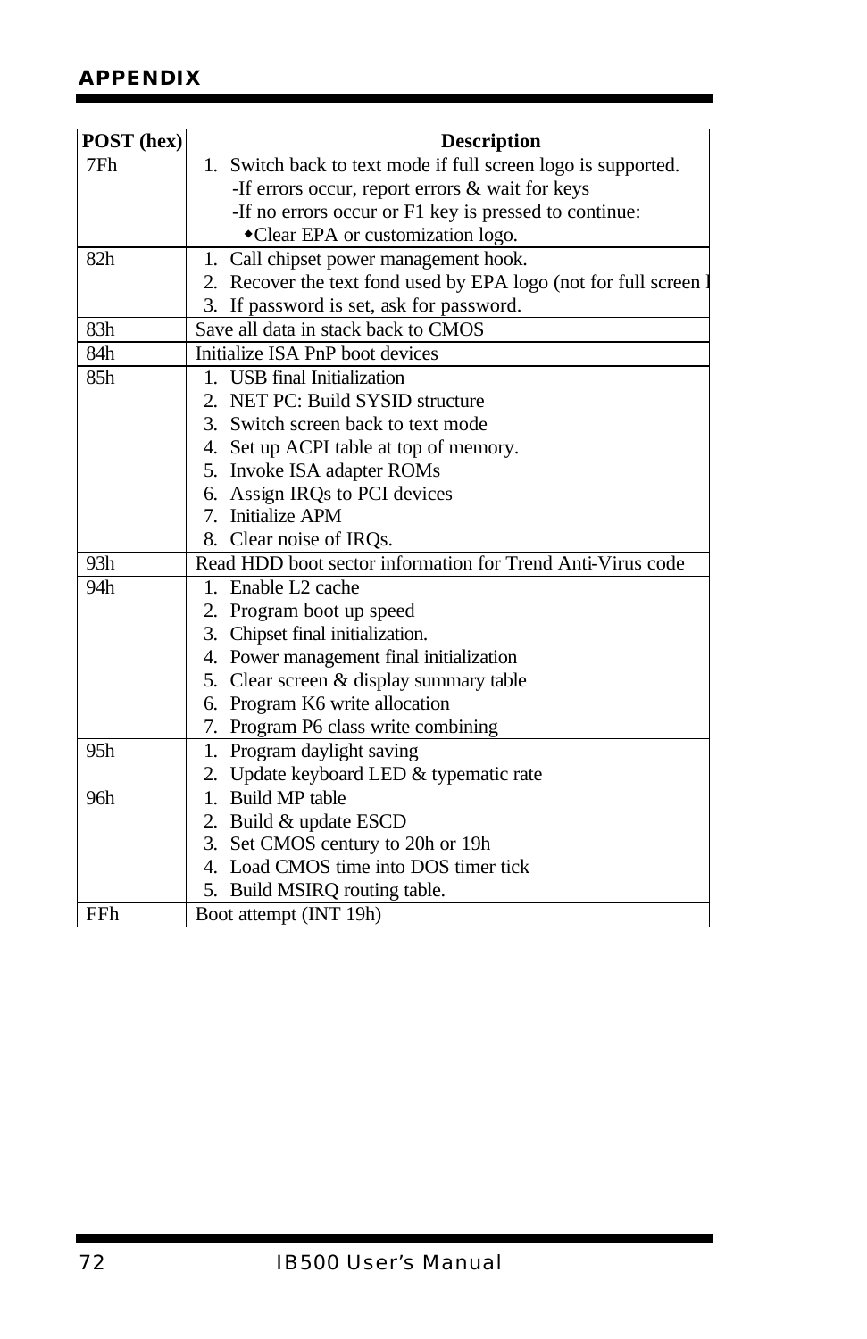| POST (hex) | Description |
|---|---|
| 7Fh | 1. Switch back to text mode if full screen logo is supported.<br>-If errors occur, report errors & wait for keys<br>-If no errors occur or F1 key is pressed to continue:<br>◆Clear EPA or customization logo. |
| 82h | 1. Call chipset power management hook.<br>2. Recover the text fond used by EPA logo (not for full screen l<br>3. If password is set, ask for password. |
| 83h | Save all data in stack back to CMOS |
| 84h | Initialize ISA PnP boot devices |
| 85h | 1. USB final Initialization<br>2. NET PC: Build SYSID structure<br>3. Switch screen back to text mode<br>4. Set up ACPI table at top of memory.<br>5. Invoke ISA adapter ROMs<br>6. Assign IRQs to PCI devices<br>7. Initialize APM<br>8. Clear noise of IRQs. |
| 93h | Read HDD boot sector information for Trend Anti-Virus code |
| 94h | 1. Enable L2 cache<br>2. Program boot up speed<br>3. Chipset final initialization.<br>4. Power management final initialization<br>5. Clear screen & display summary table<br>6. Program K6 write allocation<br>7. Program P6 class write combining |
| 95h | 1. Program daylight saving<br>2. Update keyboard LED & typematic rate |
| 96h | 1. Build MP table<br>2. Build & update ESCD<br>3. Set CMOS century to 20h or 19h<br>4. Load CMOS time into DOS timer tick<br>5. Build MSIRQ routing table. |
| FFh | Boot attempt (INT 19h) |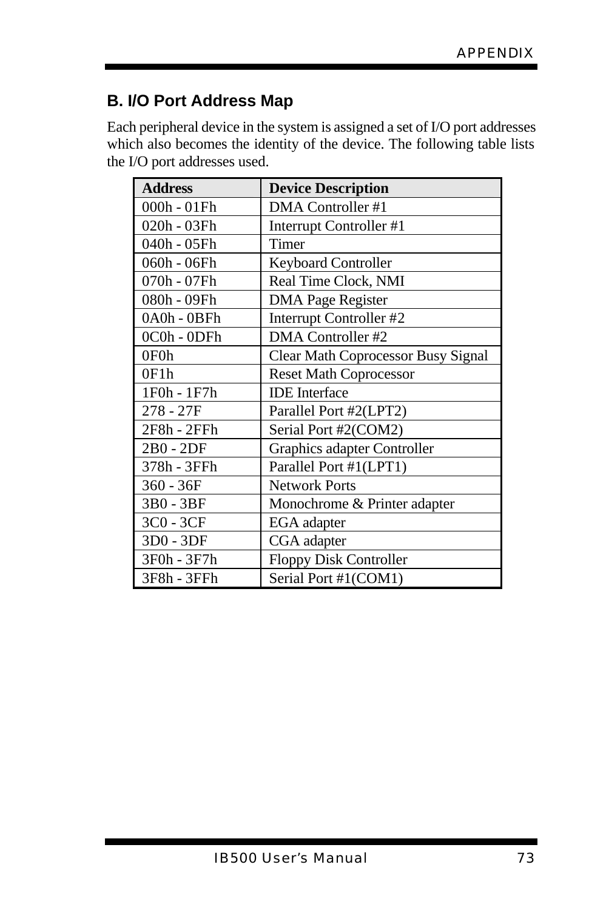## B. I/O Port Address Map

Each peripheral device in the system is assigned a set of I/O port addresses which also becomes the identity of the device. The following table lists the I/O port addresses used.

| Address | Device Description |
|---|---|
| 000h - 01Fh | DMA Controller #1 |
| 020h - 03Fh | Interrupt Controller #1 |
| 040h - 05Fh | Timer |
| 060h - 06Fh | Keyboard Controller |
| 070h - 07Fh | Real Time Clock, NMI |
| 080h - 09Fh | DMA Page Register |
| 0A0h - 0BFh | Interrupt Controller #2 |
| 0C0h - 0DFh | DMA Controller #2 |
| 0F0h | Clear Math Coprocessor Busy Signal |
| 0F1h | Reset Math Coprocessor |
| 1F0h - 1F7h | IDE Interface |
| 278 - 27F | Parallel Port #2(LPT2) |
| 2F8h - 2FFh | Serial Port #2(COM2) |
| 2B0 - 2DF | Graphics adapter Controller |
| 378h - 3FFh | Parallel Port #1(LPT1) |
| 360 - 36F | Network Ports |
| 3B0 - 3BF | Monochrome & Printer adapter |
| 3C0 - 3CF | EGA adapter |
| 3D0 - 3DF | CGA adapter |
| 3F0h - 3F7h | Floppy Disk Controller |
| 3F8h - 3FFh | Serial Port #1(COM1) |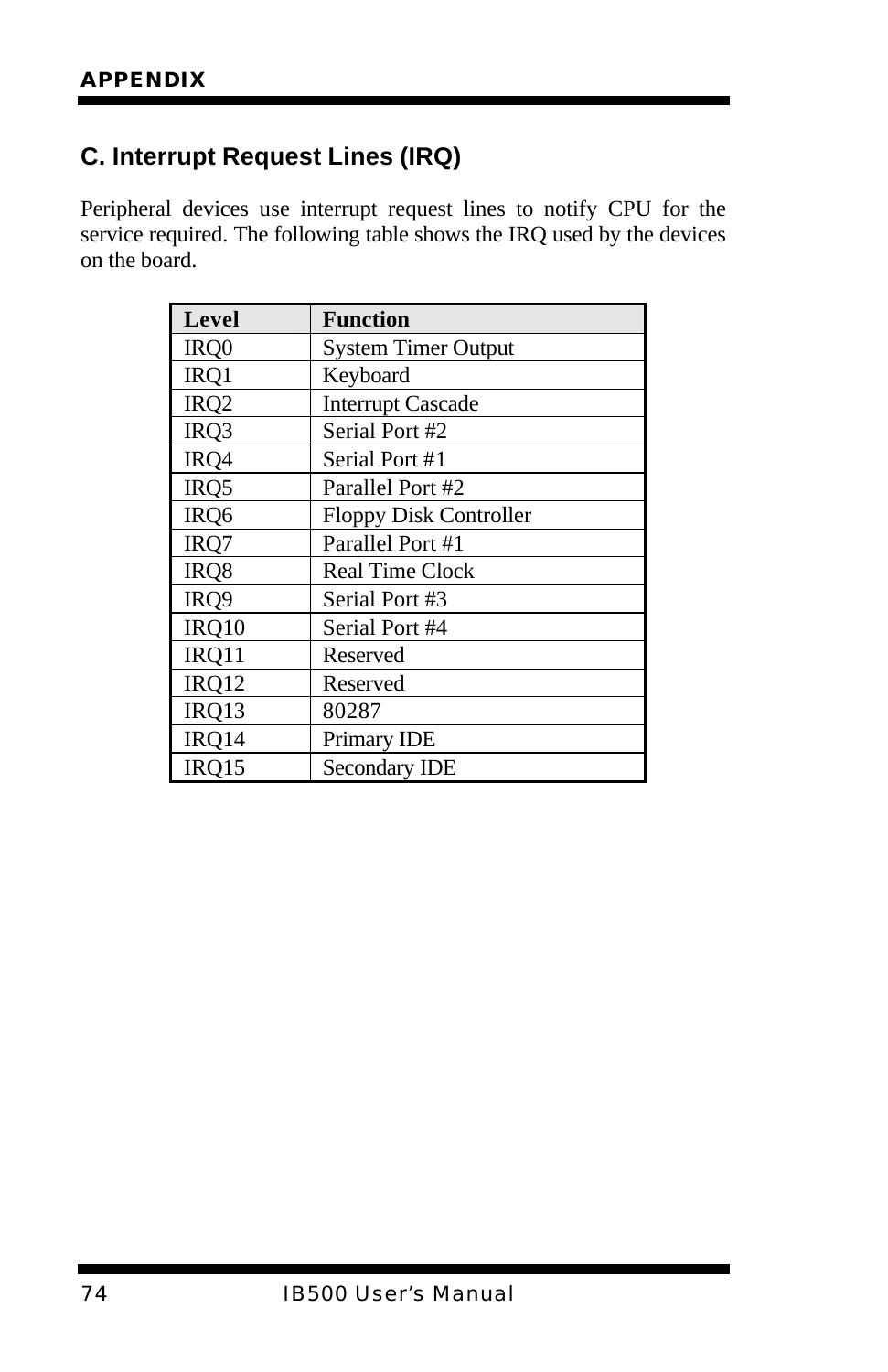## C. Interrupt Request Lines (IRQ)

Peripheral devices use interrupt request lines to notify CPU for the service required. The following table shows the IRQ used by the devices on the board.

| Level | Function |
|---|---|
| IRQ0 | System Timer Output |
| IRQ1 | Keyboard |
| IRQ2 | Interrupt Cascade |
| IRQ3 | Serial Port #2 |
| IRQ4 | Serial Port #1 |
| IRQ5 | Parallel Port #2 |
| IRQ6 | Floppy Disk Controller |
| IRQ7 | Parallel Port #1 |
| IRQ8 | Real Time Clock |
| IRQ9 | Serial Port #3 |
| IRQ10 | Serial Port #4 |
| IRQ11 | Reserved |
| IRQ12 | Reserved |
| IRQ13 | 80287 |
| IRQ14 | Primary IDE |
| IRQ15 | Secondary IDE |